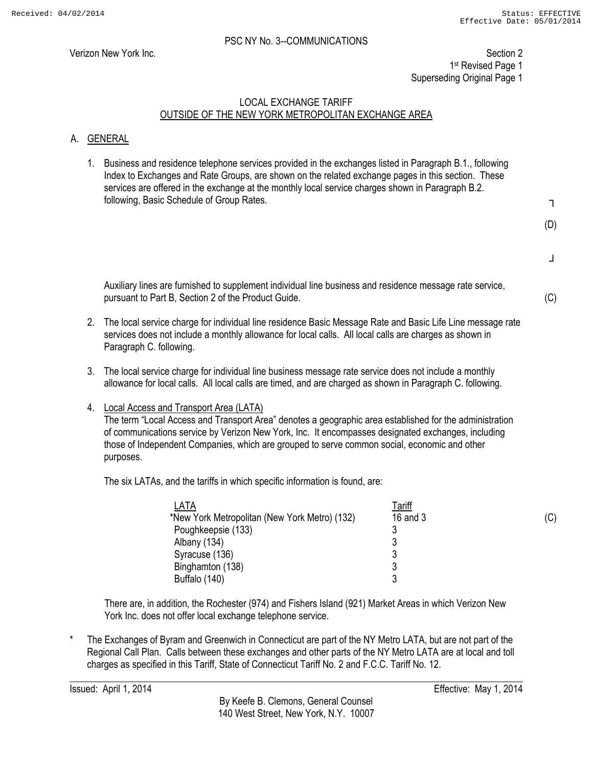PSC NY No. 3--COMMUNICATIONS

Verizon New York Inc.

Section 2
1st Revised Page 1
Superseding Original Page 1

## LOCAL EXCHANGE TARIFF
## OUTSIDE OF THE NEW YORK METROPOLITAN EXCHANGE AREA

### A. GENERAL

1. Business and residence telephone services provided in the exchanges listed in Paragraph B.1., following Index to Exchanges and Rate Groups, are shown on the related exchange pages in this section. These services are offered in the exchange at the monthly local service charges shown in Paragraph B.2. following, Basic Schedule of Group Rates.

   (D)

   Auxiliary lines are furnished to supplement individual line business and residence message rate service, pursuant to Part B, Section 2 of the Product Guide. (C)

2. The local service charge for individual line residence Basic Message Rate and Basic Life Line message rate services does not include a monthly allowance for local calls. All local calls are charges as shown in Paragraph C. following.

3. The local service charge for individual line business message rate service does not include a monthly allowance for local calls. All local calls are timed, and are charged as shown in Paragraph C. following.

4. Local Access and Transport Area (LATA)
   The term "Local Access and Transport Area" denotes a geographic area established for the administration of communications service by Verizon New York, Inc. It encompasses designated exchanges, including those of Independent Companies, which are grouped to serve common social, economic and other purposes.

   The six LATAs, and the tariffs in which specific information is found, are:

   | LATA | Tariff |
   |---|---|
   | *New York Metropolitan (New York Metro) (132) | 16 and 3 (C) |
   | Poughkeepsie (133) | 3 |
   | Albany (134) | 3 |
   | Syracuse (136) | 3 |
   | Binghamton (138) | 3 |
   | Buffalo (140) | 3 |

   There are, in addition, the Rochester (974) and Fishers Island (921) Market Areas in which Verizon New York Inc. does not offer local exchange telephone service.

\* The Exchanges of Byram and Greenwich in Connecticut are part of the NY Metro LATA, but are not part of the Regional Call Plan. Calls between these exchanges and other parts of the NY Metro LATA are at local and toll charges as specified in this Tariff, State of Connecticut Tariff No. 2 and F.C.C. Tariff No. 12.

Issued: April 1, 2014

Effective: May 1, 2014

By Keefe B. Clemons, General Counsel
140 West Street, New York, N.Y. 10007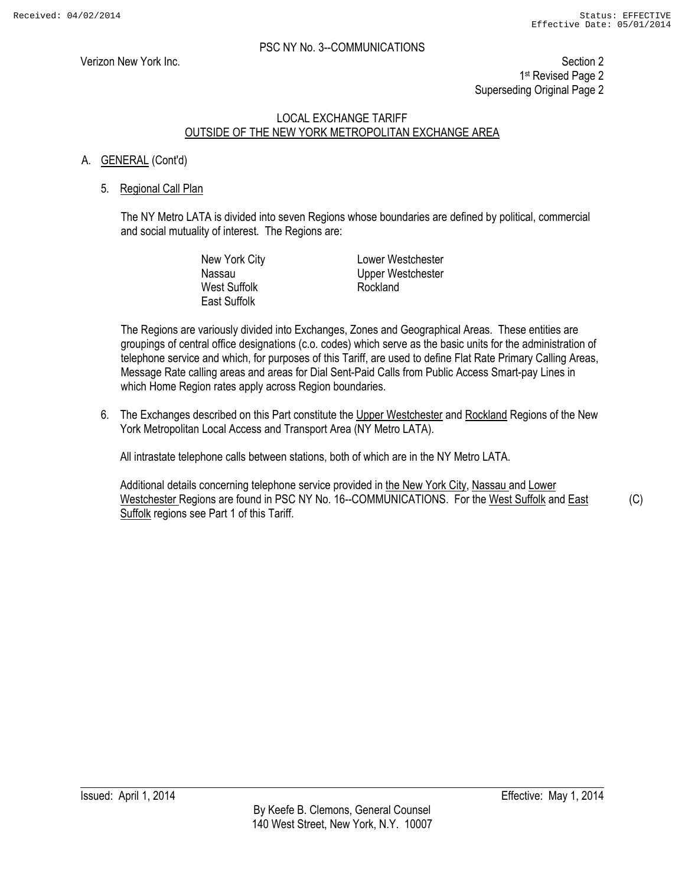PSC NY No. 3--COMMUNICATIONS

Verizon New York Inc.

Section 2
1st Revised Page 2
Superseding Original Page 2

LOCAL EXCHANGE TARIFF
OUTSIDE OF THE NEW YORK METROPOLITAN EXCHANGE AREA

A. GENERAL (Cont'd)

5. Regional Call Plan

The NY Metro LATA is divided into seven Regions whose boundaries are defined by political, commercial and social mutuality of interest. The Regions are:

New York City
Nassau
West Suffolk
East Suffolk
Lower Westchester
Upper Westchester
Rockland

The Regions are variously divided into Exchanges, Zones and Geographical Areas. These entities are groupings of central office designations (c.o. codes) which serve as the basic units for the administration of telephone service and which, for purposes of this Tariff, are used to define Flat Rate Primary Calling Areas, Message Rate calling areas and areas for Dial Sent-Paid Calls from Public Access Smart-pay Lines in which Home Region rates apply across Region boundaries.

6. The Exchanges described on this Part constitute the Upper Westchester and Rockland Regions of the New York Metropolitan Local Access and Transport Area (NY Metro LATA).

All intrastate telephone calls between stations, both of which are in the NY Metro LATA.

Additional details concerning telephone service provided in the New York City, Nassau and Lower Westchester Regions are found in PSC NY No. 16--COMMUNICATIONS. For the West Suffolk and East Suffolk regions see Part 1 of this Tariff. (C)

Issued: April 1, 2014

Effective: May 1, 2014

By Keefe B. Clemons, General Counsel
140 West Street, New York, N.Y. 10007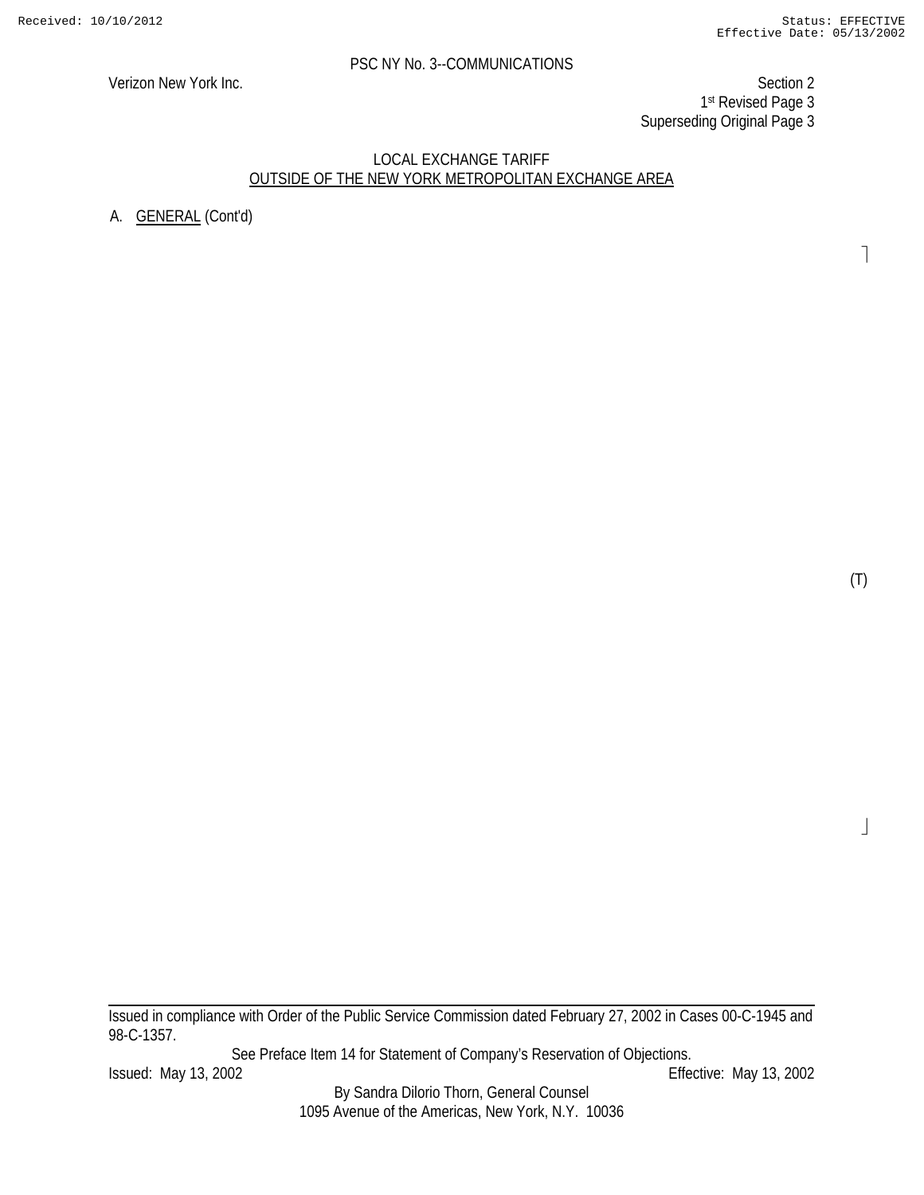PSC NY No. 3--COMMUNICATIONS

Verizon New York Inc.

Section 2
1st Revised Page 3
Superseding Original Page 3

LOCAL EXCHANGE TARIFF
OUTSIDE OF THE NEW YORK METROPOLITAN EXCHANGE AREA

A. GENERAL (Cont'd)

(T)

Issued in compliance with Order of the Public Service Commission dated February 27, 2002 in Cases 00-C-1945 and 98-C-1357.

See Preface Item 14 for Statement of Company's Reservation of Objections.

Issued: May 13, 2002 Effective: May 13, 2002

By Sandra Dilorio Thorn, General Counsel
1095 Avenue of the Americas, New York, N.Y. 10036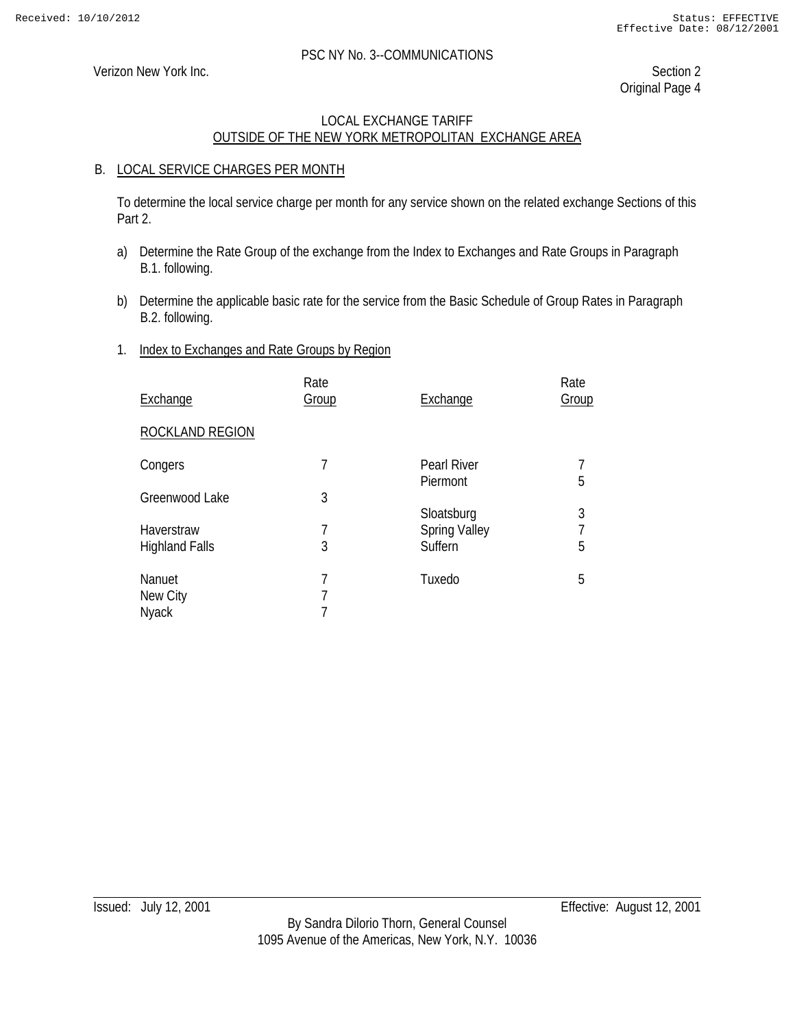PSC NY No. 3--COMMUNICATIONS

Verizon New York Inc.

Section 2
Original Page 4

## LOCAL EXCHANGE TARIFF
## OUTSIDE OF THE NEW YORK METROPOLITAN EXCHANGE AREA

### B. LOCAL SERVICE CHARGES PER MONTH

To determine the local service charge per month for any service shown on the related exchange Sections of this Part 2.

a) Determine the Rate Group of the exchange from the Index to Exchanges and Rate Groups in Paragraph B.1. following.

b) Determine the applicable basic rate for the service from the Basic Schedule of Group Rates in Paragraph B.2. following.

1. Index to Exchanges and Rate Groups by Region

| Exchange | Rate Group | Exchange | Rate Group |
|---|---|---|---|
| ROCKLAND REGION | | | |
| Congers | 7 | Pearl River | 7 |
| | | Piermont | 5 |
| Greenwood Lake | 3 | | |
| | | Sloatsburg | 3 |
| Haverstraw | 7 | Spring Valley | 7 |
| Highland Falls | 3 | Suffern | 5 |
| Nanuet | 7 | Tuxedo | 5 |
| New City | 7 | | |
| Nyack | 7 | | |

Issued: July 12, 2001

Effective: August 12, 2001

By Sandra Dilorio Thorn, General Counsel
1095 Avenue of the Americas, New York, N.Y. 10036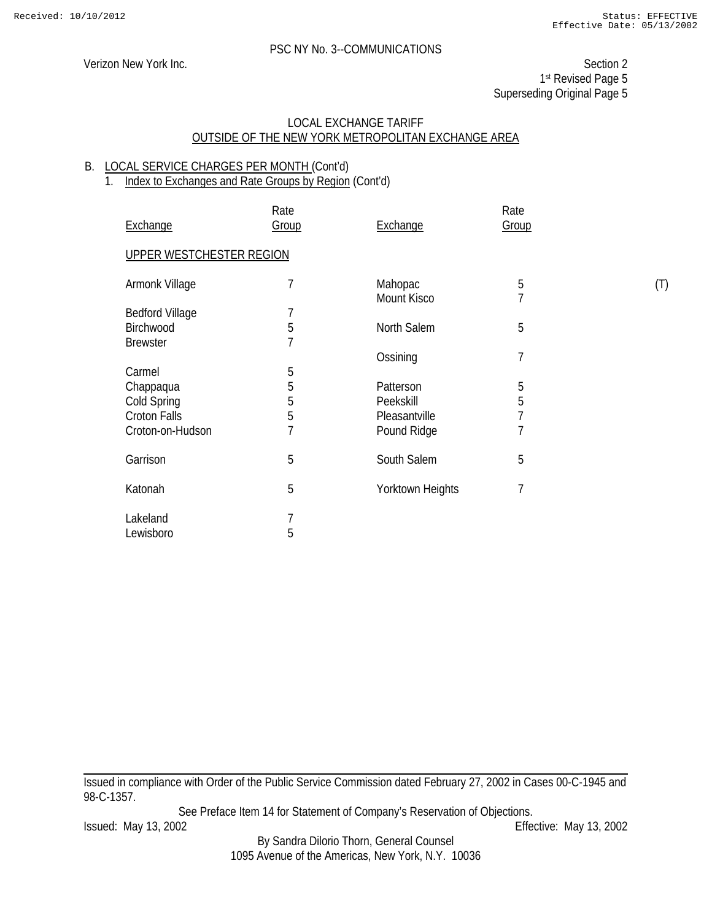PSC NY No. 3--COMMUNICATIONS

Verizon New York Inc.

Section 2
1st Revised Page 5
Superseding Original Page 5

LOCAL EXCHANGE TARIFF
OUTSIDE OF THE NEW YORK METROPOLITAN EXCHANGE AREA

B. LOCAL SERVICE CHARGES PER MONTH (Cont'd)

1. Index to Exchanges and Rate Groups by Region (Cont'd)

UPPER WESTCHESTER REGION

| Exchange | Rate Group | Exchange | Rate Group | |
|---|---|---|---|---|
| Armonk Village | 7 | Mahopac | 5 | (T) |
| | | Mount Kisco | 7 | |
| Bedford Village | 7 | | | |
| Birchwood | 5 | North Salem | 5 | |
| Brewster | 7 | | | |
| | | Ossining | 7 | |
| Carmel | 5 | | | |
| Chappaqua | 5 | Patterson | 5 | |
| Cold Spring | 5 | Peekskill | 5 | |
| Croton Falls | 5 | Pleasantville | 7 | |
| Croton-on-Hudson | 7 | Pound Ridge | 7 | |
| Garrison | 5 | South Salem | 5 | |
| Katonah | 5 | Yorktown Heights | 7 | |
| Lakeland | 7 | | | |
| Lewisboro | 5 | | | |

Issued in compliance with Order of the Public Service Commission dated February 27, 2002 in Cases 00-C-1945 and 98-C-1357.

See Preface Item 14 for Statement of Company's Reservation of Objections.

Issued: May 13, 2002 Effective: May 13, 2002

By Sandra Dilorio Thorn, General Counsel
1095 Avenue of the Americas, New York, N.Y. 10036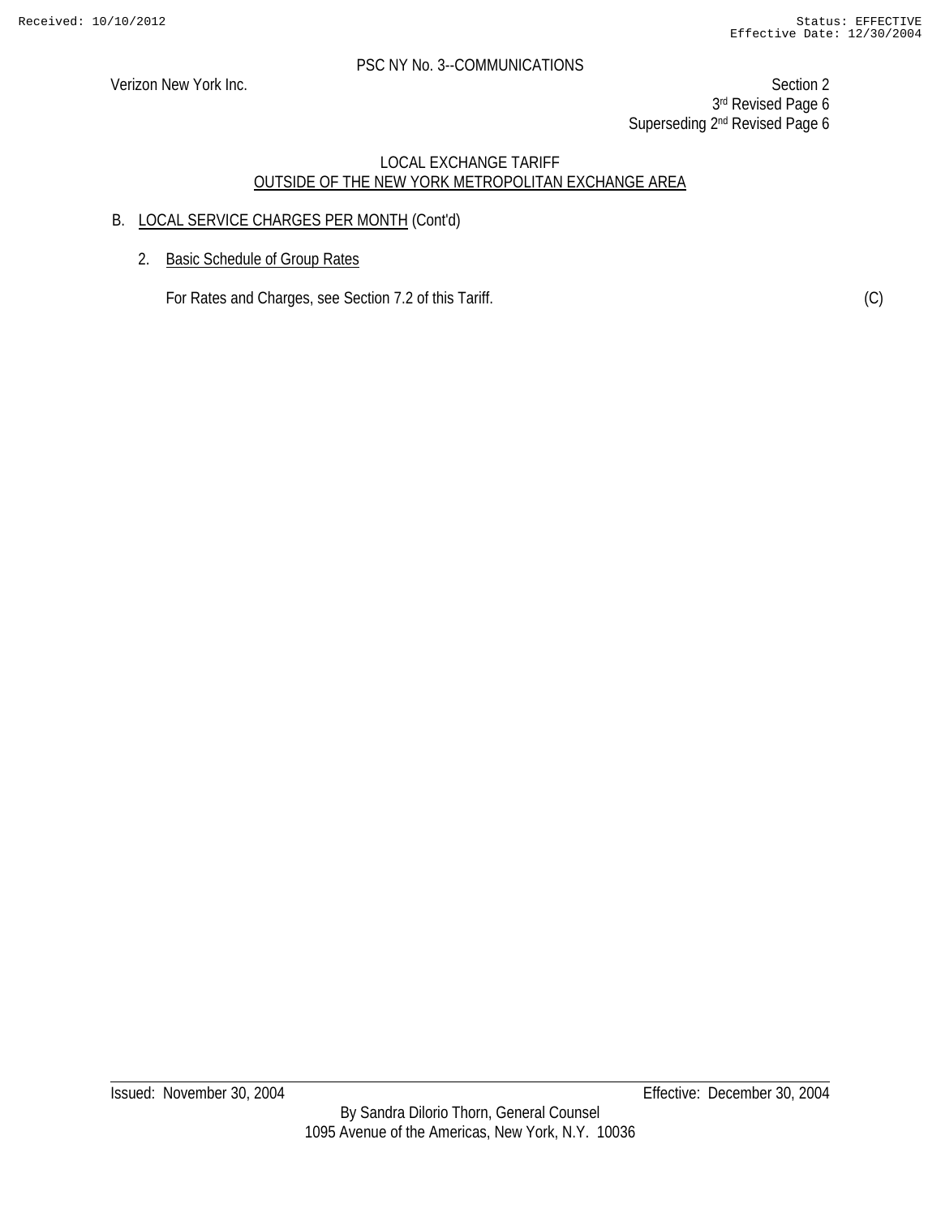PSC NY No. 3--COMMUNICATIONS

Verizon New York Inc.

Section 2
3rd Revised Page 6
Superseding 2nd Revised Page 6

LOCAL EXCHANGE TARIFF
OUTSIDE OF THE NEW YORK METROPOLITAN EXCHANGE AREA

B. LOCAL SERVICE CHARGES PER MONTH (Cont'd)

2. Basic Schedule of Group Rates

For Rates and Charges, see Section 7.2 of this Tariff. (C)

Issued: November 30, 2004

Effective: December 30, 2004

By Sandra Dilorio Thorn, General Counsel
1095 Avenue of the Americas, New York, N.Y. 10036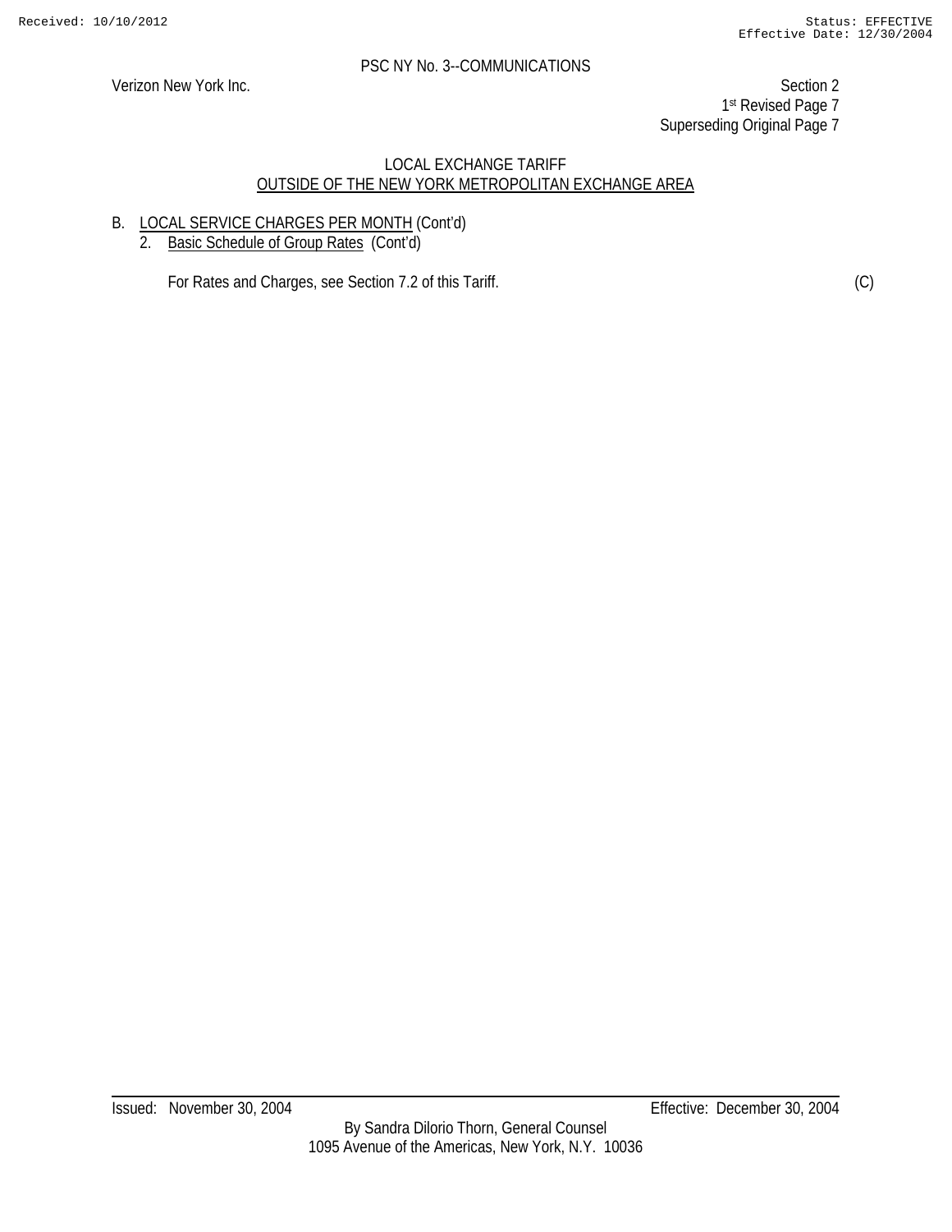PSC NY No. 3--COMMUNICATIONS

Verizon New York Inc.

Section 2
1st Revised Page 7
Superseding Original Page 7

LOCAL EXCHANGE TARIFF
OUTSIDE OF THE NEW YORK METROPOLITAN EXCHANGE AREA

B. LOCAL SERVICE CHARGES PER MONTH (Cont'd)

2. Basic Schedule of Group Rates (Cont'd)

For Rates and Charges, see Section 7.2 of this Tariff. (C)

Issued: November 30, 2004 Effective: December 30, 2004

By Sandra Dilorio Thorn, General Counsel
1095 Avenue of the Americas, New York, N.Y. 10036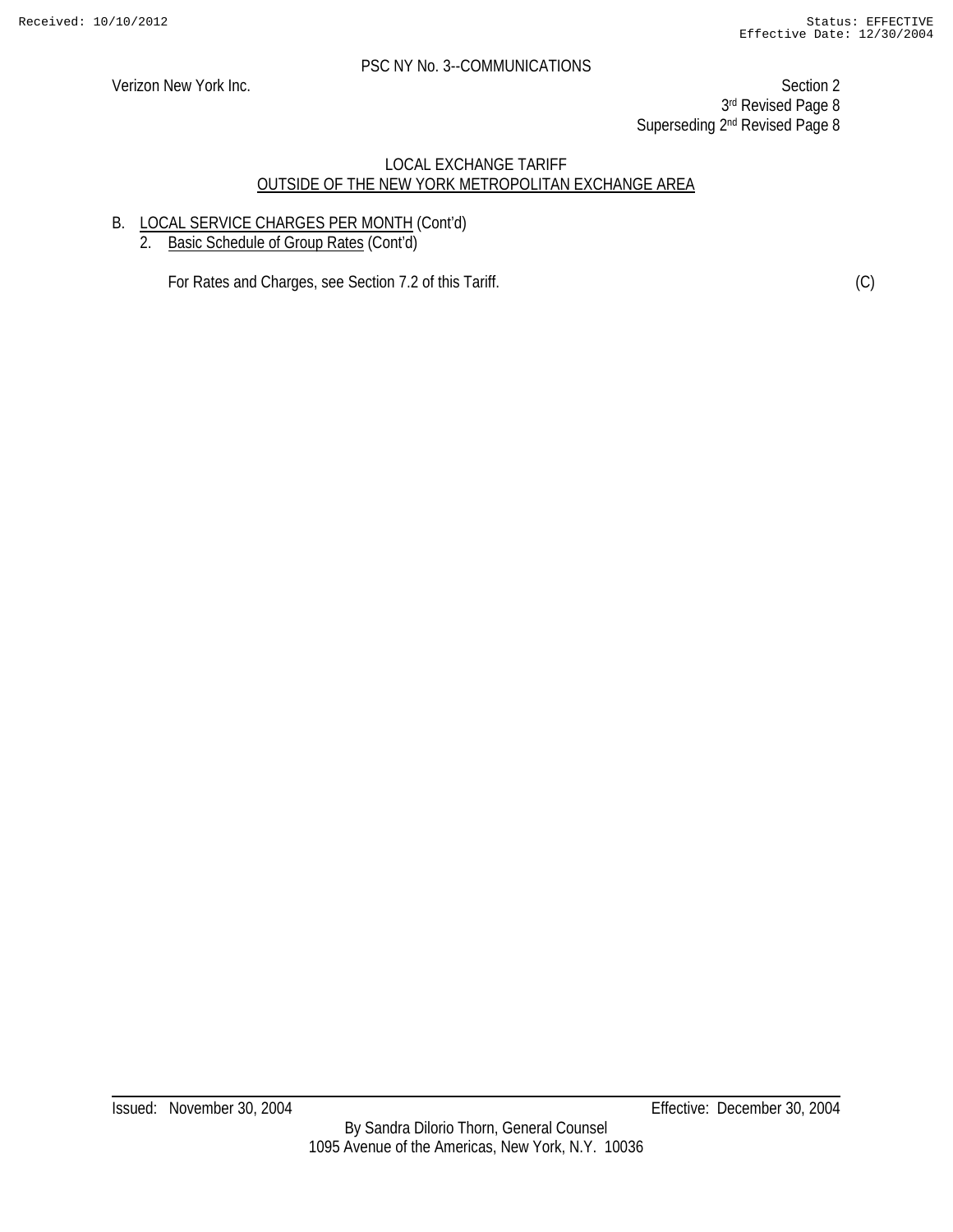PSC NY No. 3--COMMUNICATIONS

Verizon New York Inc.

Section 2
3rd Revised Page 8
Superseding 2nd Revised Page 8

LOCAL EXCHANGE TARIFF
OUTSIDE OF THE NEW YORK METROPOLITAN EXCHANGE AREA

B. LOCAL SERVICE CHARGES PER MONTH (Cont'd)
   2. Basic Schedule of Group Rates (Cont'd)

      For Rates and Charges, see Section 7.2 of this Tariff. (C)

Issued: November 30, 2004 | Effective: December 30, 2004

By Sandra Dilorio Thorn, General Counsel
1095 Avenue of the Americas, New York, N.Y. 10036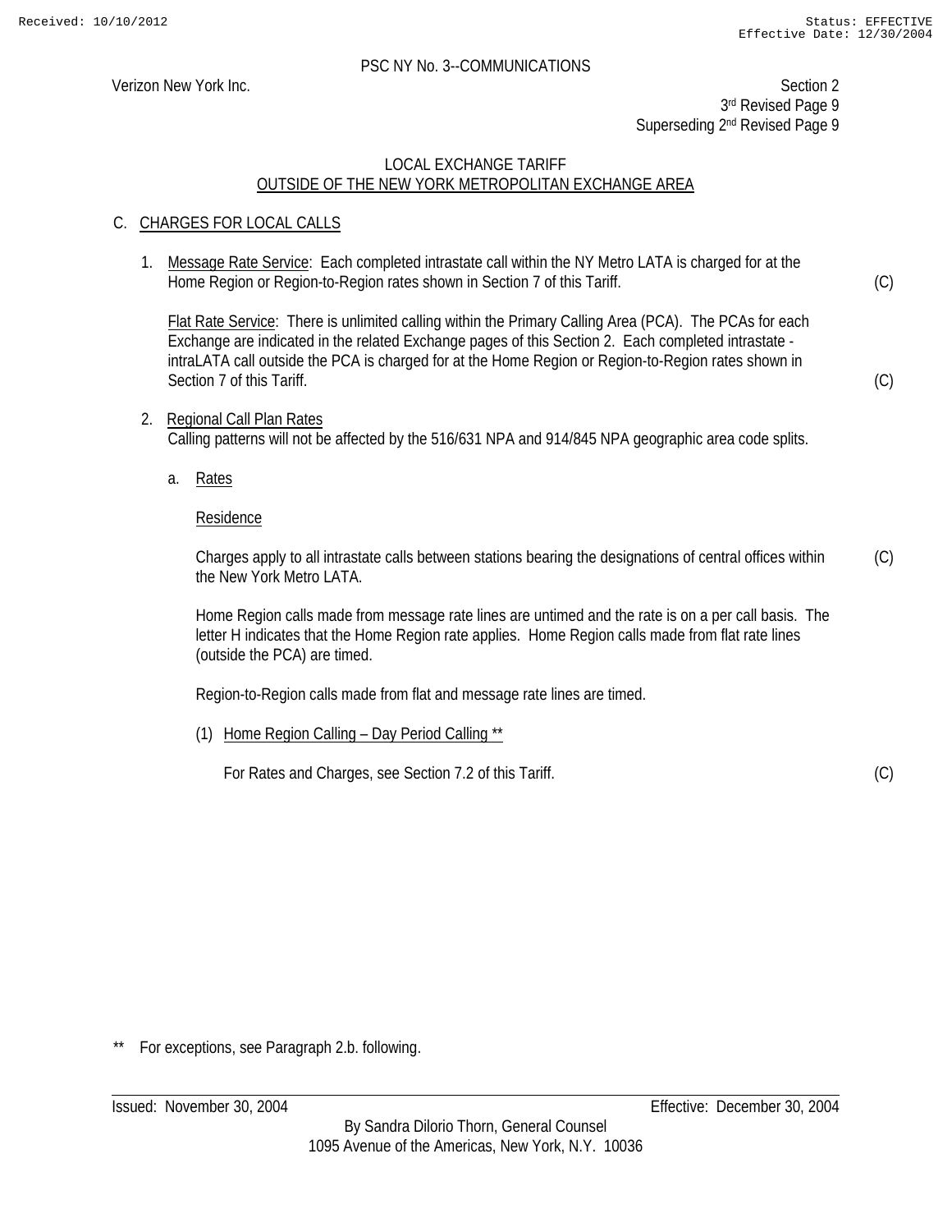PSC NY No. 3--COMMUNICATIONS

Verizon New York Inc.

Section 2
3rd Revised Page 9
Superseding 2nd Revised Page 9

LOCAL EXCHANGE TARIFF
OUTSIDE OF THE NEW YORK METROPOLITAN EXCHANGE AREA

C. CHARGES FOR LOCAL CALLS

1. Message Rate Service: Each completed intrastate call within the NY Metro LATA is charged for at the Home Region or Region-to-Region rates shown in Section 7 of this Tariff. (C)

   Flat Rate Service: There is unlimited calling within the Primary Calling Area (PCA). The PCAs for each Exchange are indicated in the related Exchange pages of this Section 2. Each completed intrastate - intraLATA call outside the PCA is charged for at the Home Region or Region-to-Region rates shown in Section 7 of this Tariff. (C)

2. Regional Call Plan Rates
   Calling patterns will not be affected by the 516/631 NPA and 914/845 NPA geographic area code splits.

   a. Rates

      Residence

      Charges apply to all intrastate calls between stations bearing the designations of central offices within the New York Metro LATA. (C)

      Home Region calls made from message rate lines are untimed and the rate is on a per call basis. The letter H indicates that the Home Region rate applies. Home Region calls made from flat rate lines (outside the PCA) are timed.

      Region-to-Region calls made from flat and message rate lines are timed.

      (1) Home Region Calling – Day Period Calling **

          For Rates and Charges, see Section 7.2 of this Tariff. (C)

** For exceptions, see Paragraph 2.b. following.

Issued: November 30, 2004 Effective: December 30, 2004

By Sandra Dilorio Thorn, General Counsel
1095 Avenue of the Americas, New York, N.Y. 10036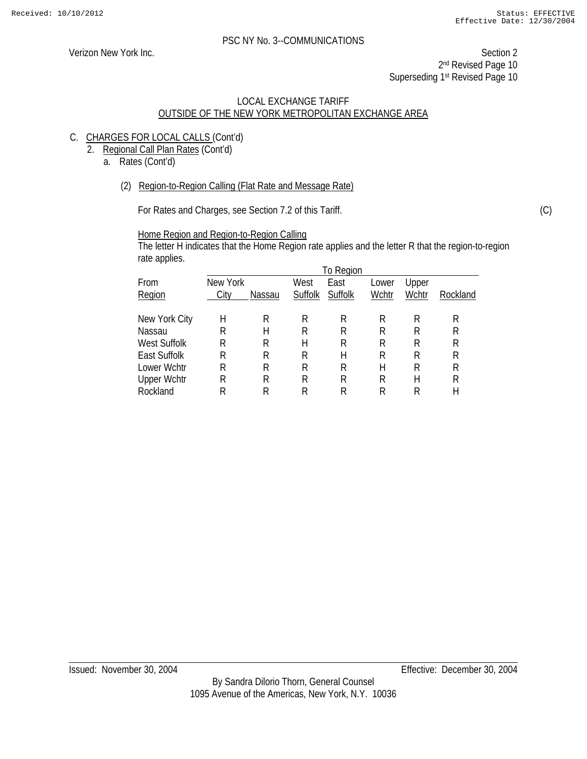PSC NY No. 3--COMMUNICATIONS

Verizon New York Inc.

Section 2
2nd Revised Page 10
Superseding 1st Revised Page 10

LOCAL EXCHANGE TARIFF
OUTSIDE OF THE NEW YORK METROPOLITAN EXCHANGE AREA

C. CHARGES FOR LOCAL CALLS (Cont'd)

2. Regional Call Plan Rates (Cont'd)

a. Rates (Cont'd)

(2) Region-to-Region Calling (Flat Rate and Message Rate)

For Rates and Charges, see Section 7.2 of this Tariff. (C)

Home Region and Region-to-Region Calling

The letter H indicates that the Home Region rate applies and the letter R that the region-to-region rate applies.

| | To Region | | | | | | |
|---|---|---|---|---|---|---|---|
| From Region | New York City | Nassau | West Suffolk | East Suffolk | Lower Wchtr | Upper Wchtr | Rockland |
| New York City | H | R | R | R | R | R | R |
| Nassau | R | H | R | R | R | R | R |
| West Suffolk | R | R | H | R | R | R | R |
| East Suffolk | R | R | R | H | R | R | R |
| Lower Wchtr | R | R | R | R | H | R | R |
| Upper Wchtr | R | R | R | R | R | H | R |
| Rockland | R | R | R | R | R | R | H |

Issued: November 30, 2004

Effective: December 30, 2004

By Sandra Dilorio Thorn, General Counsel
1095 Avenue of the Americas, New York, N.Y. 10036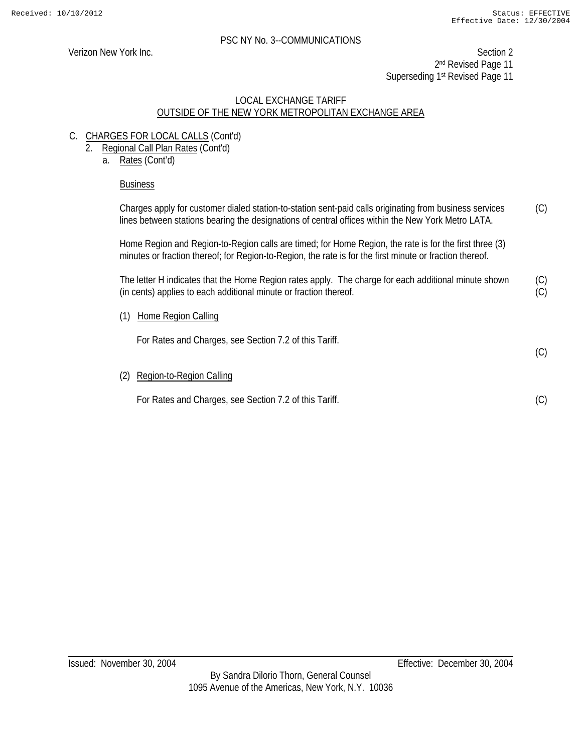PSC NY No. 3--COMMUNICATIONS

Verizon New York Inc.

Section 2
2nd Revised Page 11
Superseding 1st Revised Page 11

LOCAL EXCHANGE TARIFF
OUTSIDE OF THE NEW YORK METROPOLITAN EXCHANGE AREA

C. CHARGES FOR LOCAL CALLS (Cont'd)
   2. Regional Call Plan Rates (Cont'd)
      a. Rates (Cont'd)

Business

Charges apply for customer dialed station-to-station sent-paid calls originating from business services lines between stations bearing the designations of central offices within the New York Metro LATA. (C)

Home Region and Region-to-Region calls are timed; for Home Region, the rate is for the first three (3) minutes or fraction thereof; for Region-to-Region, the rate is for the first minute or fraction thereof.

The letter H indicates that the Home Region rates apply. The charge for each additional minute shown (in cents) applies to each additional minute or fraction thereof. (C)
(C)

(1) Home Region Calling

For Rates and Charges, see Section 7.2 of this Tariff. (C)

(2) Region-to-Region Calling

For Rates and Charges, see Section 7.2 of this Tariff. (C)

Issued: November 30, 2004

Effective: December 30, 2004

By Sandra Dilorio Thorn, General Counsel
1095 Avenue of the Americas, New York, N.Y. 10036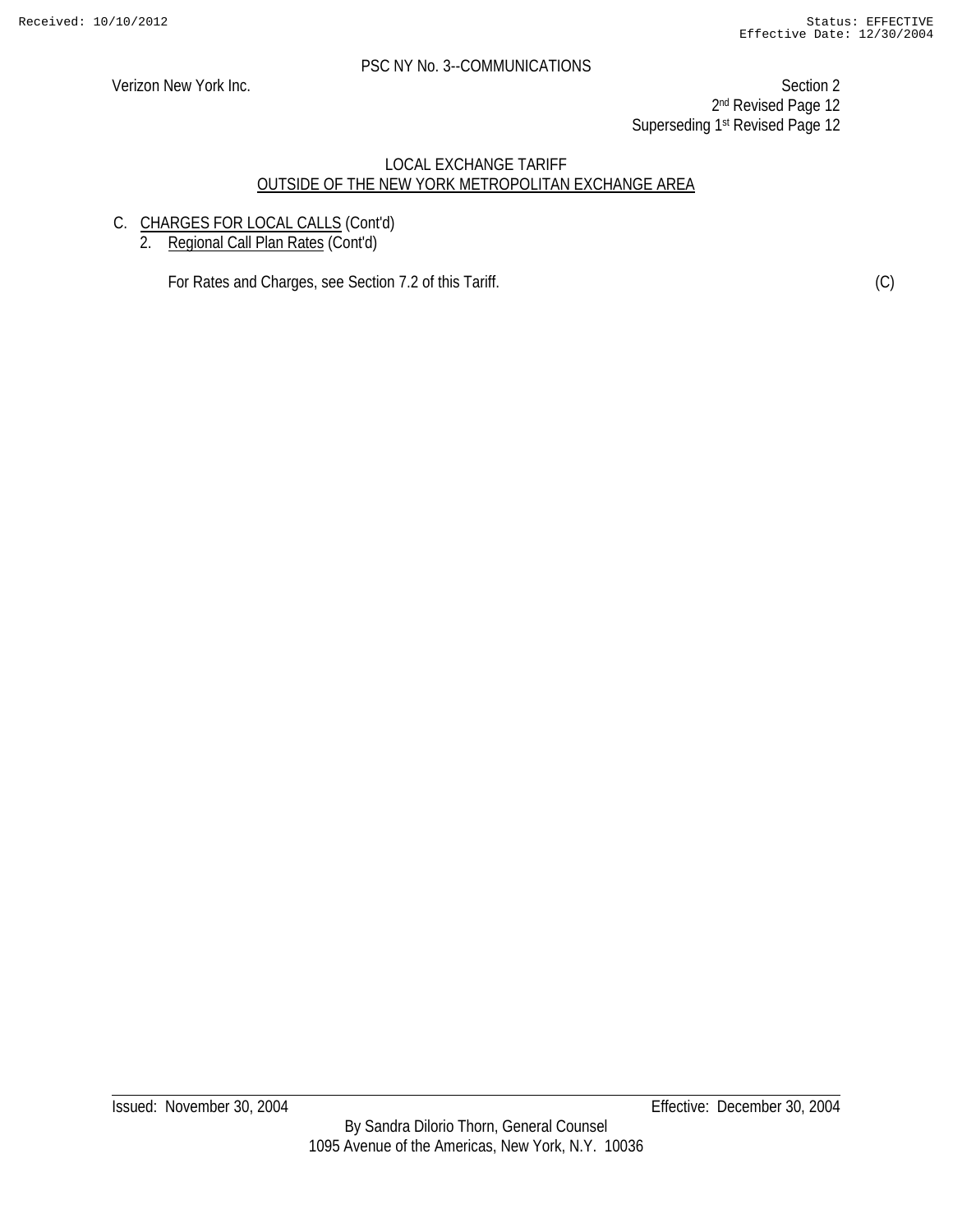LOCAL EXCHANGE TARIFF
OUTSIDE OF THE NEW YORK METROPOLITAN EXCHANGE AREA

C. CHARGES FOR LOCAL CALLS (Cont'd)

2. Regional Call Plan Rates (Cont'd)

For Rates and Charges, see Section 7.2 of this Tariff. (C)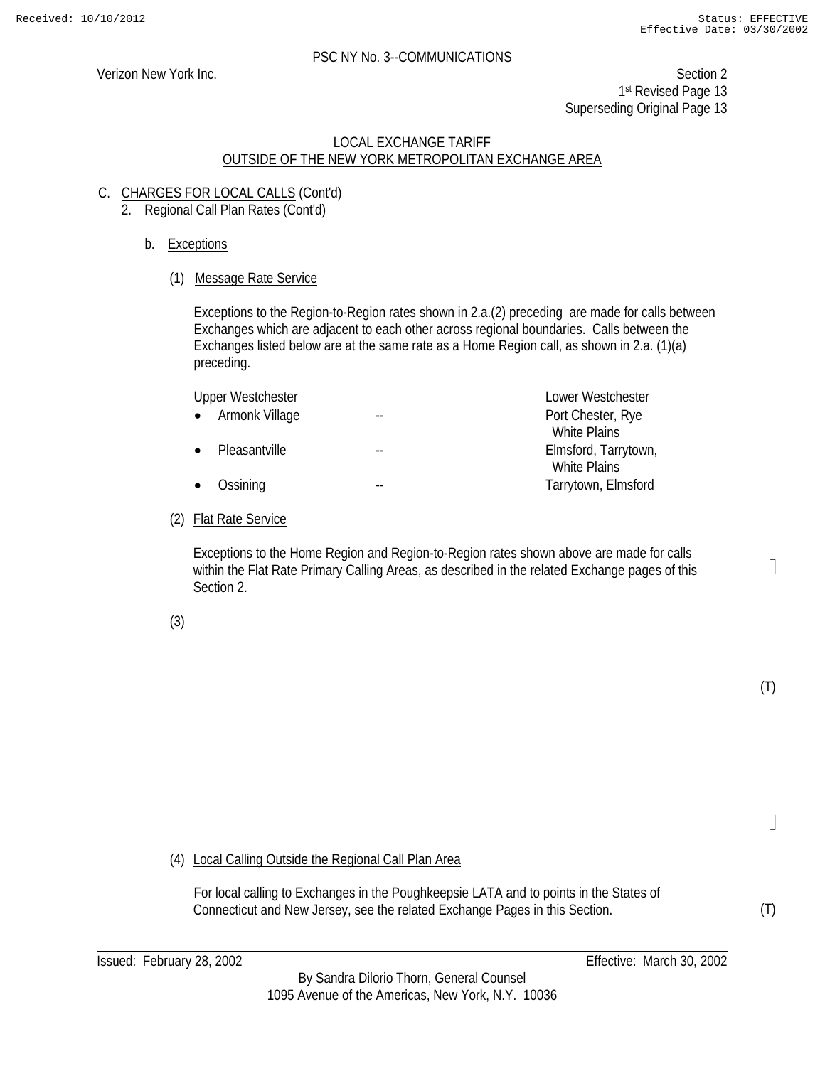PSC NY No. 3--COMMUNICATIONS

Verizon New York Inc.

Section 2
1st Revised Page 13
Superseding Original Page 13

LOCAL EXCHANGE TARIFF
OUTSIDE OF THE NEW YORK METROPOLITAN EXCHANGE AREA

C. CHARGES FOR LOCAL CALLS (Cont'd)

2. Regional Call Plan Rates (Cont'd)

b. Exceptions

(1) Message Rate Service

Exceptions to the Region-to-Region rates shown in 2.a.(2) preceding are made for calls between Exchanges which are adjacent to each other across regional boundaries. Calls between the Exchanges listed below are at the same rate as a Home Region call, as shown in 2.a. (1)(a) preceding.

| Upper Westchester | | Lower Westchester |
|---|---|---|
| • Armonk Village | -- | Port Chester, Rye White Plains |
| • Pleasantville | -- | Elmsford, Tarrytown, White Plains |
| • Ossining | -- | Tarrytown, Elmsford |

(2) Flat Rate Service

Exceptions to the Home Region and Region-to-Region rates shown above are made for calls within the Flat Rate Primary Calling Areas, as described in the related Exchange pages of this Section 2.

(3)

(T)

(4) Local Calling Outside the Regional Call Plan Area

For local calling to Exchanges in the Poughkeepsie LATA and to points in the States of Connecticut and New Jersey, see the related Exchange Pages in this Section. (T)

Issued: February 28, 2002

Effective: March 30, 2002

By Sandra Dilorio Thorn, General Counsel
1095 Avenue of the Americas, New York, N.Y. 10036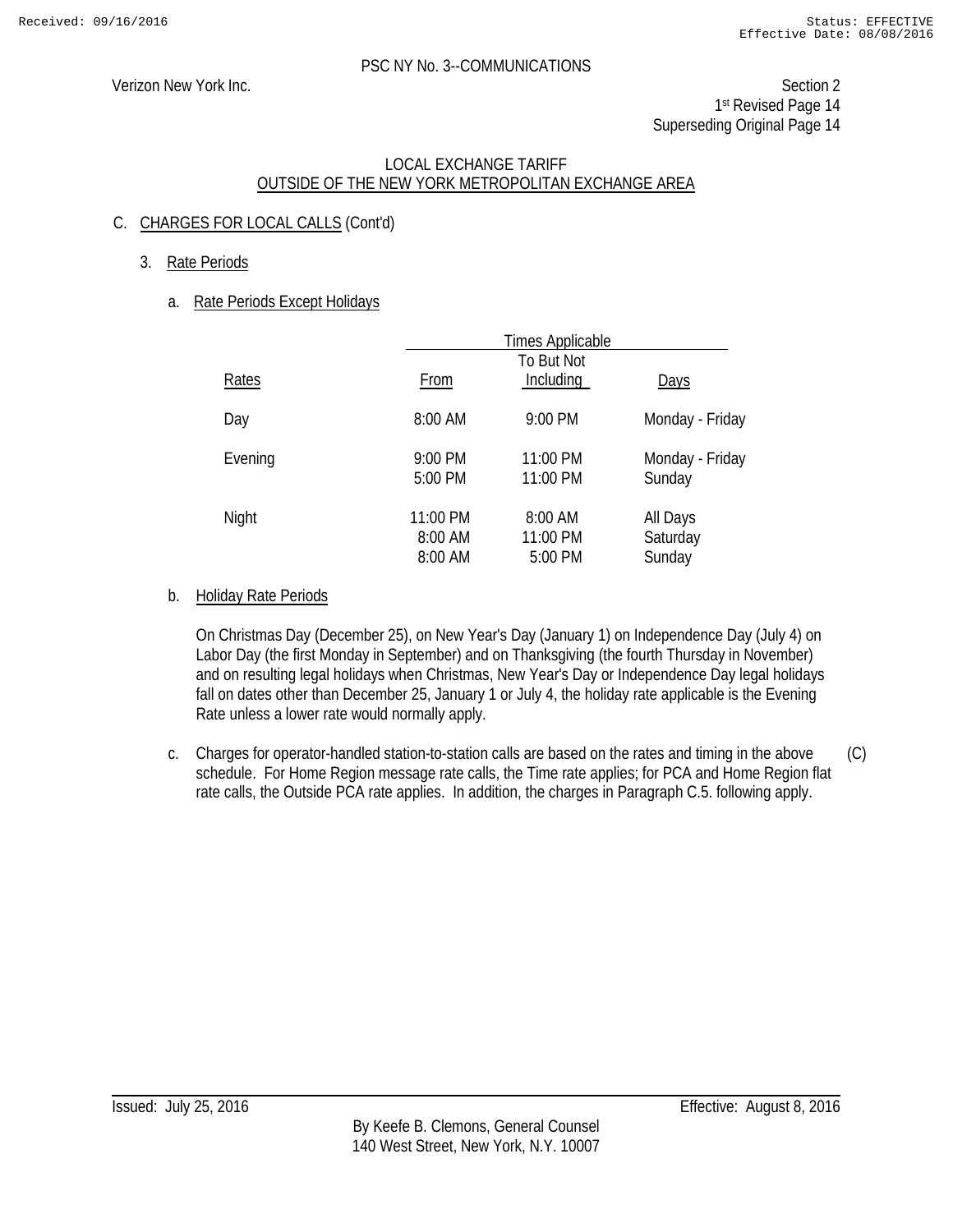Verizon New York Inc.

Section 2
1st Revised Page 14
Superseding Original Page 14

LOCAL EXCHANGE TARIFF
OUTSIDE OF THE NEW YORK METROPOLITAN EXCHANGE AREA

C. CHARGES FOR LOCAL CALLS (Cont'd)

3. Rate Periods

a. Rate Periods Except Holidays

| | Times Applicable | | |
|---|---|---|---|
| Rates | From | To But Not Including | Days |
| Day | 8:00 AM | 9:00 PM | Monday - Friday |
| Evening | 9:00 PM | 11:00 PM | Monday - Friday |
| | 5:00 PM | 11:00 PM | Sunday |
| Night | 11:00 PM | 8:00 AM | All Days |
| | 8:00 AM | 11:00 PM | Saturday |
| | 8:00 AM | 5:00 PM | Sunday |

b. Holiday Rate Periods

On Christmas Day (December 25), on New Year's Day (January 1) on Independence Day (July 4) on Labor Day (the first Monday in September) and on Thanksgiving (the fourth Thursday in November) and on resulting legal holidays when Christmas, New Year's Day or Independence Day legal holidays fall on dates other than December 25, January 1 or July 4, the holiday rate applicable is the Evening Rate unless a lower rate would normally apply.

c. Charges for operator-handled station-to-station calls are based on the rates and timing in the above schedule. For Home Region message rate calls, the Time rate applies; for PCA and Home Region flat rate calls, the Outside PCA rate applies. In addition, the charges in Paragraph C.5. following apply. (C)

Issued: July 25, 2016

Effective: August 8, 2016

By Keefe B. Clemons, General Counsel
140 West Street, New York, N.Y. 10007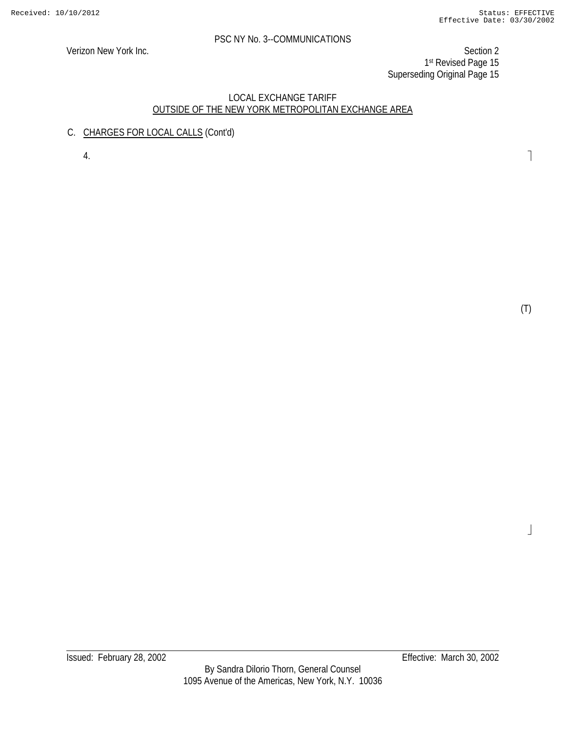PSC NY No. 3--COMMUNICATIONS

Verizon New York Inc.

Section 2
1st Revised Page 15
Superseding Original Page 15

LOCAL EXCHANGE TARIFF
OUTSIDE OF THE NEW YORK METROPOLITAN EXCHANGE AREA

C. CHARGES FOR LOCAL CALLS (Cont'd)

4.

(T)

Issued: February 28, 2002

Effective: March 30, 2002

By Sandra Dilorio Thorn, General Counsel
1095 Avenue of the Americas, New York, N.Y. 10036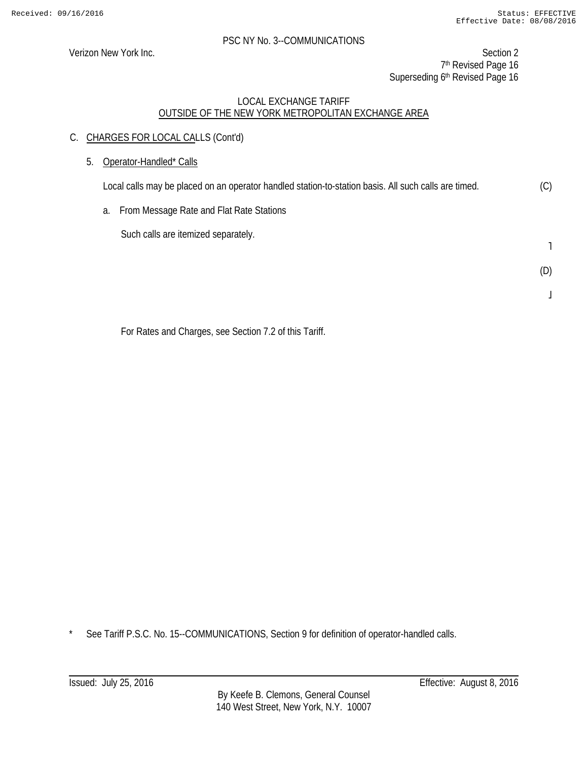PSC NY No. 3--COMMUNICATIONS

Verizon New York Inc.

Section 2
7th Revised Page 16
Superseding 6th Revised Page 16

LOCAL EXCHANGE TARIFF
OUTSIDE OF THE NEW YORK METROPOLITAN EXCHANGE AREA

C. CHARGES FOR LOCAL CALLS (Cont'd)

5. Operator-Handled* Calls

Local calls may be placed on an operator handled station-to-station basis. All such calls are timed. (C)

a. From Message Rate and Flat Rate Stations

Such calls are itemized separately.

(D)

For Rates and Charges, see Section 7.2 of this Tariff.

\* See Tariff P.S.C. No. 15--COMMUNICATIONS, Section 9 for definition of operator-handled calls.

Issued: July 25, 2016

Effective: August 8, 2016

By Keefe B. Clemons, General Counsel
140 West Street, New York, N.Y. 10007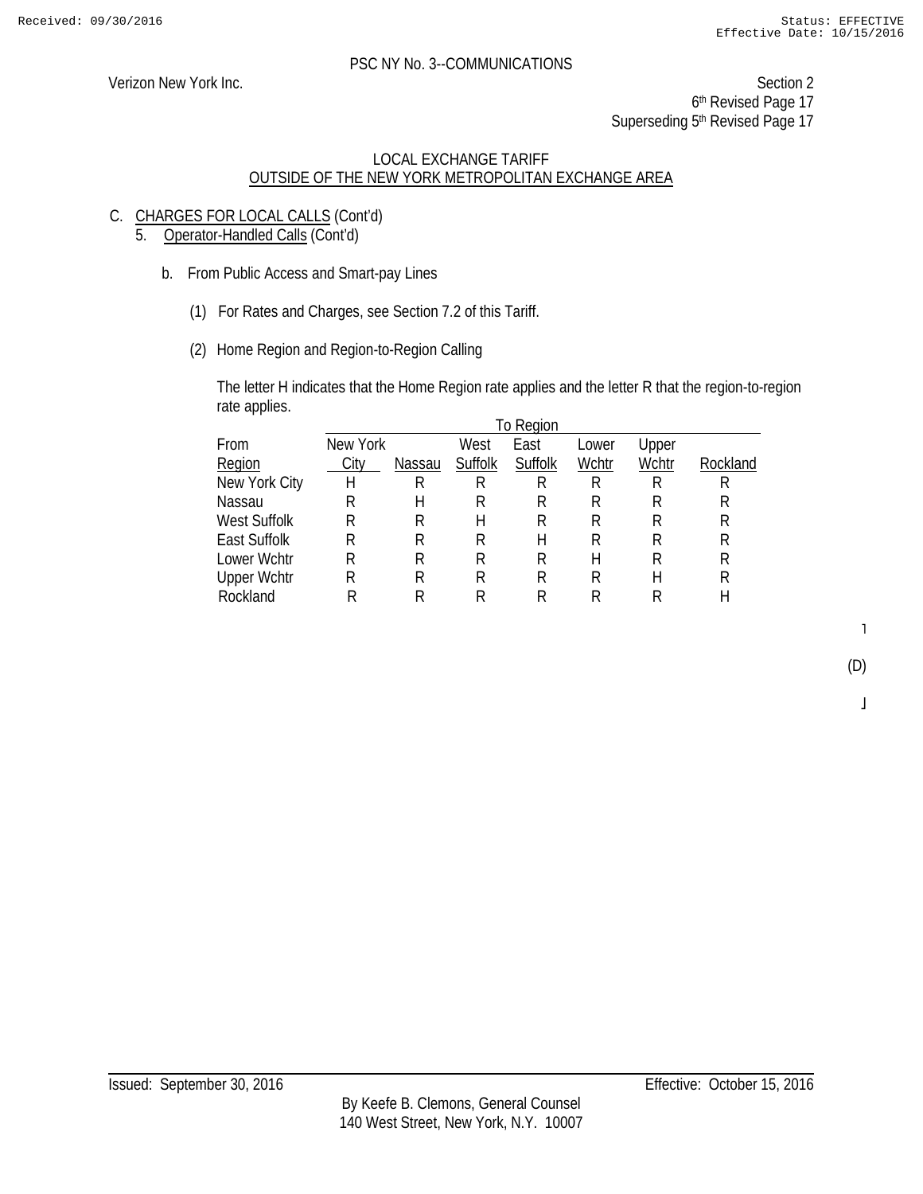PSC NY No. 3--COMMUNICATIONS

Verizon New York Inc.

Section 2
6th Revised Page 17
Superseding 5th Revised Page 17

LOCAL EXCHANGE TARIFF
OUTSIDE OF THE NEW YORK METROPOLITAN EXCHANGE AREA

C. CHARGES FOR LOCAL CALLS (Cont'd)

5. Operator-Handled Calls (Cont'd)

b. From Public Access and Smart-pay Lines

(1) For Rates and Charges, see Section 7.2 of this Tariff.

(2) Home Region and Region-to-Region Calling

The letter H indicates that the Home Region rate applies and the letter R that the region-to-region rate applies.

| | To Region | | | | | | |
|---|---|---|---|---|---|---|---|
| From Region | New York City | Nassau | West Suffolk | East Suffolk | Lower Wchtr | Upper Wchtr | Rockland |
| New York City | H | R | R | R | R | R | R |
| Nassau | R | H | R | R | R | R | R |
| West Suffolk | R | R | H | R | R | R | R |
| East Suffolk | R | R | R | H | R | R | R |
| Lower Wchtr | R | R | R | R | H | R | R |
| Upper Wchtr | R | R | R | R | R | H | R |
| Rockland | R | R | R | R | R | R | H |

(D)

Issued: September 30, 2016

Effective: October 15, 2016

By Keefe B. Clemons, General Counsel
140 West Street, New York, N.Y. 10007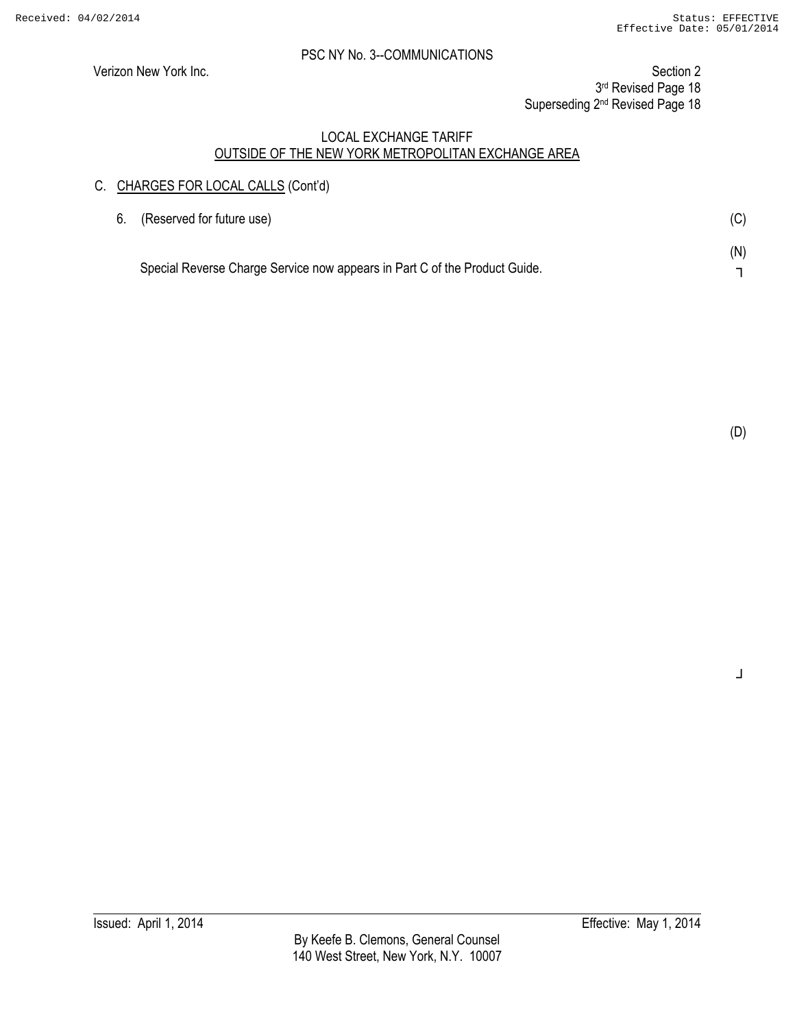PSC NY No. 3--COMMUNICATIONS

Verizon New York Inc.

Section 2
3rd Revised Page 18
Superseding 2nd Revised Page 18

LOCAL EXCHANGE TARIFF
OUTSIDE OF THE NEW YORK METROPOLITAN EXCHANGE AREA

C. CHARGES FOR LOCAL CALLS (Cont'd)

6. (Reserved for future use) (C)

(N)

Special Reverse Charge Service now appears in Part C of the Product Guide.

(D)

Issued: April 1, 2014

Effective: May 1, 2014

By Keefe B. Clemons, General Counsel
140 West Street, New York, N.Y. 10007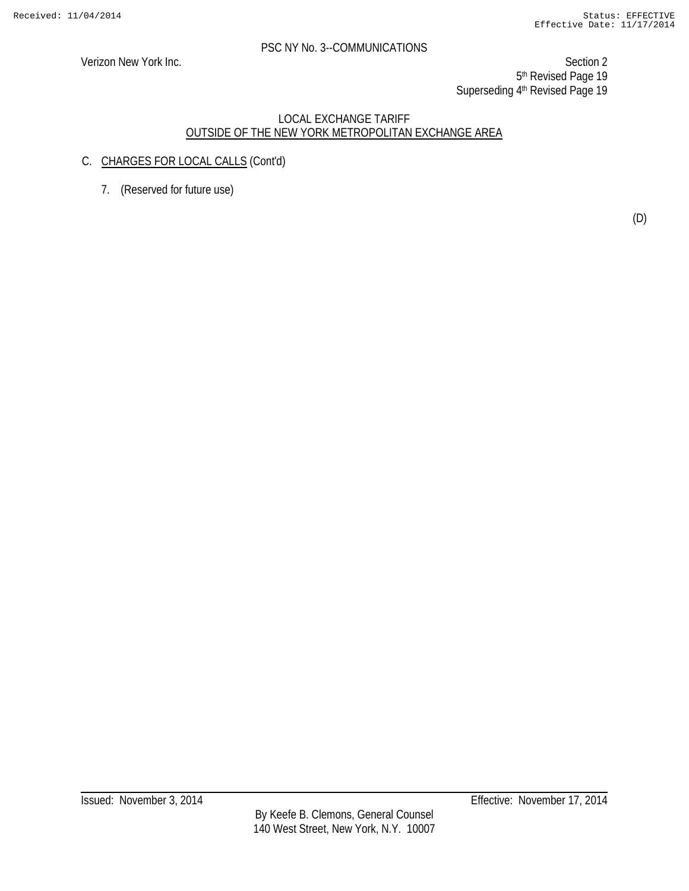PSC NY No. 3--COMMUNICATIONS

Verizon New York Inc.

Section 2
5th Revised Page 19
Superseding 4th Revised Page 19

LOCAL EXCHANGE TARIFF
OUTSIDE OF THE NEW YORK METROPOLITAN EXCHANGE AREA

C. CHARGES FOR LOCAL CALLS (Cont'd)

7. (Reserved for future use)

(D)

Issued: November 3, 2014

Effective: November 17, 2014

By Keefe B. Clemons, General Counsel
140 West Street, New York, N.Y. 10007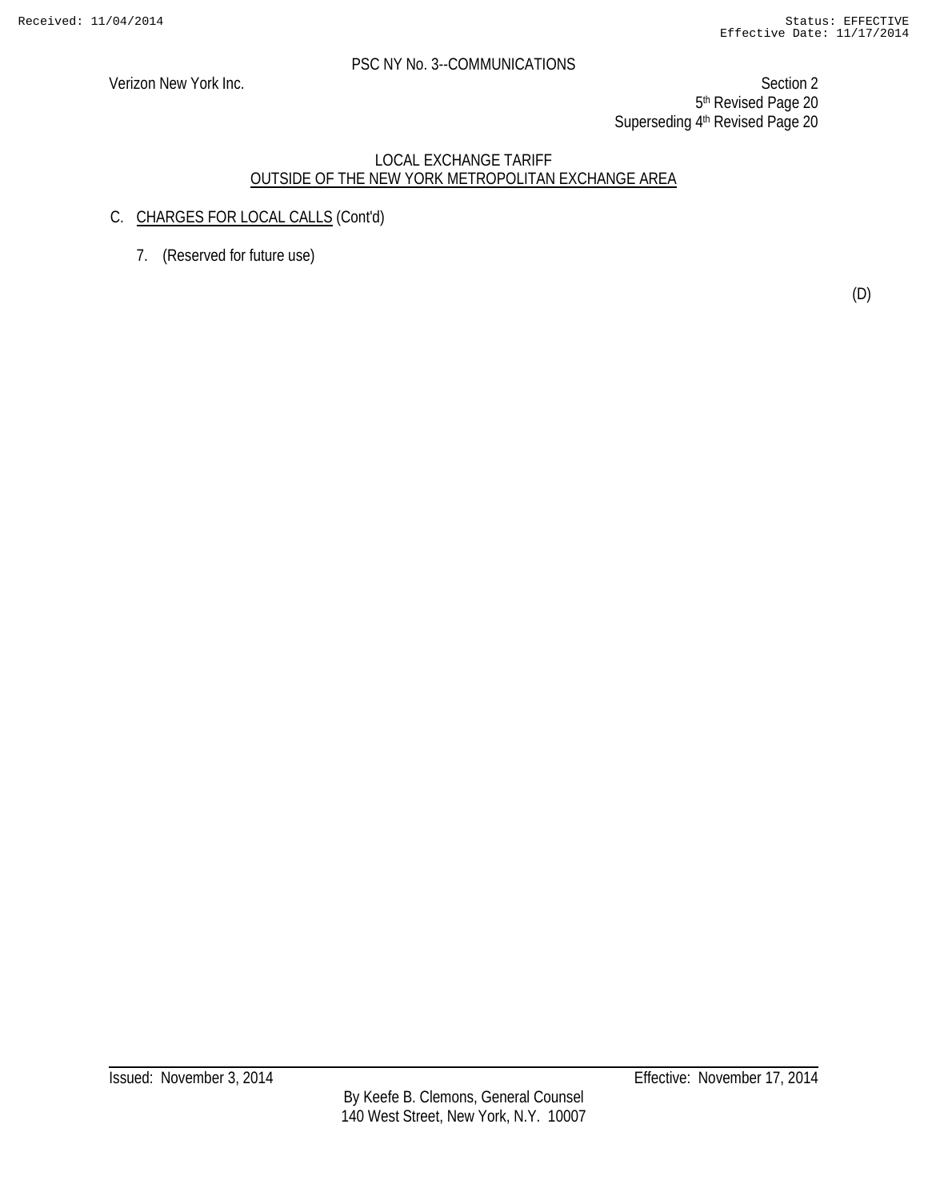PSC NY No. 3--COMMUNICATIONS

Verizon New York Inc.

Section 2
5th Revised Page 20
Superseding 4th Revised Page 20

LOCAL EXCHANGE TARIFF
OUTSIDE OF THE NEW YORK METROPOLITAN EXCHANGE AREA

C. CHARGES FOR LOCAL CALLS (Cont'd)

7. (Reserved for future use)

(D)

Issued: November 3, 2014

Effective: November 17, 2014

By Keefe B. Clemons, General Counsel
140 West Street, New York, N.Y. 10007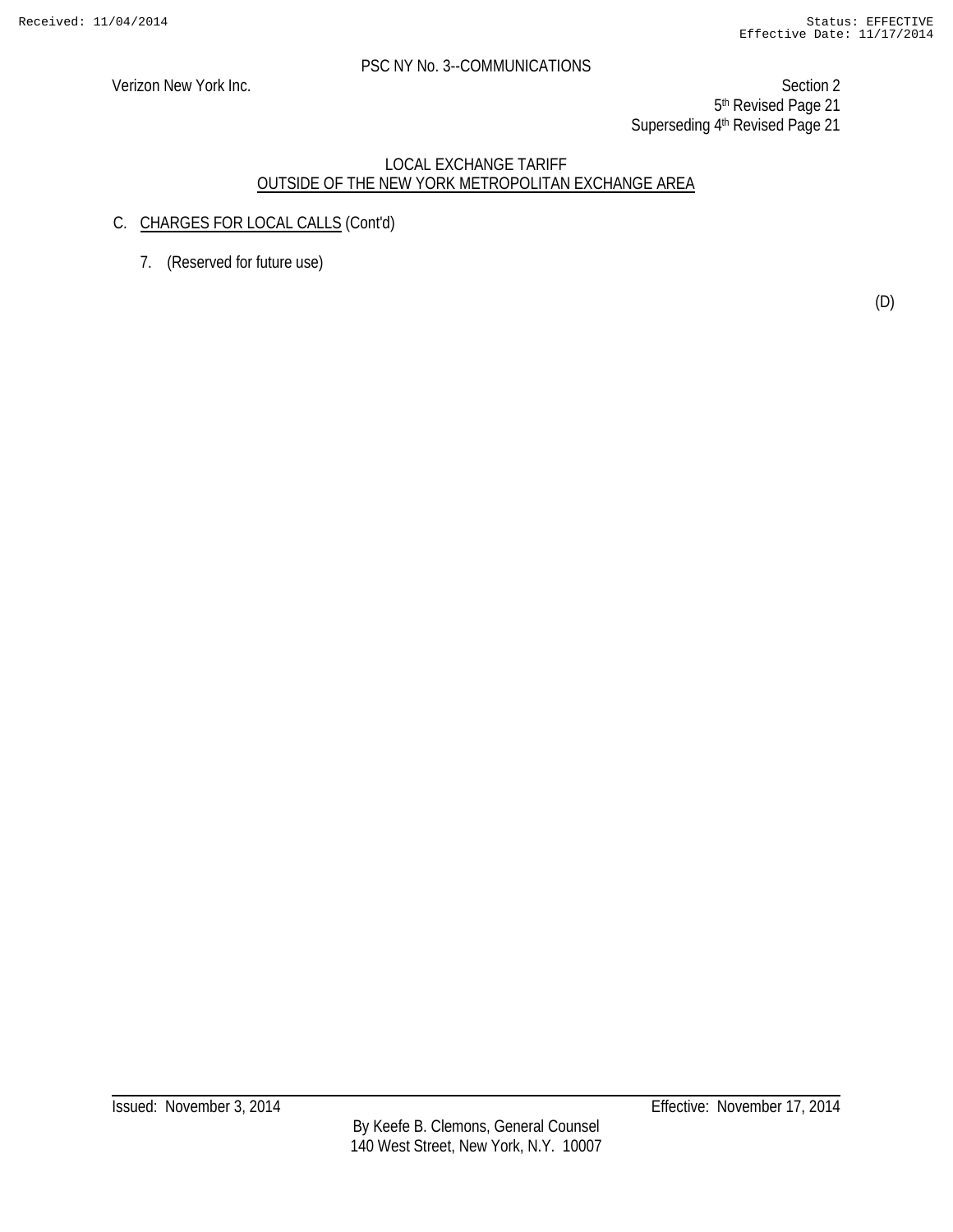PSC NY No. 3--COMMUNICATIONS

Verizon New York Inc.

Section 2
5th Revised Page 21
Superseding 4th Revised Page 21

LOCAL EXCHANGE TARIFF
OUTSIDE OF THE NEW YORK METROPOLITAN EXCHANGE AREA

C. CHARGES FOR LOCAL CALLS (Cont'd)

7. (Reserved for future use)

(D)

Issued: November 3, 2014

Effective: November 17, 2014

By Keefe B. Clemons, General Counsel
140 West Street, New York, N.Y. 10007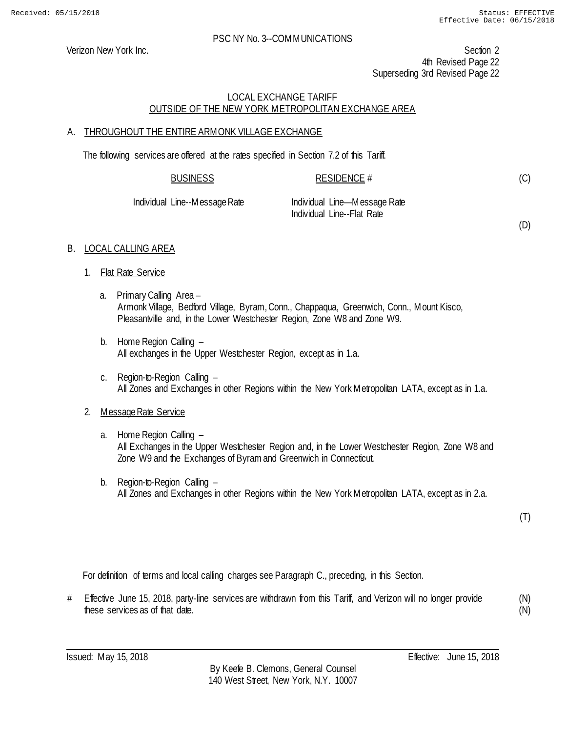PSC NY No. 3--COMMUNICATIONS

Verizon New York Inc.

Section 2
4th Revised Page 22
Superseding 3rd Revised Page 22

LOCAL EXCHANGE TARIFF
OUTSIDE OF THE NEW YORK METROPOLITAN EXCHANGE AREA

A. THROUGHOUT THE ENTIRE ARMONK VILLAGE EXCHANGE

The following services are offered at the rates specified in Section 7.2 of this Tariff.

| BUSINESS | RESIDENCE # |
|---|---|
| Individual Line--Message Rate | Individual Line—Message Rate |
| | Individual Line--Flat Rate |

(C)

(D)

B. LOCAL CALLING AREA

1. Flat Rate Service

   a. Primary Calling Area –
      Armonk Village, Bedford Village, Byram, Conn., Chappaqua, Greenwich, Conn., Mount Kisco, Pleasantville and, in the Lower Westchester Region, Zone W8 and Zone W9.

   b. Home Region Calling –
      All exchanges in the Upper Westchester Region, except as in 1.a.

   c. Region-to-Region Calling –
      All Zones and Exchanges in other Regions within the New York Metropolitan LATA, except as in 1.a.

2. Message Rate Service

   a. Home Region Calling –
      All Exchanges in the Upper Westchester Region and, in the Lower Westchester Region, Zone W8 and Zone W9 and the Exchanges of Byram and Greenwich in Connecticut.

   b. Region-to-Region Calling –
      All Zones and Exchanges in other Regions within the New York Metropolitan LATA, except as in 2.a.

(T)

For definition of terms and local calling charges see Paragraph C., preceding, in this Section.

# Effective June 15, 2018, party-line services are withdrawn from this Tariff, and Verizon will no longer provide these services as of that date. (N)

Issued: May 15, 2018 — Effective: June 15, 2018

By Keefe B. Clemons, General Counsel
140 West Street, New York, N.Y. 10007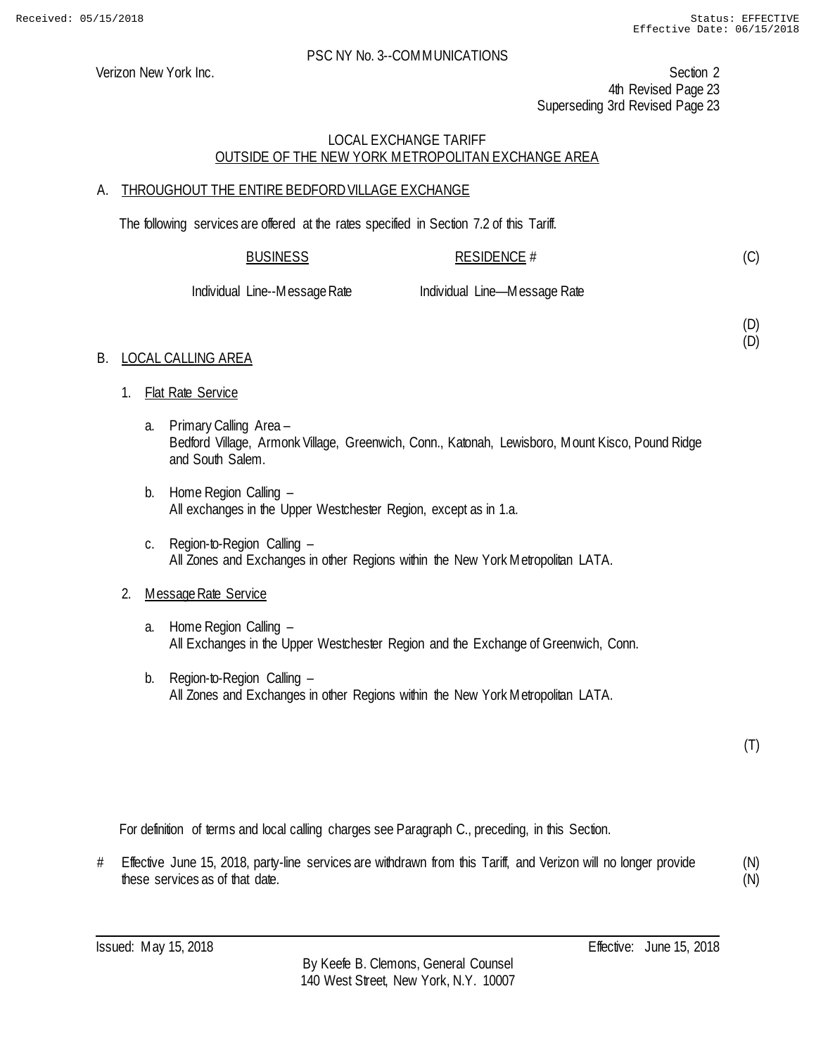PSC NY No. 3--COMMUNICATIONS

Verizon New York Inc.

Section 2
4th Revised Page 23
Superseding 3rd Revised Page 23

LOCAL EXCHANGE TARIFF
OUTSIDE OF THE NEW YORK METROPOLITAN EXCHANGE AREA

A. THROUGHOUT THE ENTIRE BEDFORD VILLAGE EXCHANGE

The following services are offered at the rates specified in Section 7.2 of this Tariff.

| BUSINESS | RESIDENCE # |
|---|---|
| Individual Line--Message Rate | Individual Line—Message Rate |

(C)

(D)
(D)

B. LOCAL CALLING AREA

1. Flat Rate Service

   a. Primary Calling Area –
   Bedford Village, Armonk Village, Greenwich, Conn., Katonah, Lewisboro, Mount Kisco, Pound Ridge and South Salem.

   b. Home Region Calling –
   All exchanges in the Upper Westchester Region, except as in 1.a.

   c. Region-to-Region Calling –
   All Zones and Exchanges in other Regions within the New York Metropolitan LATA.

2. Message Rate Service

   a. Home Region Calling –
   All Exchanges in the Upper Westchester Region and the Exchange of Greenwich, Conn.

   b. Region-to-Region Calling –
   All Zones and Exchanges in other Regions within the New York Metropolitan LATA.

(T)

For definition of terms and local calling charges see Paragraph C., preceding, in this Section.

# Effective June 15, 2018, party-line services are withdrawn from this Tariff, and Verizon will no longer provide these services as of that date. (N)
(N)

Issued: May 15, 2018 Effective: June 15, 2018

By Keefe B. Clemons, General Counsel
140 West Street, New York, N.Y. 10007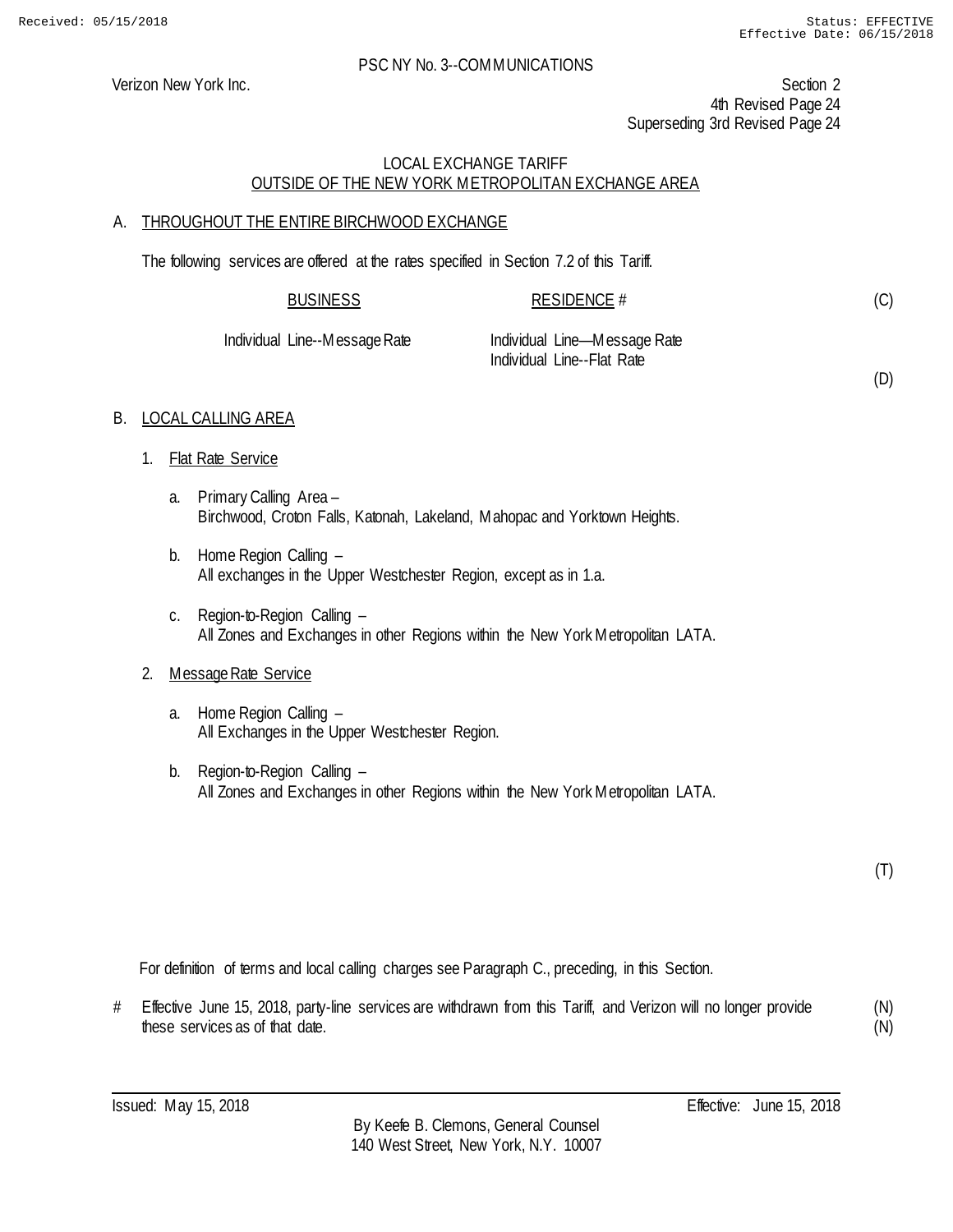PSC NY No. 3--COMMUNICATIONS

Verizon New York Inc.

Section 2
4th Revised Page 24
Superseding 3rd Revised Page 24

## LOCAL EXCHANGE TARIFF
## OUTSIDE OF THE NEW YORK METROPOLITAN EXCHANGE AREA

### A. THROUGHOUT THE ENTIRE BIRCHWOOD EXCHANGE

The following services are offered at the rates specified in Section 7.2 of this Tariff.

| BUSINESS | RESIDENCE # | (C) |
|---|---|---|
| Individual Line--Message Rate | Individual Line—Message Rate<br>Individual Line--Flat Rate | (D) |

### B. LOCAL CALLING AREA

1. Flat Rate Service

   a. Primary Calling Area –
   Birchwood, Croton Falls, Katonah, Lakeland, Mahopac and Yorktown Heights.

   b. Home Region Calling –
   All exchanges in the Upper Westchester Region, except as in 1.a.

   c. Region-to-Region Calling –
   All Zones and Exchanges in other Regions within the New York Metropolitan LATA.

2. Message Rate Service

   a. Home Region Calling –
   All Exchanges in the Upper Westchester Region.

   b. Region-to-Region Calling –
   All Zones and Exchanges in other Regions within the New York Metropolitan LATA.

(T)

For definition of terms and local calling charges see Paragraph C., preceding, in this Section.

\# Effective June 15, 2018, party-line services are withdrawn from this Tariff, and Verizon will no longer provide these services as of that date. (N)

Issued: May 15, 2018 Effective: June 15, 2018

By Keefe B. Clemons, General Counsel
140 West Street, New York, N.Y. 10007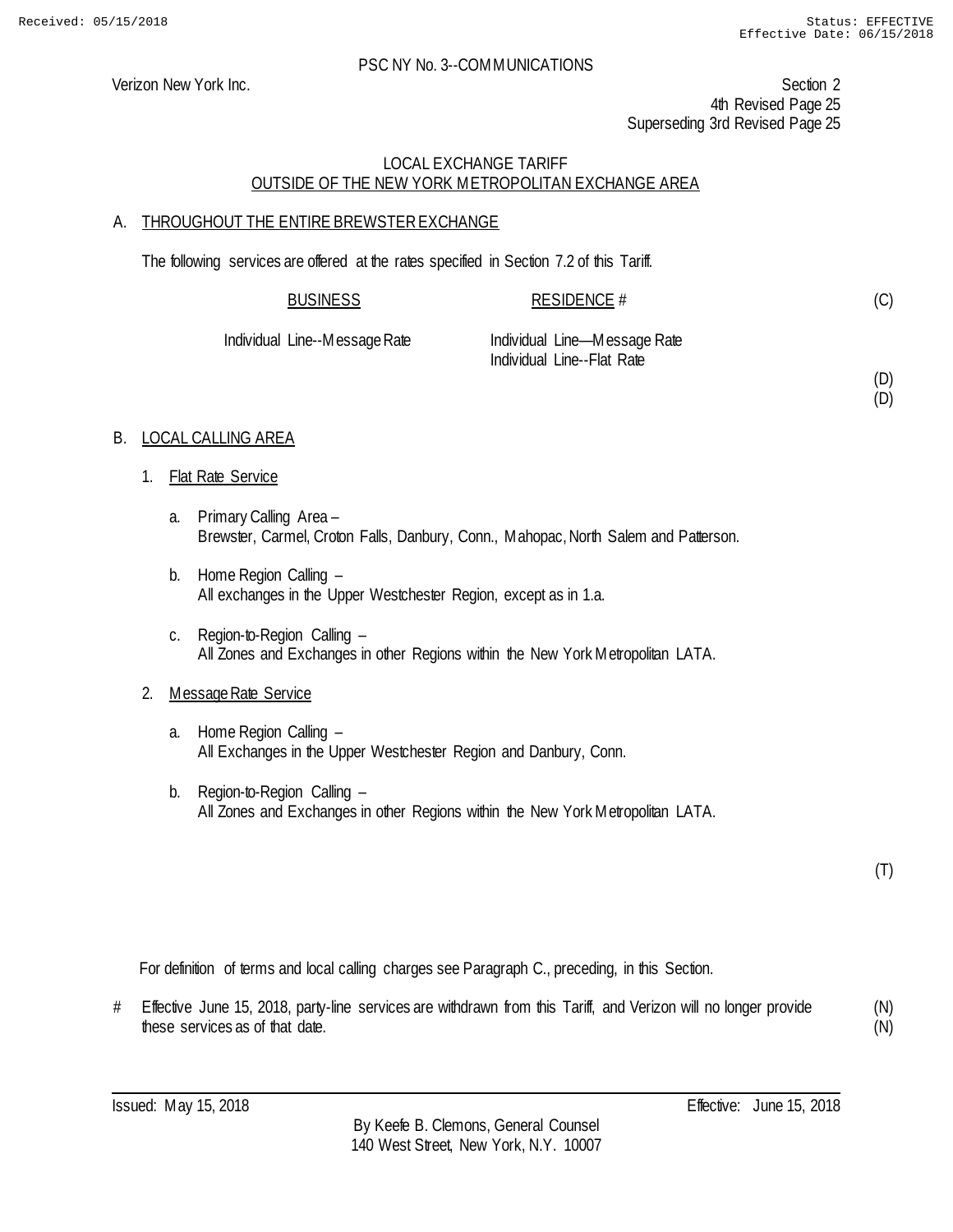PSC NY No. 3--COMMUNICATIONS

Verizon New York Inc.

Section 2
4th Revised Page 25
Superseding 3rd Revised Page 25

LOCAL EXCHANGE TARIFF
OUTSIDE OF THE NEW YORK METROPOLITAN EXCHANGE AREA

## A. THROUGHOUT THE ENTIRE BREWSTER EXCHANGE

The following services are offered at the rates specified in Section 7.2 of this Tariff.

| BUSINESS | RESIDENCE # | |
|---|---|---|
| | | (C) |
| Individual Line--Message Rate | Individual Line—Message Rate | |
| | Individual Line--Flat Rate | |
| | | (D) |
| | | (D) |

## B. LOCAL CALLING AREA

1. Flat Rate Service

   a. Primary Calling Area –
   Brewster, Carmel, Croton Falls, Danbury, Conn., Mahopac, North Salem and Patterson.

   b. Home Region Calling –
   All exchanges in the Upper Westchester Region, except as in 1.a.

   c. Region-to-Region Calling –
   All Zones and Exchanges in other Regions within the New York Metropolitan LATA.

2. Message Rate Service

   a. Home Region Calling –
   All Exchanges in the Upper Westchester Region and Danbury, Conn.

   b. Region-to-Region Calling –
   All Zones and Exchanges in other Regions within the New York Metropolitan LATA.

(T)

For definition of terms and local calling charges see Paragraph C., preceding, in this Section.

# Effective June 15, 2018, party-line services are withdrawn from this Tariff, and Verizon will no longer provide these services as of that date. (N)
(N)

Issued: May 15, 2018

Effective: June 15, 2018

By Keefe B. Clemons, General Counsel
140 West Street, New York, N.Y. 10007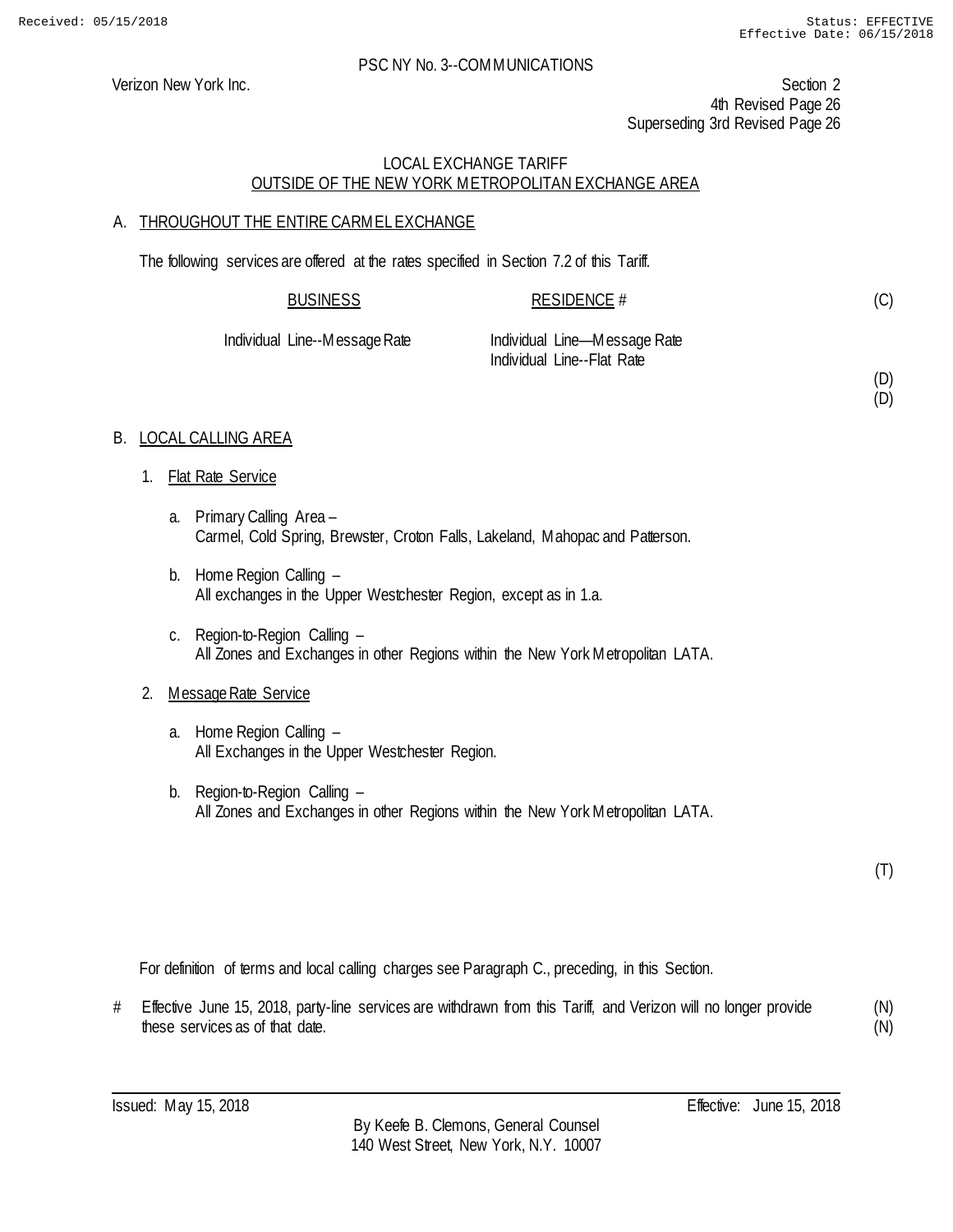Received: 05/15/2018 Status: EFFECTIVE
Effective Date: 06/15/2018

PSC NY No. 3--COMMUNICATIONS

Verizon New York Inc.

Section 2
4th Revised Page 26
Superseding 3rd Revised Page 26

LOCAL EXCHANGE TARIFF
OUTSIDE OF THE NEW YORK METROPOLITAN EXCHANGE AREA

A. THROUGHOUT THE ENTIRE CARMEL EXCHANGE

The following services are offered at the rates specified in Section 7.2 of this Tariff.

| BUSINESS | RESIDENCE # | |
|---|---|---|
| | | (C) |
| Individual Line--Message Rate | Individual Line—Message Rate | |
| | Individual Line--Flat Rate | |
| | | (D) |
| | | (D) |

B. LOCAL CALLING AREA

1. Flat Rate Service

   a. Primary Calling Area –
   Carmel, Cold Spring, Brewster, Croton Falls, Lakeland, Mahopac and Patterson.

   b. Home Region Calling –
   All exchanges in the Upper Westchester Region, except as in 1.a.

   c. Region-to-Region Calling –
   All Zones and Exchanges in other Regions within the New York Metropolitan LATA.

2. Message Rate Service

   a. Home Region Calling –
   All Exchanges in the Upper Westchester Region.

   b. Region-to-Region Calling –
   All Zones and Exchanges in other Regions within the New York Metropolitan LATA.

(T)

For definition of terms and local calling charges see Paragraph C., preceding, in this Section.

# Effective June 15, 2018, party-line services are withdrawn from this Tariff, and Verizon will no longer provide these services as of that date. (N) (N)

Issued: May 15, 2018 Effective: June 15, 2018

By Keefe B. Clemons, General Counsel
140 West Street, New York, N.Y. 10007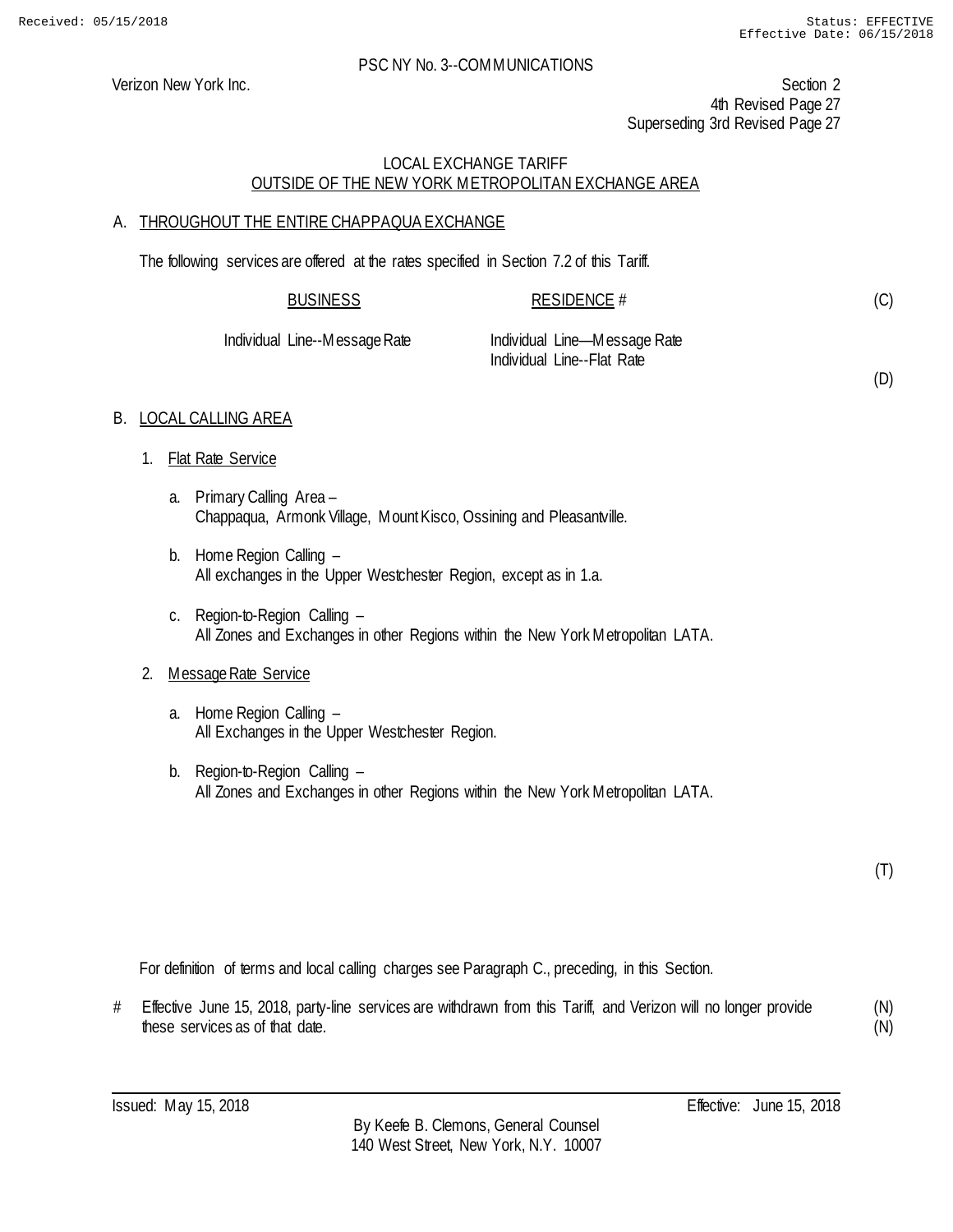PSC NY No. 3--COMMUNICATIONS

Verizon New York Inc.

Section 2
4th Revised Page 27
Superseding 3rd Revised Page 27

LOCAL EXCHANGE TARIFF
OUTSIDE OF THE NEW YORK METROPOLITAN EXCHANGE AREA

## A. THROUGHOUT THE ENTIRE CHAPPAQUA EXCHANGE

The following services are offered at the rates specified in Section 7.2 of this Tariff.

| BUSINESS | RESIDENCE # | |
|---|---|---|
| | | (C) |
| Individual Line--Message Rate | Individual Line—Message Rate | |
| | Individual Line--Flat Rate | |
| | | (D) |

## B. LOCAL CALLING AREA

1. Flat Rate Service

   a. Primary Calling Area –
   Chappaqua, Armonk Village, Mount Kisco, Ossining and Pleasantville.

   b. Home Region Calling –
   All exchanges in the Upper Westchester Region, except as in 1.a.

   c. Region-to-Region Calling –
   All Zones and Exchanges in other Regions within the New York Metropolitan LATA.

2. Message Rate Service

   a. Home Region Calling –
   All Exchanges in the Upper Westchester Region.

   b. Region-to-Region Calling –
   All Zones and Exchanges in other Regions within the New York Metropolitan LATA.

(T)

For definition of terms and local calling charges see Paragraph C., preceding, in this Section.

# Effective June 15, 2018, party-line services are withdrawn from this Tariff, and Verizon will no longer provide these services as of that date. (N)

Issued: May 15, 2018

Effective: June 15, 2018

By Keefe B. Clemons, General Counsel
140 West Street, New York, N.Y. 10007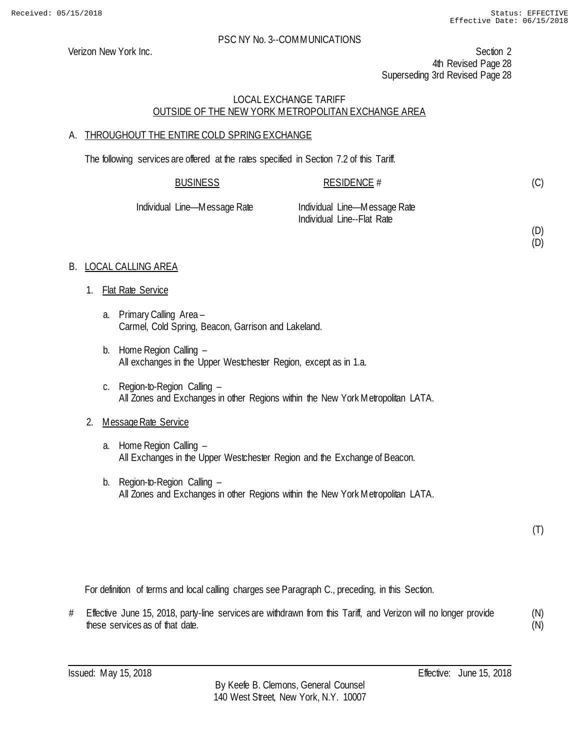PSC NY No. 3--COMMUNICATIONS

Verizon New York Inc.

Section 2
4th Revised Page 28
Superseding 3rd Revised Page 28

## LOCAL EXCHANGE TARIFF
## OUTSIDE OF THE NEW YORK METROPOLITAN EXCHANGE AREA

### A. THROUGHOUT THE ENTIRE COLD SPRING EXCHANGE

The following services are offered at the rates specified in Section 7.2 of this Tariff.

| BUSINESS | RESIDENCE # | |
|---|---|---|
| | | (C) |
| Individual Line—Message Rate | Individual Line—Message Rate<br>Individual Line--Flat Rate | |
| | | (D)<br>(D) |

### B. LOCAL CALLING AREA

1. Flat Rate Service

   a. Primary Calling Area –
      Carmel, Cold Spring, Beacon, Garrison and Lakeland.

   b. Home Region Calling –
      All exchanges in the Upper Westchester Region, except as in 1.a.

   c. Region-to-Region Calling –
      All Zones and Exchanges in other Regions within the New York Metropolitan LATA.

2. Message Rate Service

   a. Home Region Calling –
      All Exchanges in the Upper Westchester Region and the Exchange of Beacon.

   b. Region-to-Region Calling –
      All Zones and Exchanges in other Regions within the New York Metropolitan LATA.

(T)

For definition of terms and local calling charges see Paragraph C., preceding, in this Section.

\# Effective June 15, 2018, party-line services are withdrawn from this Tariff, and Verizon will no longer provide these services as of that date. (N)

Issued: May 15, 2018 Effective: June 15, 2018

By Keefe B. Clemons, General Counsel
140 West Street, New York, N.Y. 10007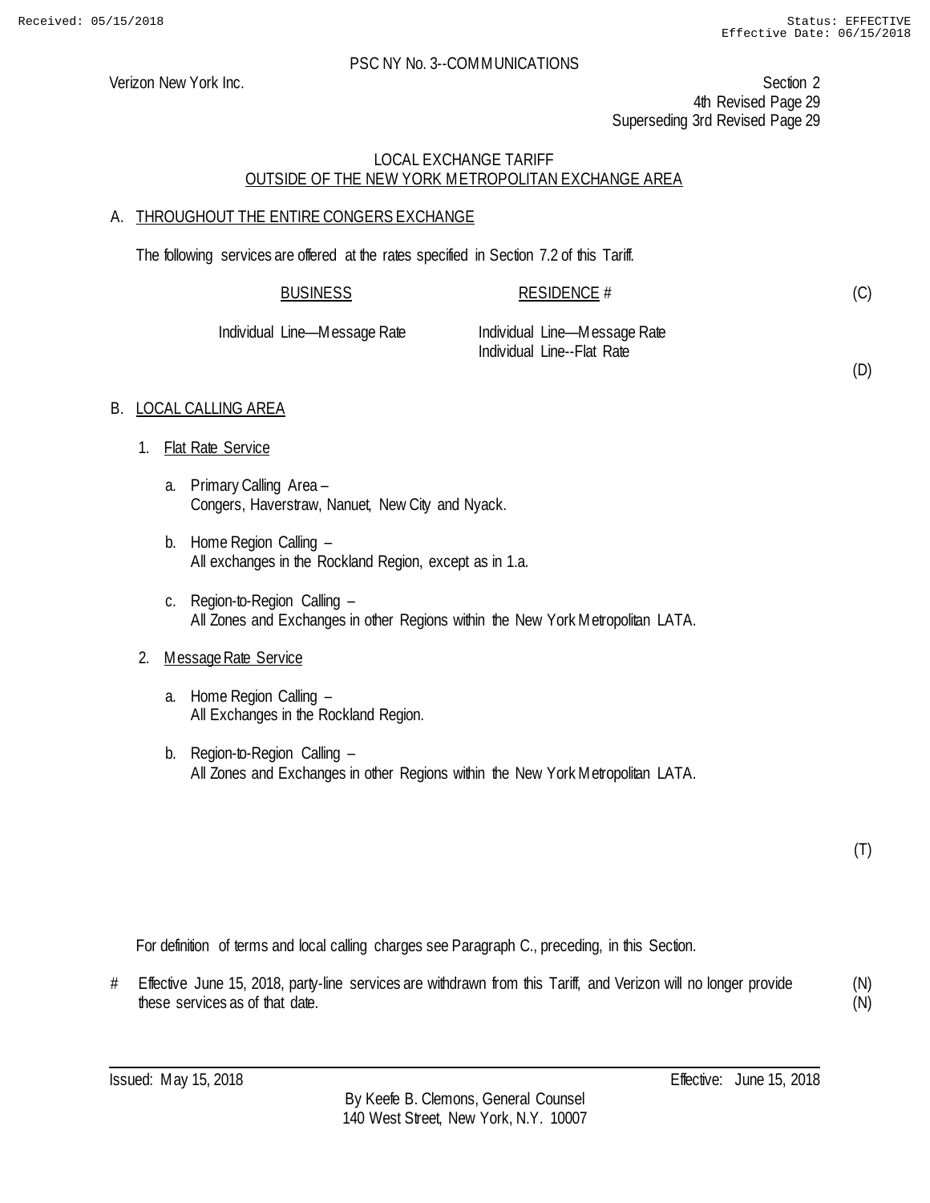Verizon New York Inc.

Section 2
4th Revised Page 29
Superseding 3rd Revised Page 29

LOCAL EXCHANGE TARIFF
OUTSIDE OF THE NEW YORK METROPOLITAN EXCHANGE AREA

A. THROUGHOUT THE ENTIRE CONGERS EXCHANGE

The following services are offered at the rates specified in Section 7.2 of this Tariff.

| BUSINESS | RESIDENCE # | (C) |
|---|---|---|
| Individual Line—Message Rate | Individual Line—Message Rate | |
| | Individual Line--Flat Rate | |
| | | (D) |

B. LOCAL CALLING AREA

1. Flat Rate Service

   a. Primary Calling Area –
      Congers, Haverstraw, Nanuet, New City and Nyack.

   b. Home Region Calling –
      All exchanges in the Rockland Region, except as in 1.a.

   c. Region-to-Region Calling –
      All Zones and Exchanges in other Regions within the New York Metropolitan LATA.

2. Message Rate Service

   a. Home Region Calling –
      All Exchanges in the Rockland Region.

   b. Region-to-Region Calling –
      All Zones and Exchanges in other Regions within the New York Metropolitan LATA.

(T)

For definition of terms and local calling charges see Paragraph C., preceding, in this Section.

# Effective June 15, 2018, party-line services are withdrawn from this Tariff, and Verizon will no longer provide these services as of that date. (N)

Issued: May 15, 2018 Effective: June 15, 2018

By Keefe B. Clemons, General Counsel
140 West Street, New York, N.Y. 10007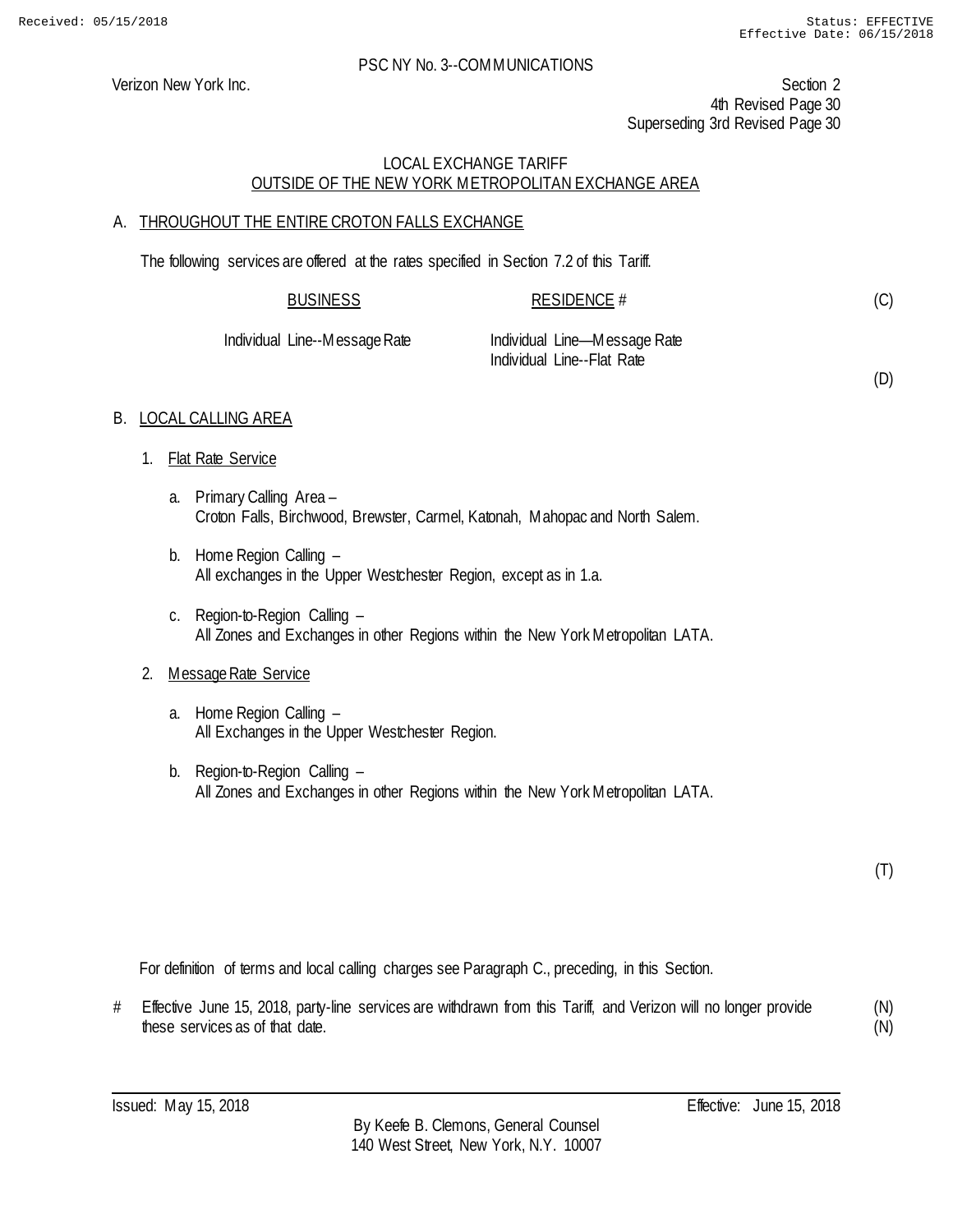PSC NY No. 3--COMMUNICATIONS

Verizon New York Inc.

Section 2
4th Revised Page 30
Superseding 3rd Revised Page 30

LOCAL EXCHANGE TARIFF
OUTSIDE OF THE NEW YORK METROPOLITAN EXCHANGE AREA

## A. THROUGHOUT THE ENTIRE CROTON FALLS EXCHANGE

The following services are offered at the rates specified in Section 7.2 of this Tariff.

| BUSINESS | RESIDENCE # | |
|---|---|---|
| Individual Line--Message Rate | Individual Line—Message Rate<br>Individual Line--Flat Rate | (C)<br>(D) |

## B. LOCAL CALLING AREA

1. Flat Rate Service

   a. Primary Calling Area –
      Croton Falls, Birchwood, Brewster, Carmel, Katonah, Mahopac and North Salem.

   b. Home Region Calling –
      All exchanges in the Upper Westchester Region, except as in 1.a.

   c. Region-to-Region Calling –
      All Zones and Exchanges in other Regions within the New York Metropolitan LATA.

2. Message Rate Service

   a. Home Region Calling –
      All Exchanges in the Upper Westchester Region.

   b. Region-to-Region Calling –
      All Zones and Exchanges in other Regions within the New York Metropolitan LATA.

(T)

For definition of terms and local calling charges see Paragraph C., preceding, in this Section.

\# Effective June 15, 2018, party-line services are withdrawn from this Tariff, and Verizon will no longer provide these services as of that date. (N)

Issued: May 15, 2018 Effective: June 15, 2018

By Keefe B. Clemons, General Counsel
140 West Street, New York, N.Y. 10007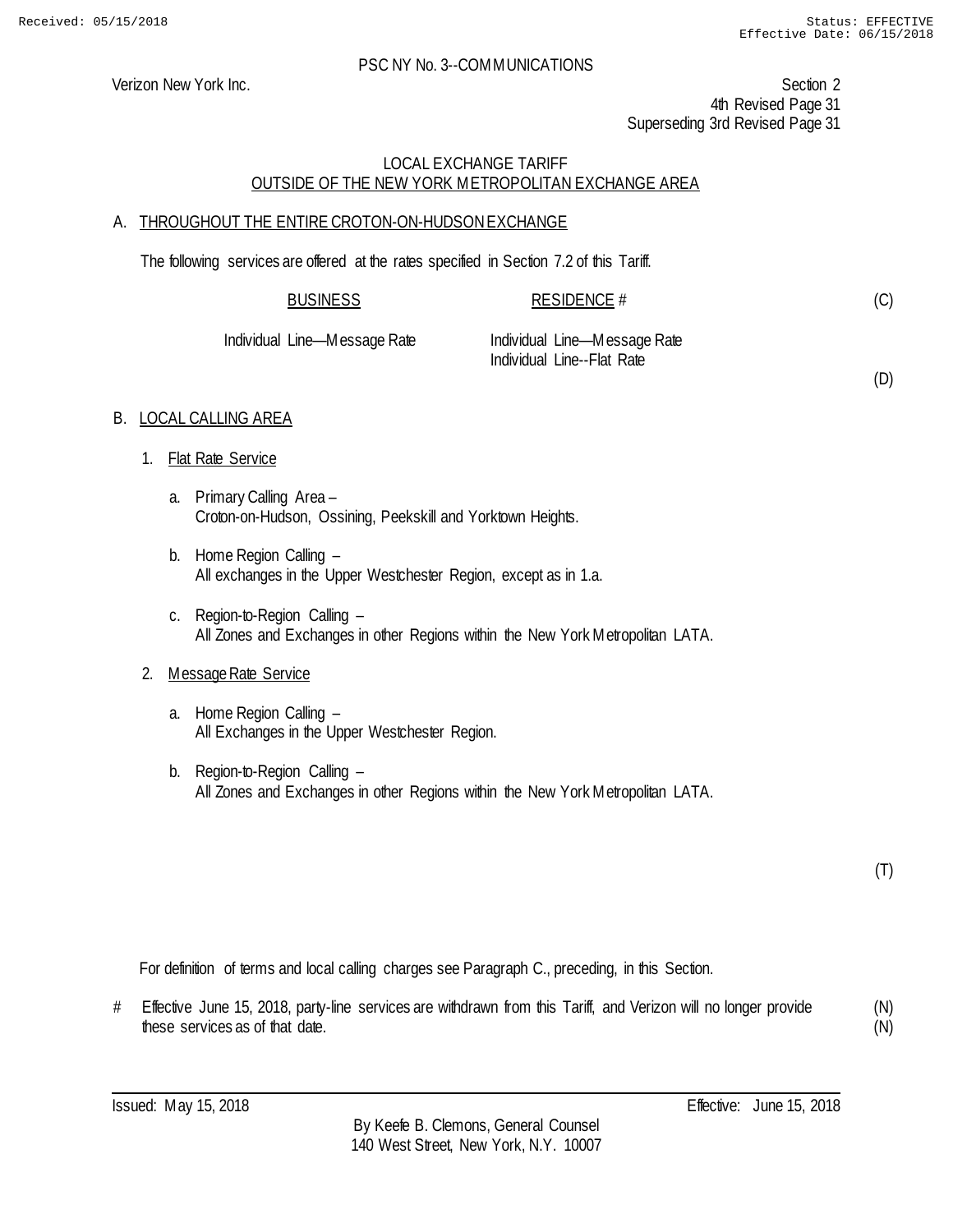PSC NY No. 3--COMMUNICATIONS

Verizon New York Inc.

Section 2
4th Revised Page 31
Superseding 3rd Revised Page 31

LOCAL EXCHANGE TARIFF
OUTSIDE OF THE NEW YORK METROPOLITAN EXCHANGE AREA

A. THROUGHOUT THE ENTIRE CROTON-ON-HUDSON EXCHANGE

The following services are offered at the rates specified in Section 7.2 of this Tariff.

| BUSINESS | RESIDENCE # | |
|---|---|---|
| | | (C) |
| Individual Line—Message Rate | Individual Line—Message Rate | |
| | Individual Line--Flat Rate | |
| | | (D) |

B. LOCAL CALLING AREA

1. Flat Rate Service

   a. Primary Calling Area –
      Croton-on-Hudson, Ossining, Peekskill and Yorktown Heights.

   b. Home Region Calling –
      All exchanges in the Upper Westchester Region, except as in 1.a.

   c. Region-to-Region Calling –
      All Zones and Exchanges in other Regions within the New York Metropolitan LATA.

2. Message Rate Service

   a. Home Region Calling –
      All Exchanges in the Upper Westchester Region.

   b. Region-to-Region Calling –
      All Zones and Exchanges in other Regions within the New York Metropolitan LATA.

(T)

For definition of terms and local calling charges see Paragraph C., preceding, in this Section.

# Effective June 15, 2018, party-line services are withdrawn from this Tariff, and Verizon will no longer provide these services as of that date. (N)
(N)

Issued: May 15, 2018

Effective: June 15, 2018

By Keefe B. Clemons, General Counsel
140 West Street, New York, N.Y. 10007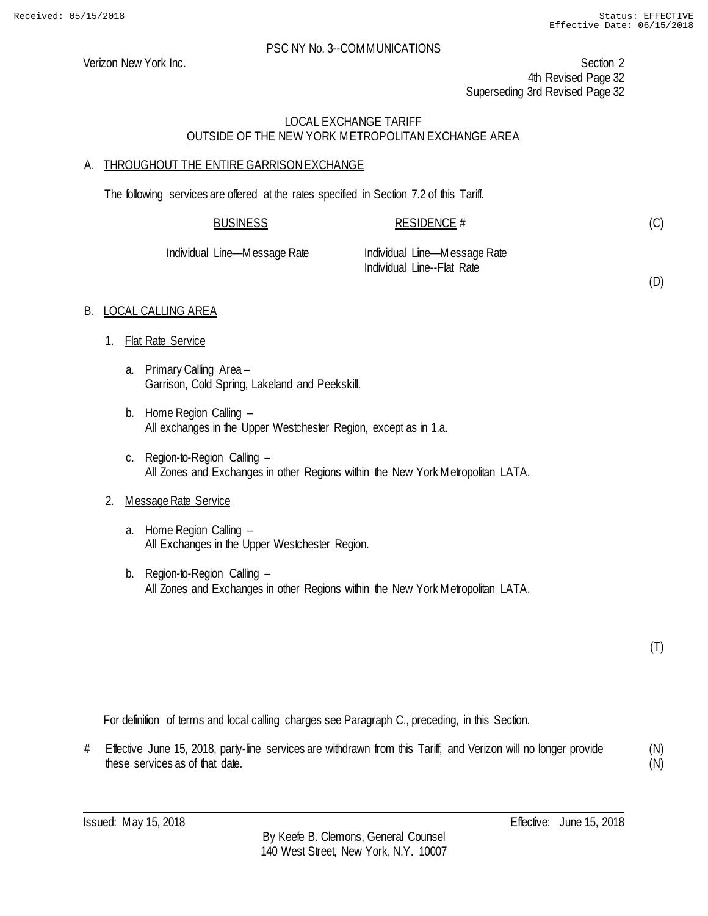PSC NY No. 3--COMMUNICATIONS

Verizon New York Inc.

Section 2
4th Revised Page 32
Superseding 3rd Revised Page 32

LOCAL EXCHANGE TARIFF
OUTSIDE OF THE NEW YORK METROPOLITAN EXCHANGE AREA

## A. THROUGHOUT THE ENTIRE GARRISON EXCHANGE

The following services are offered at the rates specified in Section 7.2 of this Tariff.

| BUSINESS | RESIDENCE # | |
|---|---|---|
| | | (C) |
| Individual Line—Message Rate | Individual Line—Message Rate | |
| | Individual Line--Flat Rate | |
| | | (D) |

## B. LOCAL CALLING AREA

1. Flat Rate Service

   a. Primary Calling Area –
   Garrison, Cold Spring, Lakeland and Peekskill.

   b. Home Region Calling –
   All exchanges in the Upper Westchester Region, except as in 1.a.

   c. Region-to-Region Calling –
   All Zones and Exchanges in other Regions within the New York Metropolitan LATA.

2. Message Rate Service

   a. Home Region Calling –
   All Exchanges in the Upper Westchester Region.

   b. Region-to-Region Calling –
   All Zones and Exchanges in other Regions within the New York Metropolitan LATA.

(T)

For definition of terms and local calling charges see Paragraph C., preceding, in this Section.

\# Effective June 15, 2018, party-line services are withdrawn from this Tariff, and Verizon will no longer provide these services as of that date. (N)

Issued: May 15, 2018 Effective: June 15, 2018

By Keefe B. Clemons, General Counsel
140 West Street, New York, N.Y. 10007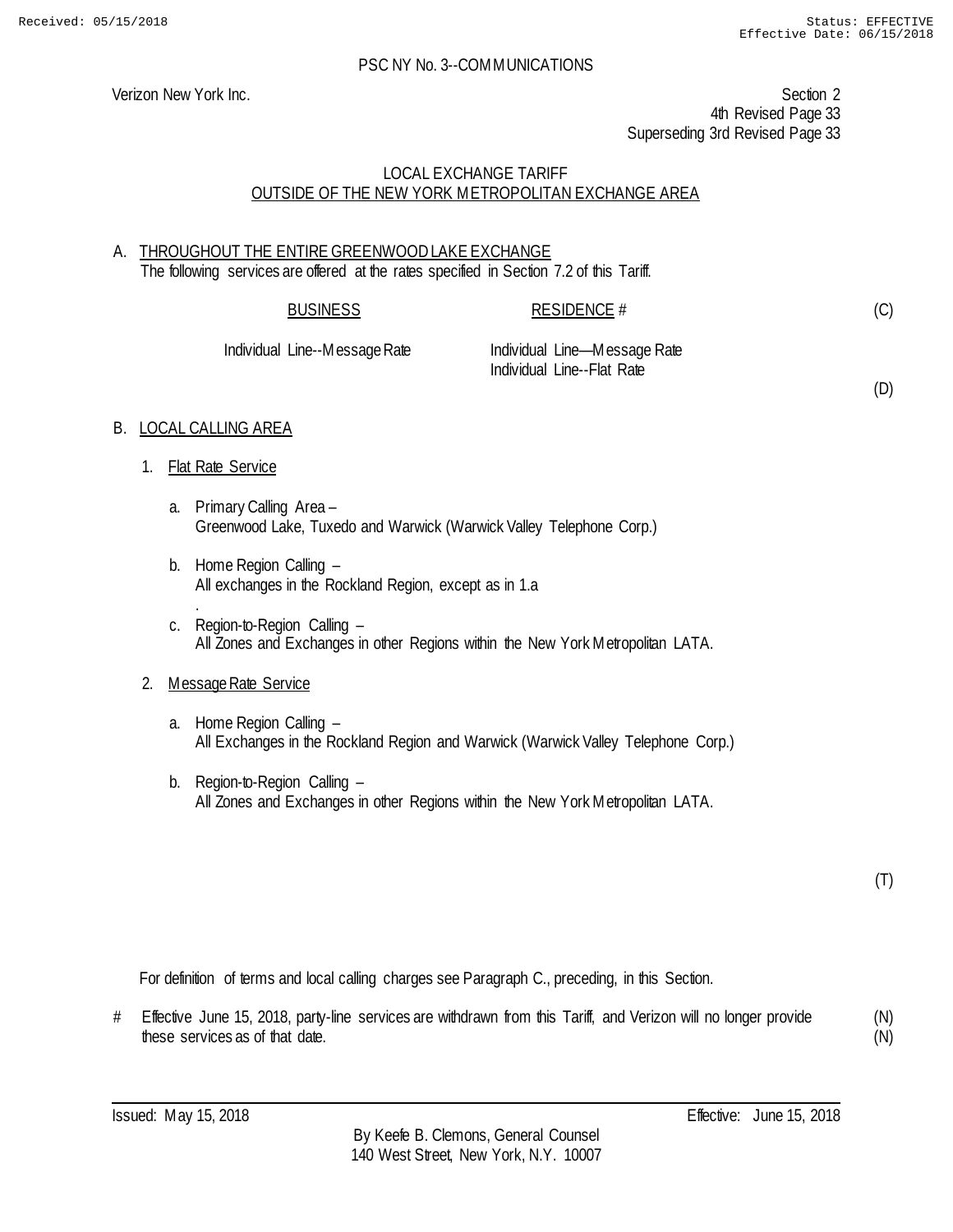PSC NY No. 3--COMMUNICATIONS

Verizon New York Inc.

Section 2
4th Revised Page 33
Superseding 3rd Revised Page 33

LOCAL EXCHANGE TARIFF
OUTSIDE OF THE NEW YORK METROPOLITAN EXCHANGE AREA

A. THROUGHOUT THE ENTIRE GREENWOOD LAKE EXCHANGE
The following services are offered at the rates specified in Section 7.2 of this Tariff.

| BUSINESS | RESIDENCE # | |
|---|---|---|
| Individual Line--Message Rate | Individual Line—Message Rate<br>Individual Line--Flat Rate | (C)<br>(D) |

B. LOCAL CALLING AREA

1. Flat Rate Service

   a. Primary Calling Area –
   Greenwood Lake, Tuxedo and Warwick (Warwick Valley Telephone Corp.)

   b. Home Region Calling –
   All exchanges in the Rockland Region, except as in 1.a
   .

   c. Region-to-Region Calling –
   All Zones and Exchanges in other Regions within the New York Metropolitan LATA.

2. Message Rate Service

   a. Home Region Calling –
   All Exchanges in the Rockland Region and Warwick (Warwick Valley Telephone Corp.)

   b. Region-to-Region Calling –
   All Zones and Exchanges in other Regions within the New York Metropolitan LATA.

(T)

For definition of terms and local calling charges see Paragraph C., preceding, in this Section.

# Effective June 15, 2018, party-line services are withdrawn from this Tariff, and Verizon will no longer provide these services as of that date. (N)

Issued: May 15, 2018

Effective: June 15, 2018

By Keefe B. Clemons, General Counsel
140 West Street, New York, N.Y. 10007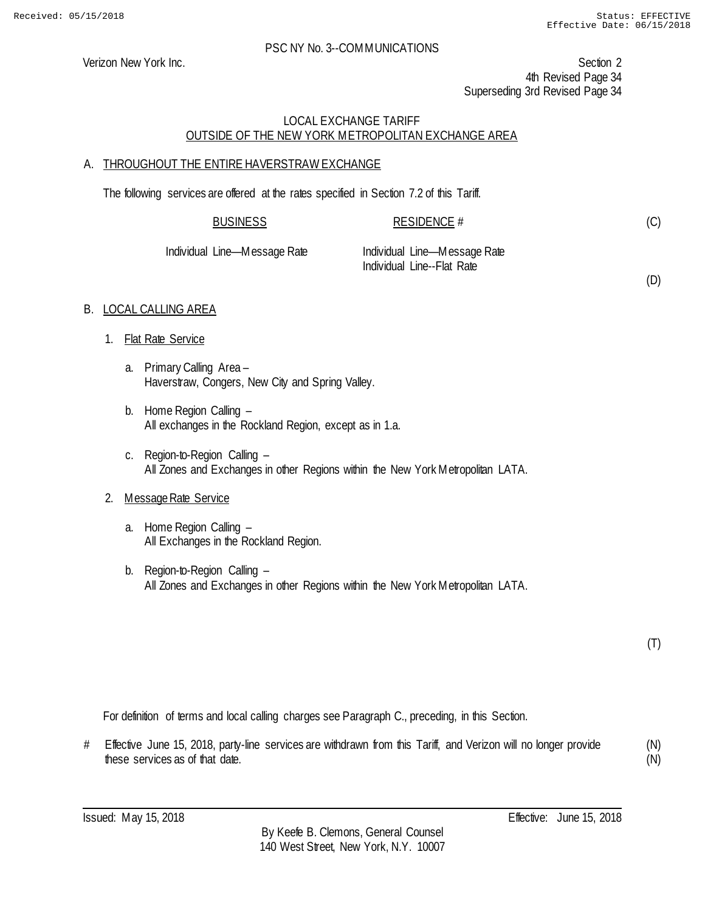PSC NY No. 3--COMMUNICATIONS

Verizon New York Inc.

Section 2
4th Revised Page 34
Superseding 3rd Revised Page 34

LOCAL EXCHANGE TARIFF
OUTSIDE OF THE NEW YORK METROPOLITAN EXCHANGE AREA

A. THROUGHOUT THE ENTIRE HAVERSTRAW EXCHANGE

The following services are offered at the rates specified in Section 7.2 of this Tariff.

| BUSINESS | RESIDENCE # | |
|---|---|---|
| | | (C) |
| Individual Line—Message Rate | Individual Line—Message Rate | |
| | Individual Line--Flat Rate | |
| | | (D) |

B. LOCAL CALLING AREA

1. Flat Rate Service

   a. Primary Calling Area –
      Haverstraw, Congers, New City and Spring Valley.

   b. Home Region Calling –
      All exchanges in the Rockland Region, except as in 1.a.

   c. Region-to-Region Calling –
      All Zones and Exchanges in other Regions within the New York Metropolitan LATA.

2. Message Rate Service

   a. Home Region Calling –
      All Exchanges in the Rockland Region.

   b. Region-to-Region Calling –
      All Zones and Exchanges in other Regions within the New York Metropolitan LATA.

(T)

For definition of terms and local calling charges see Paragraph C., preceding, in this Section.

# Effective June 15, 2018, party-line services are withdrawn from this Tariff, and Verizon will no longer provide these services as of that date. (N)
(N)

Issued: May 15, 2018 Effective: June 15, 2018

By Keefe B. Clemons, General Counsel
140 West Street, New York, N.Y. 10007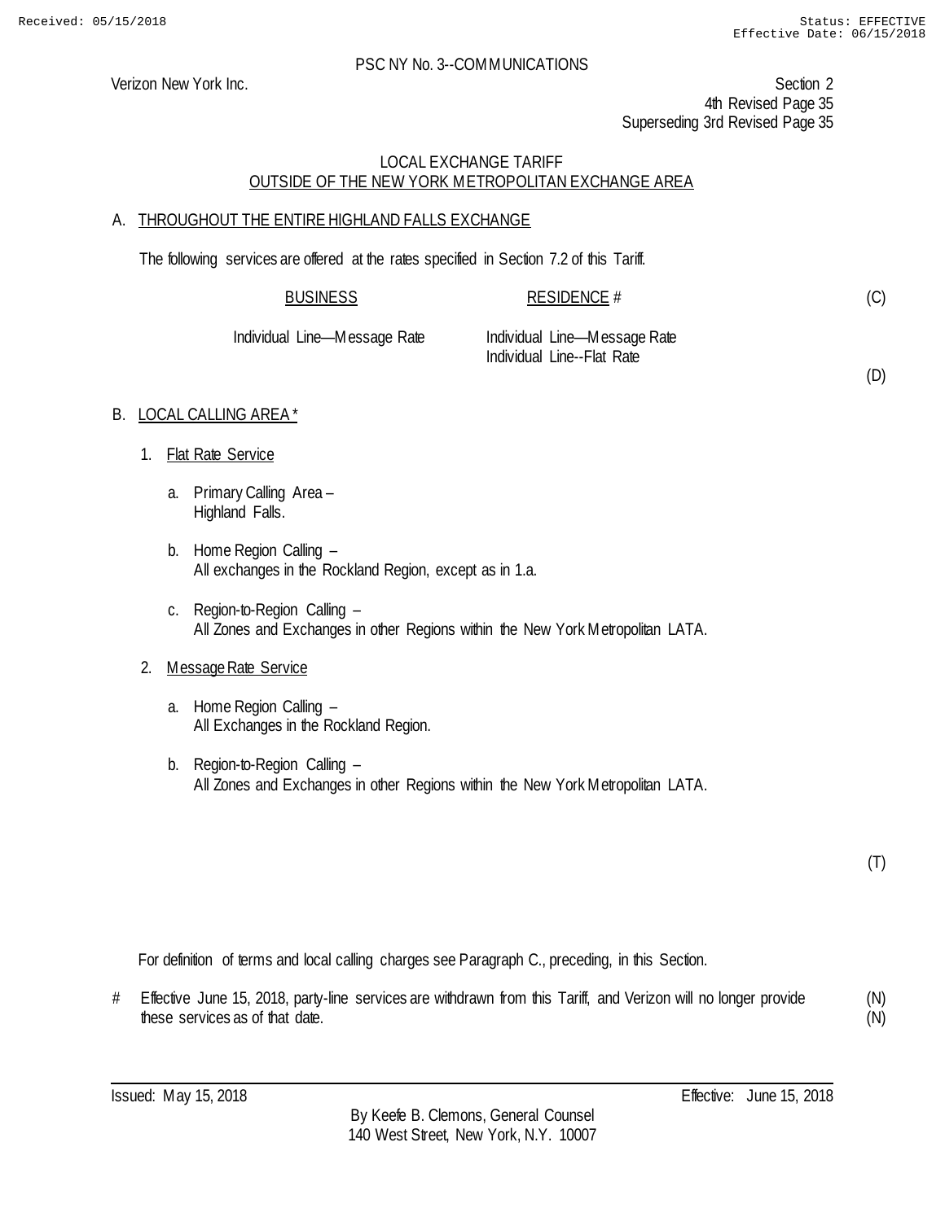Verizon New York Inc.

PSC NY No. 3--COMMUNICATIONS

Section 2
4th Revised Page 35
Superseding 3rd Revised Page 35

LOCAL EXCHANGE TARIFF
OUTSIDE OF THE NEW YORK METROPOLITAN EXCHANGE AREA

A. THROUGHOUT THE ENTIRE HIGHLAND FALLS EXCHANGE

The following services are offered at the rates specified in Section 7.2 of this Tariff.

| BUSINESS | RESIDENCE # | |
|---|---|---|
| | | (C) |
| Individual Line—Message Rate | Individual Line—Message Rate | |
| | Individual Line--Flat Rate | |
| | | (D) |

B. LOCAL CALLING AREA *

1. Flat Rate Service

   a. Primary Calling Area –
      Highland Falls.

   b. Home Region Calling –
      All exchanges in the Rockland Region, except as in 1.a.

   c. Region-to-Region Calling –
      All Zones and Exchanges in other Regions within the New York Metropolitan LATA.

2. Message Rate Service

   a. Home Region Calling –
      All Exchanges in the Rockland Region.

   b. Region-to-Region Calling –
      All Zones and Exchanges in other Regions within the New York Metropolitan LATA.

(T)

For definition of terms and local calling charges see Paragraph C., preceding, in this Section.

# Effective June 15, 2018, party-line services are withdrawn from this Tariff, and Verizon will no longer provide these services as of that date. (N)
(N)

Issued: May 15, 2018

Effective: June 15, 2018

By Keefe B. Clemons, General Counsel
140 West Street, New York, N.Y. 10007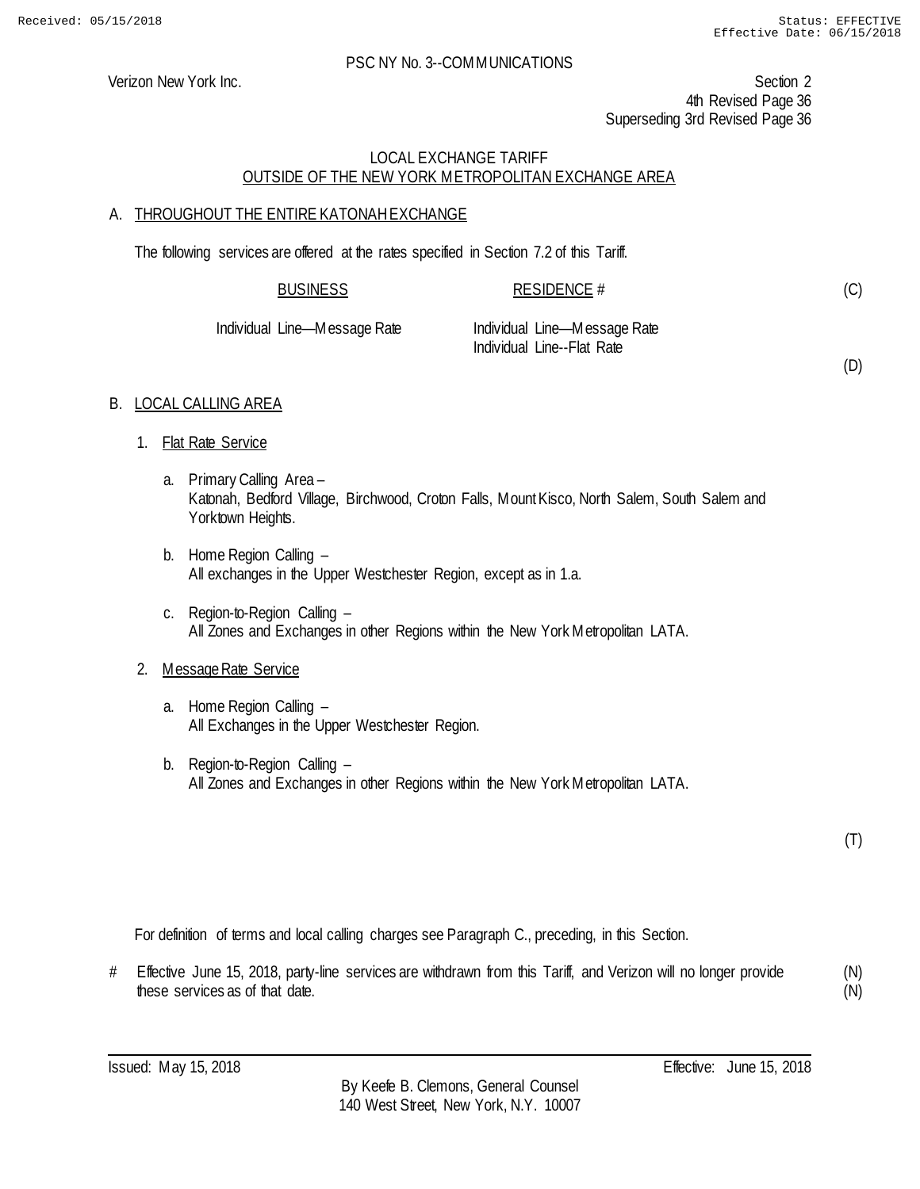PSC NY No. 3--COMMUNICATIONS

Verizon New York Inc.

Section 2
4th Revised Page 36
Superseding 3rd Revised Page 36

LOCAL EXCHANGE TARIFF
OUTSIDE OF THE NEW YORK METROPOLITAN EXCHANGE AREA

## A. THROUGHOUT THE ENTIRE KATONAH EXCHANGE

The following services are offered at the rates specified in Section 7.2 of this Tariff.

| BUSINESS | RESIDENCE # | |
|---|---|---|
| | | (C) |
| Individual Line—Message Rate | Individual Line—Message Rate<br>Individual Line--Flat Rate | |
| | | (D) |

## B. LOCAL CALLING AREA

1. Flat Rate Service

   a. Primary Calling Area –
   Katonah, Bedford Village, Birchwood, Croton Falls, Mount Kisco, North Salem, South Salem and Yorktown Heights.

   b. Home Region Calling –
   All exchanges in the Upper Westchester Region, except as in 1.a.

   c. Region-to-Region Calling –
   All Zones and Exchanges in other Regions within the New York Metropolitan LATA.

2. Message Rate Service

   a. Home Region Calling –
   All Exchanges in the Upper Westchester Region.

   b. Region-to-Region Calling –
   All Zones and Exchanges in other Regions within the New York Metropolitan LATA.

(T)

For definition of terms and local calling charges see Paragraph C., preceding, in this Section.

\# Effective June 15, 2018, party-line services are withdrawn from this Tariff, and Verizon will no longer provide these services as of that date. (N)

Issued: May 15, 2018

Effective: June 15, 2018

By Keefe B. Clemons, General Counsel
140 West Street, New York, N.Y. 10007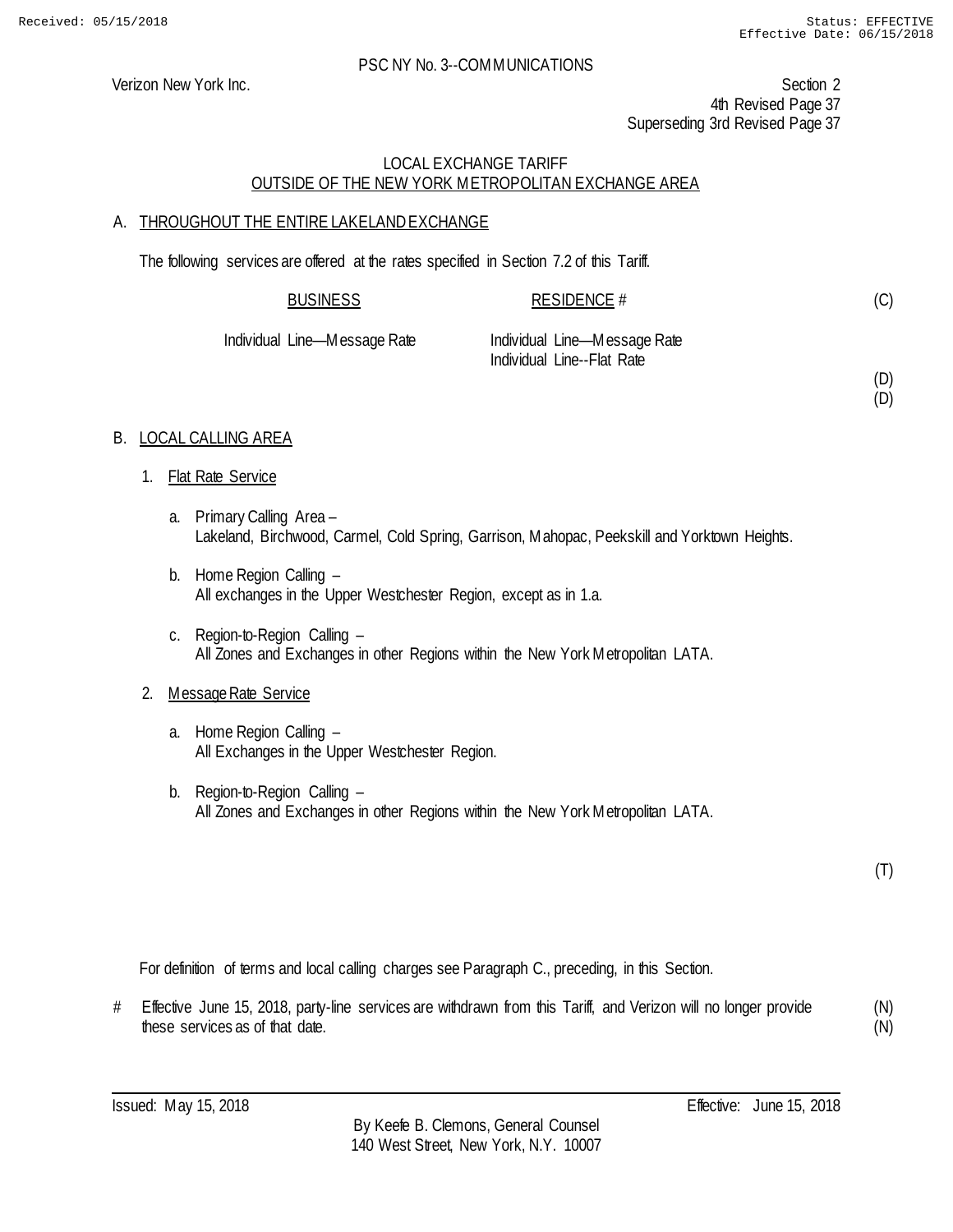PSC NY No. 3--COMMUNICATIONS

Verizon New York Inc.

Section 2
4th Revised Page 37
Superseding 3rd Revised Page 37

## LOCAL EXCHANGE TARIFF
## OUTSIDE OF THE NEW YORK METROPOLITAN EXCHANGE AREA

### A. THROUGHOUT THE ENTIRE LAKELAND EXCHANGE

The following services are offered at the rates specified in Section 7.2 of this Tariff.

| BUSINESS | RESIDENCE # | |
|---|---|---|
| | | (C) |
| Individual Line—Message Rate | Individual Line—Message Rate | |
| | Individual Line--Flat Rate | |
| | | (D) |
| | | (D) |

### B. LOCAL CALLING AREA

1. Flat Rate Service

   a. Primary Calling Area –
   Lakeland, Birchwood, Carmel, Cold Spring, Garrison, Mahopac, Peekskill and Yorktown Heights.

   b. Home Region Calling –
   All exchanges in the Upper Westchester Region, except as in 1.a.

   c. Region-to-Region Calling –
   All Zones and Exchanges in other Regions within the New York Metropolitan LATA.

2. Message Rate Service

   a. Home Region Calling –
   All Exchanges in the Upper Westchester Region.

   b. Region-to-Region Calling –
   All Zones and Exchanges in other Regions within the New York Metropolitan LATA.

(T)

For definition of terms and local calling charges see Paragraph C., preceding, in this Section.

# Effective June 15, 2018, party-line services are withdrawn from this Tariff, and Verizon will no longer provide these services as of that date. (N) (N)

Issued: May 15, 2018    Effective: June 15, 2018

By Keefe B. Clemons, General Counsel
140 West Street, New York, N.Y. 10007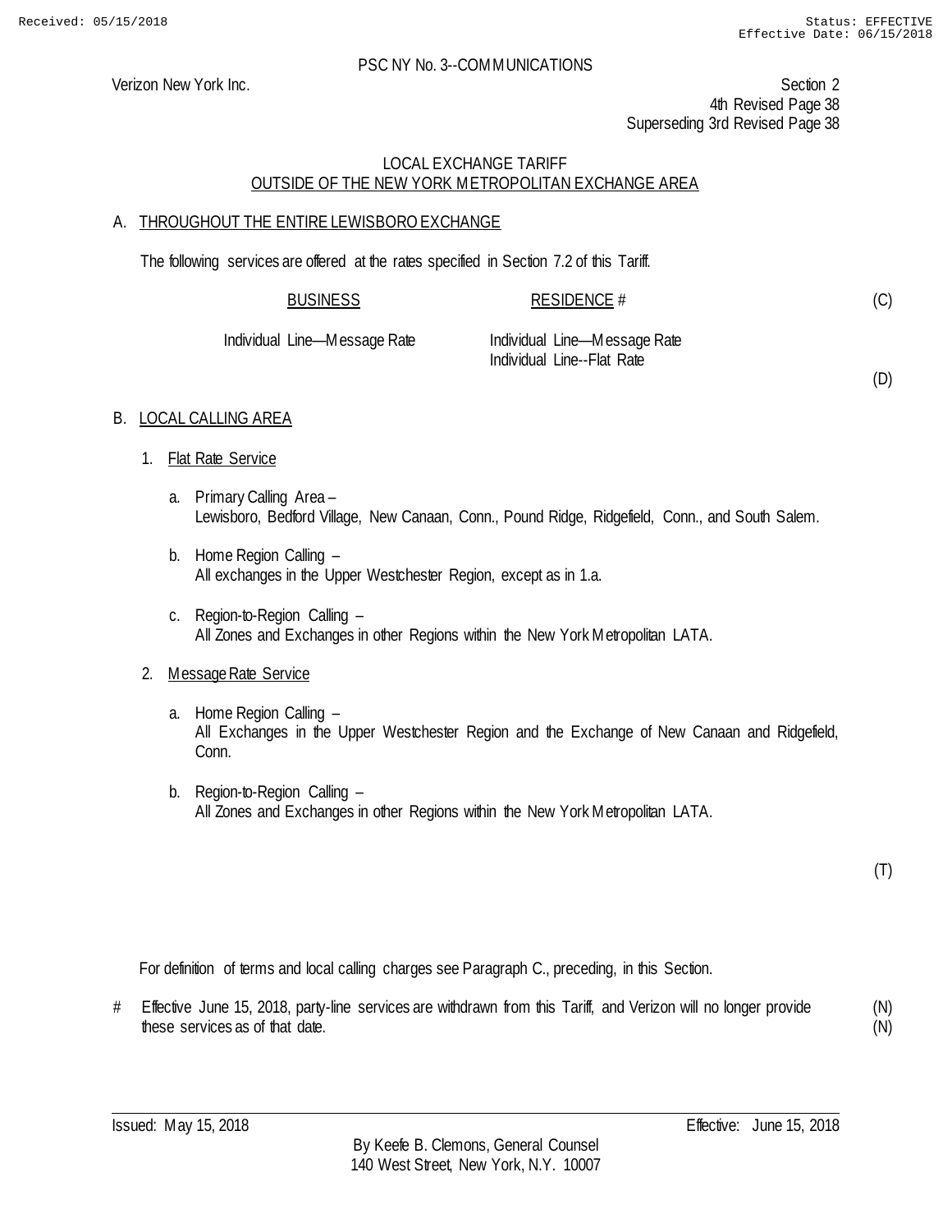PSC NY No. 3--COMMUNICATIONS

Verizon New York Inc.

Section 2
4th Revised Page 38
Superseding 3rd Revised Page 38

## LOCAL EXCHANGE TARIFF
## OUTSIDE OF THE NEW YORK METROPOLITAN EXCHANGE AREA

### A. THROUGHOUT THE ENTIRE LEWISBORO EXCHANGE

The following services are offered at the rates specified in Section 7.2 of this Tariff.

| BUSINESS | RESIDENCE # | |
|---|---|---|
| | | (C) |
| Individual Line—Message Rate | Individual Line—Message Rate | |
| | Individual Line--Flat Rate | |
| | | (D) |

### B. LOCAL CALLING AREA

1. Flat Rate Service

   a. Primary Calling Area –
      Lewisboro, Bedford Village, New Canaan, Conn., Pound Ridge, Ridgefield, Conn., and South Salem.

   b. Home Region Calling –
      All exchanges in the Upper Westchester Region, except as in 1.a.

   c. Region-to-Region Calling –
      All Zones and Exchanges in other Regions within the New York Metropolitan LATA.

2. Message Rate Service

   a. Home Region Calling –
      All Exchanges in the Upper Westchester Region and the Exchange of New Canaan and Ridgefield, Conn.

   b. Region-to-Region Calling –
      All Zones and Exchanges in other Regions within the New York Metropolitan LATA.

(T)

For definition of terms and local calling charges see Paragraph C., preceding, in this Section.

\# Effective June 15, 2018, party-line services are withdrawn from this Tariff, and Verizon will no longer provide these services as of that date. (N)(N)

Issued: May 15, 2018

Effective: June 15, 2018

By Keefe B. Clemons, General Counsel
140 West Street, New York, N.Y. 10007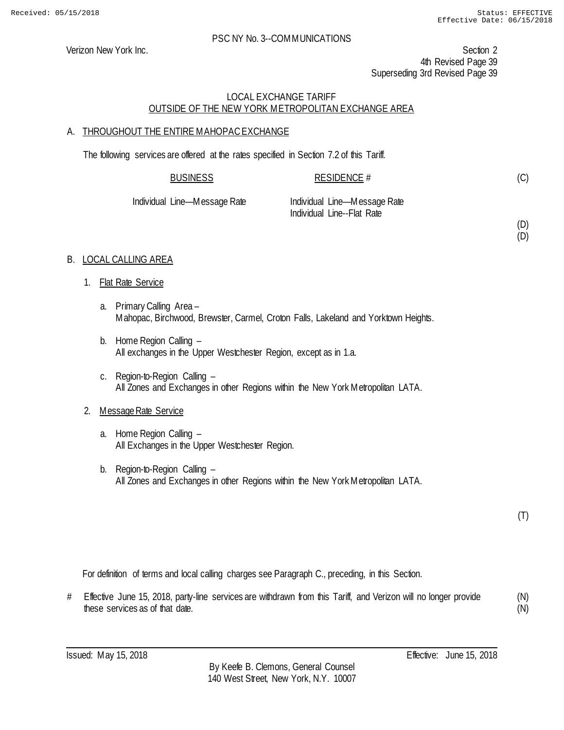PSC NY No. 3--COMMUNICATIONS

Verizon New York Inc.

Section 2
4th Revised Page 39
Superseding 3rd Revised Page 39

LOCAL EXCHANGE TARIFF
OUTSIDE OF THE NEW YORK METROPOLITAN EXCHANGE AREA

A. THROUGHOUT THE ENTIRE MAHOPAC EXCHANGE

The following services are offered at the rates specified in Section 7.2 of this Tariff.

| BUSINESS | RESIDENCE # | |
|---|---|---|
| | | (C) |
| Individual Line—Message Rate | Individual Line—Message Rate | |
| | Individual Line--Flat Rate | |
| | | (D) |
| | | (D) |

B. LOCAL CALLING AREA

1. Flat Rate Service

   a. Primary Calling Area –
      Mahopac, Birchwood, Brewster, Carmel, Croton Falls, Lakeland and Yorktown Heights.

   b. Home Region Calling –
      All exchanges in the Upper Westchester Region, except as in 1.a.

   c. Region-to-Region Calling –
      All Zones and Exchanges in other Regions within the New York Metropolitan LATA.

2. Message Rate Service

   a. Home Region Calling –
      All Exchanges in the Upper Westchester Region.

   b. Region-to-Region Calling –
      All Zones and Exchanges in other Regions within the New York Metropolitan LATA.

(T)

For definition of terms and local calling charges see Paragraph C., preceding, in this Section.

\# Effective June 15, 2018, party-line services are withdrawn from this Tariff, and Verizon will no longer provide these services as of that date. (N)(N)

Issued: May 15, 2018

Effective: June 15, 2018

By Keefe B. Clemons, General Counsel
140 West Street, New York, N.Y. 10007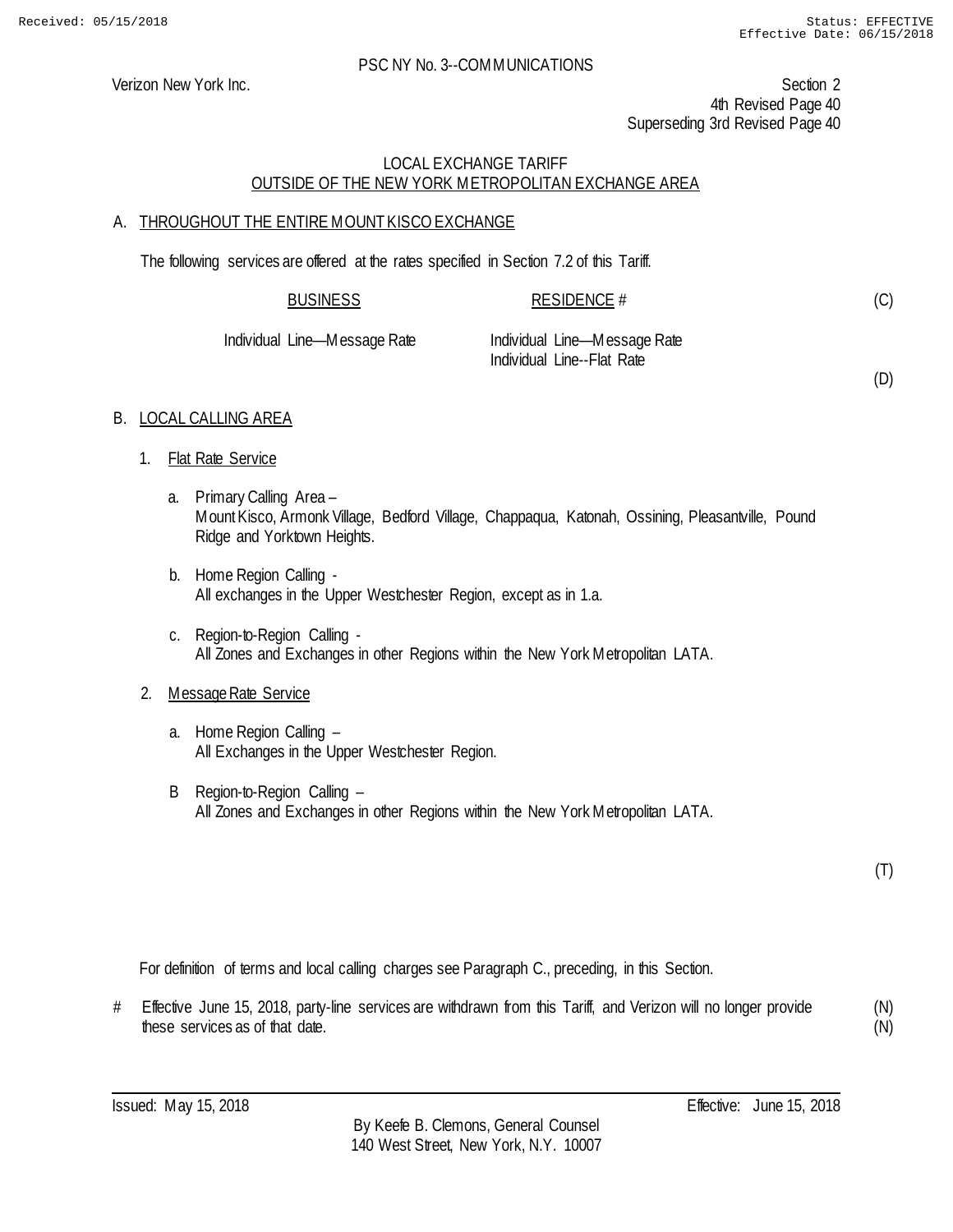PSC NY No. 3--COMMUNICATIONS

Verizon New York Inc.

Section 2
4th Revised Page 40
Superseding 3rd Revised Page 40

LOCAL EXCHANGE TARIFF
OUTSIDE OF THE NEW YORK METROPOLITAN EXCHANGE AREA

## A. THROUGHOUT THE ENTIRE MOUNT KISCO EXCHANGE

The following services are offered at the rates specified in Section 7.2 of this Tariff.

| BUSINESS | RESIDENCE # | (C) |
|---|---|---|
| Individual Line—Message Rate | Individual Line—Message Rate | |
| | Individual Line--Flat Rate | (D) |

## B. LOCAL CALLING AREA

1. Flat Rate Service

   a. Primary Calling Area –
   Mount Kisco, Armonk Village, Bedford Village, Chappaqua, Katonah, Ossining, Pleasantville, Pound Ridge and Yorktown Heights.

   b. Home Region Calling -
   All exchanges in the Upper Westchester Region, except as in 1.a.

   c. Region-to-Region Calling -
   All Zones and Exchanges in other Regions within the New York Metropolitan LATA.

2. Message Rate Service

   a. Home Region Calling –
   All Exchanges in the Upper Westchester Region.

   B Region-to-Region Calling –
   All Zones and Exchanges in other Regions within the New York Metropolitan LATA.

(T)

For definition of terms and local calling charges see Paragraph C., preceding, in this Section.

# Effective June 15, 2018, party-line services are withdrawn from this Tariff, and Verizon will no longer provide these services as of that date. (N)

Issued: May 15, 2018 Effective: June 15, 2018

By Keefe B. Clemons, General Counsel
140 West Street, New York, N.Y. 10007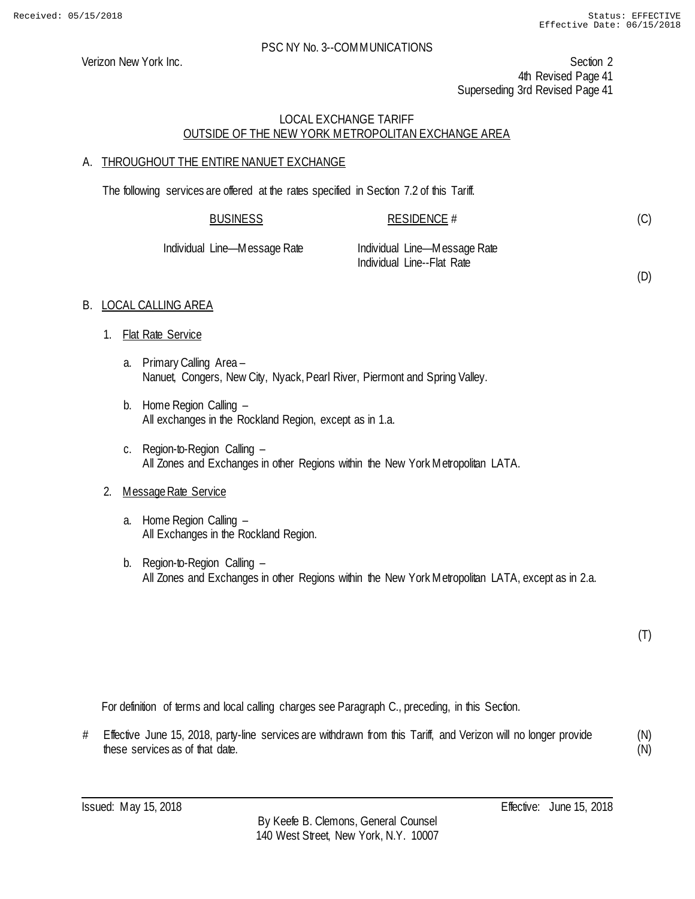PSC NY No. 3--COMMUNICATIONS

Verizon New York Inc.

Section 2
4th Revised Page 41
Superseding 3rd Revised Page 41

## LOCAL EXCHANGE TARIFF
## OUTSIDE OF THE NEW YORK METROPOLITAN EXCHANGE AREA

### A. THROUGHOUT THE ENTIRE NANUET EXCHANGE

The following services are offered at the rates specified in Section 7.2 of this Tariff.

| BUSINESS | RESIDENCE # | |
|---|---|---|
| | | (C) |
| Individual Line—Message Rate | Individual Line—Message Rate | |
| | Individual Line--Flat Rate | |
| | | (D) |

### B. LOCAL CALLING AREA

1. Flat Rate Service

   a. Primary Calling Area –
      Nanuet, Congers, New City, Nyack, Pearl River, Piermont and Spring Valley.

   b. Home Region Calling –
      All exchanges in the Rockland Region, except as in 1.a.

   c. Region-to-Region Calling –
      All Zones and Exchanges in other Regions within the New York Metropolitan LATA.

2. Message Rate Service

   a. Home Region Calling –
      All Exchanges in the Rockland Region.

   b. Region-to-Region Calling –
      All Zones and Exchanges in other Regions within the New York Metropolitan LATA, except as in 2.a.

(T)

For definition of terms and local calling charges see Paragraph C., preceding, in this Section.

# Effective June 15, 2018, party-line services are withdrawn from this Tariff, and Verizon will no longer provide these services as of that date. (N)
(N)

Issued: May 15, 2018 Effective: June 15, 2018

By Keefe B. Clemons, General Counsel
140 West Street, New York, N.Y. 10007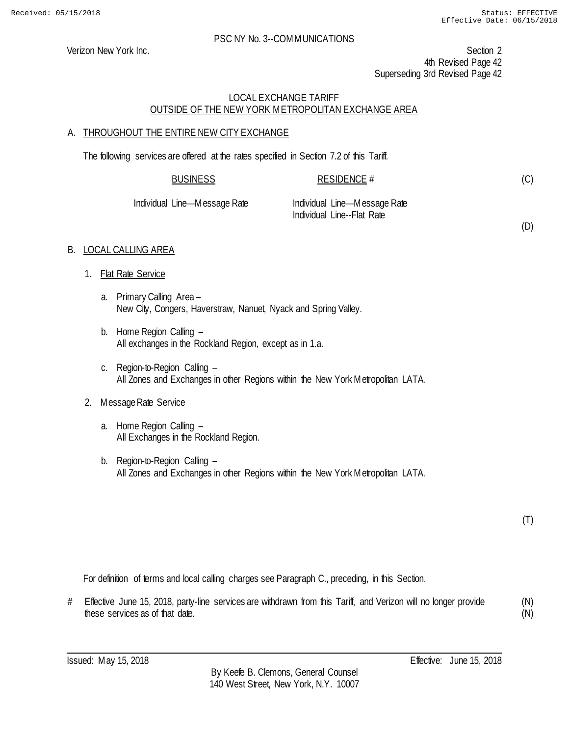PSC NY No. 3--COMMUNICATIONS

Verizon New York Inc.

Section 2
4th Revised Page 42
Superseding 3rd Revised Page 42

## LOCAL EXCHANGE TARIFF
## OUTSIDE OF THE NEW YORK METROPOLITAN EXCHANGE AREA

### A. THROUGHOUT THE ENTIRE NEW CITY EXCHANGE

The following services are offered at the rates specified in Section 7.2 of this Tariff.

| BUSINESS | RESIDENCE # | |
|---|---|---|
| | | (C) |
| Individual Line—Message Rate | Individual Line—Message Rate<br>Individual Line--Flat Rate | |
| | | (D) |

### B. LOCAL CALLING AREA

1. Flat Rate Service

   a. Primary Calling Area –
   New City, Congers, Haverstraw, Nanuet, Nyack and Spring Valley.

   b. Home Region Calling –
   All exchanges in the Rockland Region, except as in 1.a.

   c. Region-to-Region Calling –
   All Zones and Exchanges in other Regions within the New York Metropolitan LATA.

2. Message Rate Service

   a. Home Region Calling –
   All Exchanges in the Rockland Region.

   b. Region-to-Region Calling –
   All Zones and Exchanges in other Regions within the New York Metropolitan LATA.

(T)

For definition of terms and local calling charges see Paragraph C., preceding, in this Section.

# Effective June 15, 2018, party-line services are withdrawn from this Tariff, and Verizon will no longer provide these services as of that date. (N)

Issued: May 15, 2018 Effective: June 15, 2018

By Keefe B. Clemons, General Counsel
140 West Street, New York, N.Y. 10007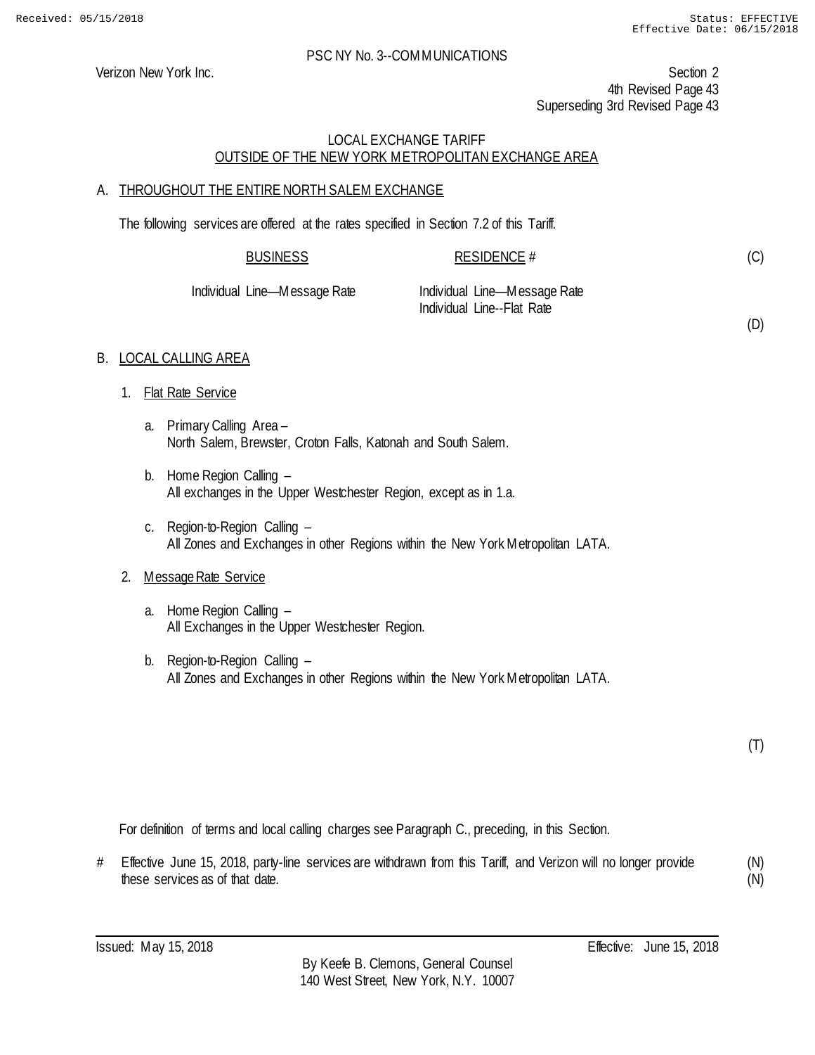PSC NY No. 3--COMMUNICATIONS

Verizon New York Inc.

Section 2
4th Revised Page 43
Superseding 3rd Revised Page 43

LOCAL EXCHANGE TARIFF
OUTSIDE OF THE NEW YORK METROPOLITAN EXCHANGE AREA

A. THROUGHOUT THE ENTIRE NORTH SALEM EXCHANGE

The following services are offered at the rates specified in Section 7.2 of this Tariff.

| BUSINESS | RESIDENCE # | (C) |
|---|---|---|
| Individual Line—Message Rate | Individual Line—Message Rate | |
| | Individual Line--Flat Rate | |
| | | (D) |

B. LOCAL CALLING AREA

1. Flat Rate Service

   a. Primary Calling Area –
      North Salem, Brewster, Croton Falls, Katonah and South Salem.

   b. Home Region Calling –
      All exchanges in the Upper Westchester Region, except as in 1.a.

   c. Region-to-Region Calling –
      All Zones and Exchanges in other Regions within the New York Metropolitan LATA.

2. Message Rate Service

   a. Home Region Calling –
      All Exchanges in the Upper Westchester Region.

   b. Region-to-Region Calling –
      All Zones and Exchanges in other Regions within the New York Metropolitan LATA.

(T)

For definition of terms and local calling charges see Paragraph C., preceding, in this Section.

# Effective June 15, 2018, party-line services are withdrawn from this Tariff, and Verizon will no longer provide these services as of that date. (N)

Issued: May 15, 2018

Effective: June 15, 2018

By Keefe B. Clemons, General Counsel
140 West Street, New York, N.Y. 10007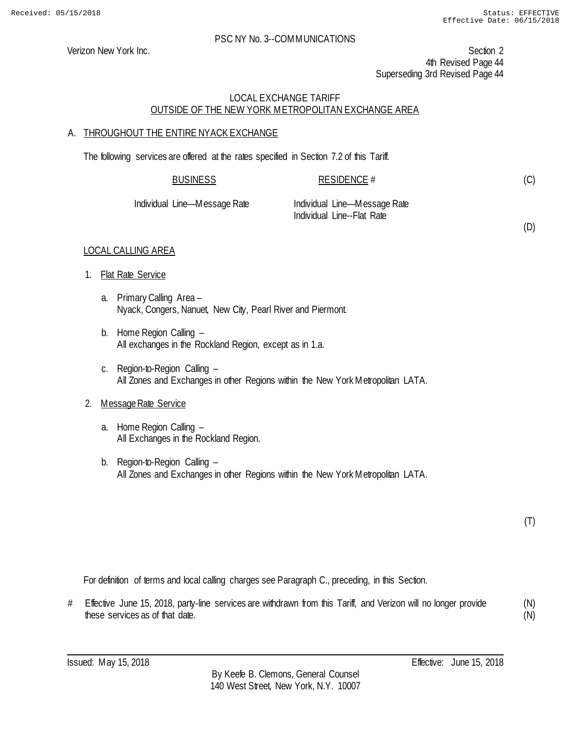Received: 05/15/2018 Status: EFFECTIVE
Effective Date: 06/15/2018

PSC NY No. 3--COMMUNICATIONS

Verizon New York Inc.

Section 2
4th Revised Page 44
Superseding 3rd Revised Page 44

LOCAL EXCHANGE TARIFF
OUTSIDE OF THE NEW YORK METROPOLITAN EXCHANGE AREA

## A. THROUGHOUT THE ENTIRE NYACK EXCHANGE

The following services are offered at the rates specified in Section 7.2 of this Tariff.

| BUSINESS | RESIDENCE # | |
|---|---|---|
| | | (C) |
| Individual Line—Message Rate | Individual Line—Message Rate | |
| | Individual Line--Flat Rate | |
| | | (D) |

### LOCAL CALLING AREA

1. Flat Rate Service

   a. Primary Calling Area –
   Nyack, Congers, Nanuet, New City, Pearl River and Piermont.

   b. Home Region Calling –
   All exchanges in the Rockland Region, except as in 1.a.

   c. Region-to-Region Calling –
   All Zones and Exchanges in other Regions within the New York Metropolitan LATA.

2. Message Rate Service

   a. Home Region Calling –
   All Exchanges in the Rockland Region.

   b. Region-to-Region Calling –
   All Zones and Exchanges in other Regions within the New York Metropolitan LATA.

(T)

For definition of terms and local calling charges see Paragraph C., preceding, in this Section.

\# Effective June 15, 2018, party-line services are withdrawn from this Tariff, and Verizon will no longer provide these services as of that date. (N)

Issued: May 15, 2018

Effective: June 15, 2018

By Keefe B. Clemons, General Counsel
140 West Street, New York, N.Y. 10007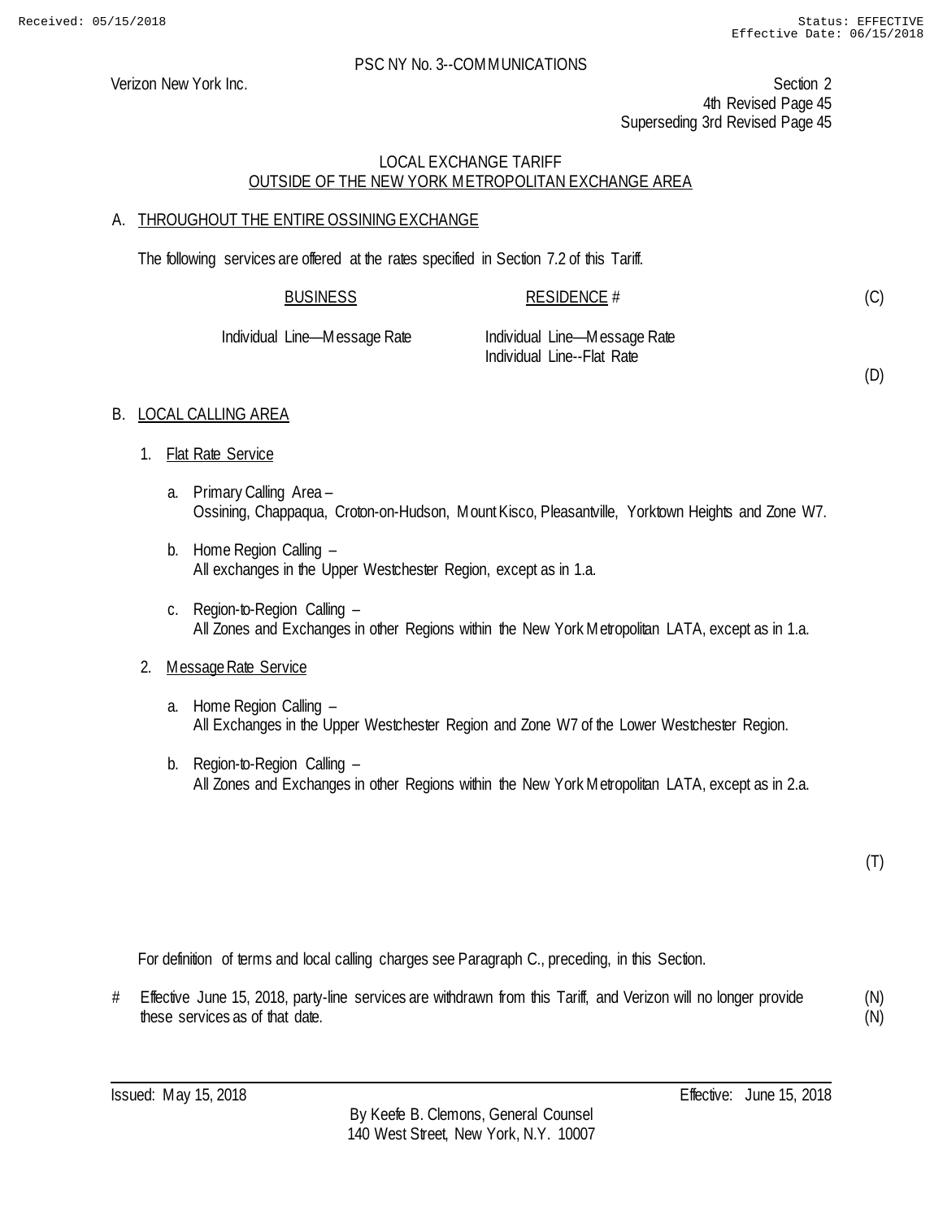Received: 05/15/2018 Status: EFFECTIVE
Effective Date: 06/15/2018

PSC NY No. 3--COMMUNICATIONS

Verizon New York Inc.

Section 2
4th Revised Page 45
Superseding 3rd Revised Page 45

LOCAL EXCHANGE TARIFF
OUTSIDE OF THE NEW YORK METROPOLITAN EXCHANGE AREA

A. THROUGHOUT THE ENTIRE OSSINING EXCHANGE

The following services are offered at the rates specified in Section 7.2 of this Tariff.

| BUSINESS | RESIDENCE # | |
|---|---|---|
| | | (C) |
| Individual Line—Message Rate | Individual Line—Message Rate | |
| | Individual Line--Flat Rate | |
| | | (D) |

B. LOCAL CALLING AREA

1. Flat Rate Service

   a. Primary Calling Area –
   Ossining, Chappaqua, Croton-on-Hudson, Mount Kisco, Pleasantville, Yorktown Heights and Zone W7.

   b. Home Region Calling –
   All exchanges in the Upper Westchester Region, except as in 1.a.

   c. Region-to-Region Calling –
   All Zones and Exchanges in other Regions within the New York Metropolitan LATA, except as in 1.a.

2. Message Rate Service

   a. Home Region Calling –
   All Exchanges in the Upper Westchester Region and Zone W7 of the Lower Westchester Region.

   b. Region-to-Region Calling –
   All Zones and Exchanges in other Regions within the New York Metropolitan LATA, except as in 2.a.

(T)

For definition of terms and local calling charges see Paragraph C., preceding, in this Section.

# Effective June 15, 2018, party-line services are withdrawn from this Tariff, and Verizon will no longer provide these services as of that date. (N)
(N)

Issued: May 15, 2018 Effective: June 15, 2018

By Keefe B. Clemons, General Counsel
140 West Street, New York, N.Y. 10007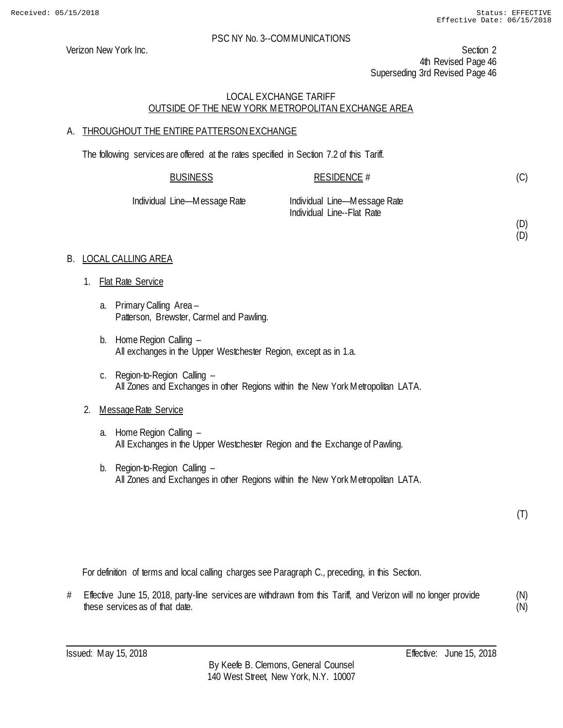PSC NY No. 3--COMMUNICATIONS

Verizon New York Inc.

Section 2
4th Revised Page 46
Superseding 3rd Revised Page 46

LOCAL EXCHANGE TARIFF
OUTSIDE OF THE NEW YORK METROPOLITAN EXCHANGE AREA

A. THROUGHOUT THE ENTIRE PATTERSON EXCHANGE

The following services are offered at the rates specified in Section 7.2 of this Tariff.

| BUSINESS | RESIDENCE # | |
|---|---|---|
| | | (C) |
| Individual Line—Message Rate | Individual Line—Message Rate | |
| | Individual Line--Flat Rate | |
| | | (D) |
| | | (D) |

B. LOCAL CALLING AREA

1. Flat Rate Service

   a. Primary Calling Area –
   Patterson, Brewster, Carmel and Pawling.

   b. Home Region Calling –
   All exchanges in the Upper Westchester Region, except as in 1.a.

   c. Region-to-Region Calling –
   All Zones and Exchanges in other Regions within the New York Metropolitan LATA.

2. Message Rate Service

   a. Home Region Calling –
   All Exchanges in the Upper Westchester Region and the Exchange of Pawling.

   b. Region-to-Region Calling –
   All Zones and Exchanges in other Regions within the New York Metropolitan LATA.

(T)

For definition of terms and local calling charges see Paragraph C., preceding, in this Section.

# Effective June 15, 2018, party-line services are withdrawn from this Tariff, and Verizon will no longer provide these services as of that date. (N) (N)

Issued: May 15, 2018 Effective: June 15, 2018

By Keefe B. Clemons, General Counsel
140 West Street, New York, N.Y. 10007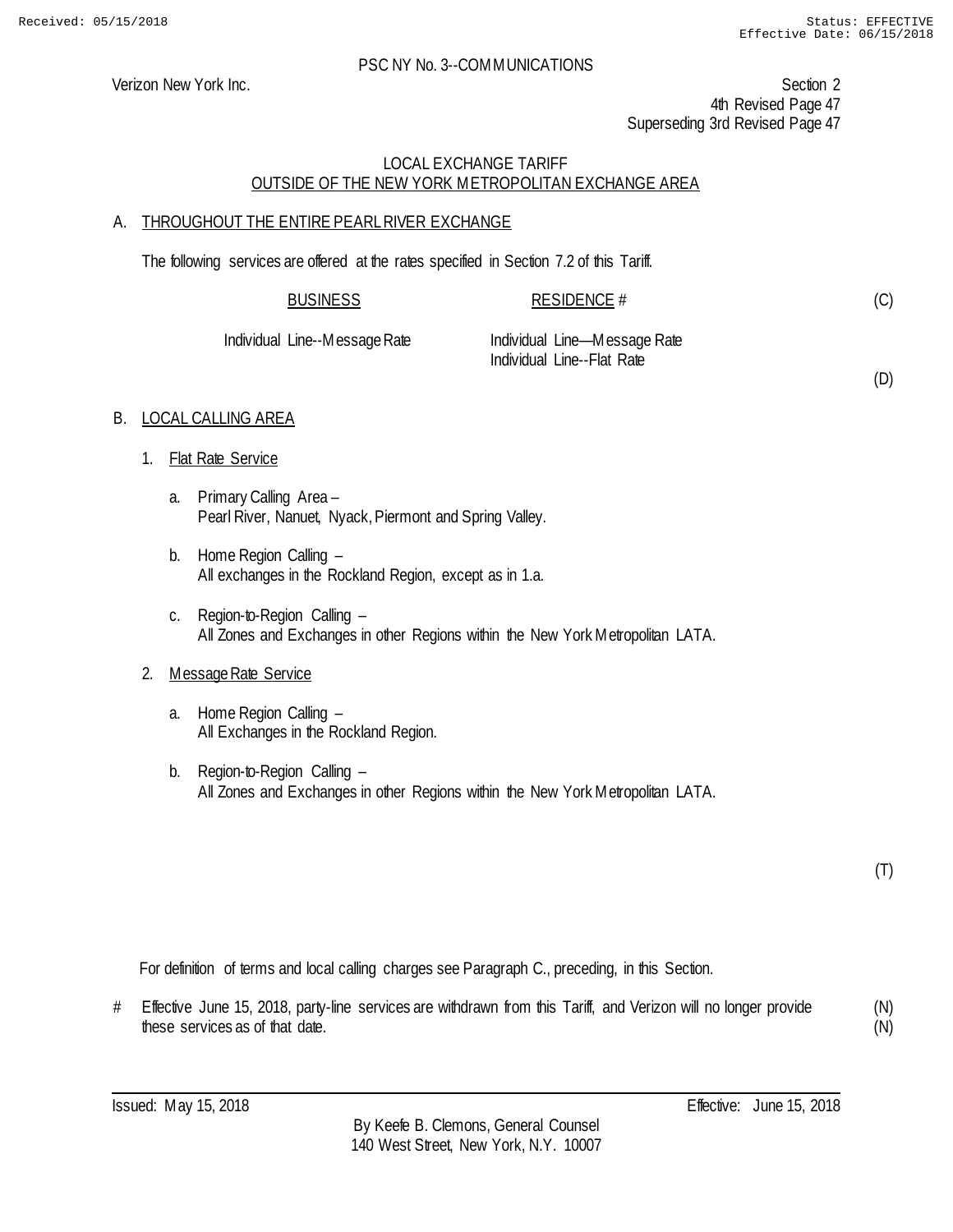PSC NY No. 3--COMMUNICATIONS

Verizon New York Inc.

Section 2
4th Revised Page 47
Superseding 3rd Revised Page 47

LOCAL EXCHANGE TARIFF
OUTSIDE OF THE NEW YORK METROPOLITAN EXCHANGE AREA

A. THROUGHOUT THE ENTIRE PEARL RIVER EXCHANGE

The following services are offered at the rates specified in Section 7.2 of this Tariff.

| BUSINESS | RESIDENCE # | |
|---|---|---|
| Individual Line--Message Rate | Individual Line—Message Rate<br>Individual Line--Flat Rate | (C)<br>(D) |

B. LOCAL CALLING AREA

1. Flat Rate Service

   a. Primary Calling Area –
      Pearl River, Nanuet, Nyack, Piermont and Spring Valley.

   b. Home Region Calling –
      All exchanges in the Rockland Region, except as in 1.a.

   c. Region-to-Region Calling –
      All Zones and Exchanges in other Regions within the New York Metropolitan LATA.

2. Message Rate Service

   a. Home Region Calling –
      All Exchanges in the Rockland Region.

   b. Region-to-Region Calling –
      All Zones and Exchanges in other Regions within the New York Metropolitan LATA.

(T)

For definition of terms and local calling charges see Paragraph C., preceding, in this Section.

# Effective June 15, 2018, party-line services are withdrawn from this Tariff, and Verizon will no longer provide these services as of that date. (N)

Issued: May 15, 2018

Effective: June 15, 2018

By Keefe B. Clemons, General Counsel
140 West Street, New York, N.Y. 10007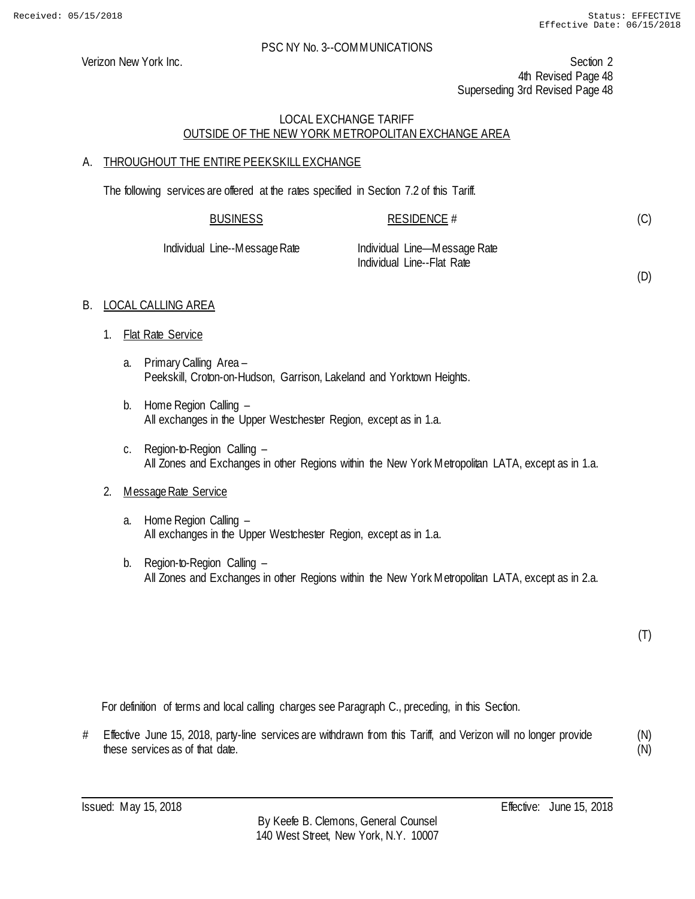Received: 05/15/2018 Status: EFFECTIVE
Effective Date: 06/15/2018

PSC NY No. 3--COMMUNICATIONS

Verizon New York Inc.

Section 2
4th Revised Page 48
Superseding 3rd Revised Page 48

LOCAL EXCHANGE TARIFF
OUTSIDE OF THE NEW YORK METROPOLITAN EXCHANGE AREA

A. THROUGHOUT THE ENTIRE PEEKSKILL EXCHANGE

The following services are offered at the rates specified in Section 7.2 of this Tariff.

| BUSINESS | RESIDENCE # | |
|---|---|---|
| | | (C) |
| Individual Line--Message Rate | Individual Line—Message Rate<br>Individual Line--Flat Rate | |
| | | (D) |

B. LOCAL CALLING AREA

1. Flat Rate Service

   a. Primary Calling Area –
      Peekskill, Croton-on-Hudson, Garrison, Lakeland and Yorktown Heights.

   b. Home Region Calling –
      All exchanges in the Upper Westchester Region, except as in 1.a.

   c. Region-to-Region Calling –
      All Zones and Exchanges in other Regions within the New York Metropolitan LATA, except as in 1.a.

2. Message Rate Service

   a. Home Region Calling –
      All exchanges in the Upper Westchester Region, except as in 1.a.

   b. Region-to-Region Calling –
      All Zones and Exchanges in other Regions within the New York Metropolitan LATA, except as in 2.a.

(T)

For definition of terms and local calling charges see Paragraph C., preceding, in this Section.

\# Effective June 15, 2018, party-line services are withdrawn from this Tariff, and Verizon will no longer provide these services as of that date. (N)
(N)

Issued: May 15, 2018 Effective: June 15, 2018

By Keefe B. Clemons, General Counsel
140 West Street, New York, N.Y. 10007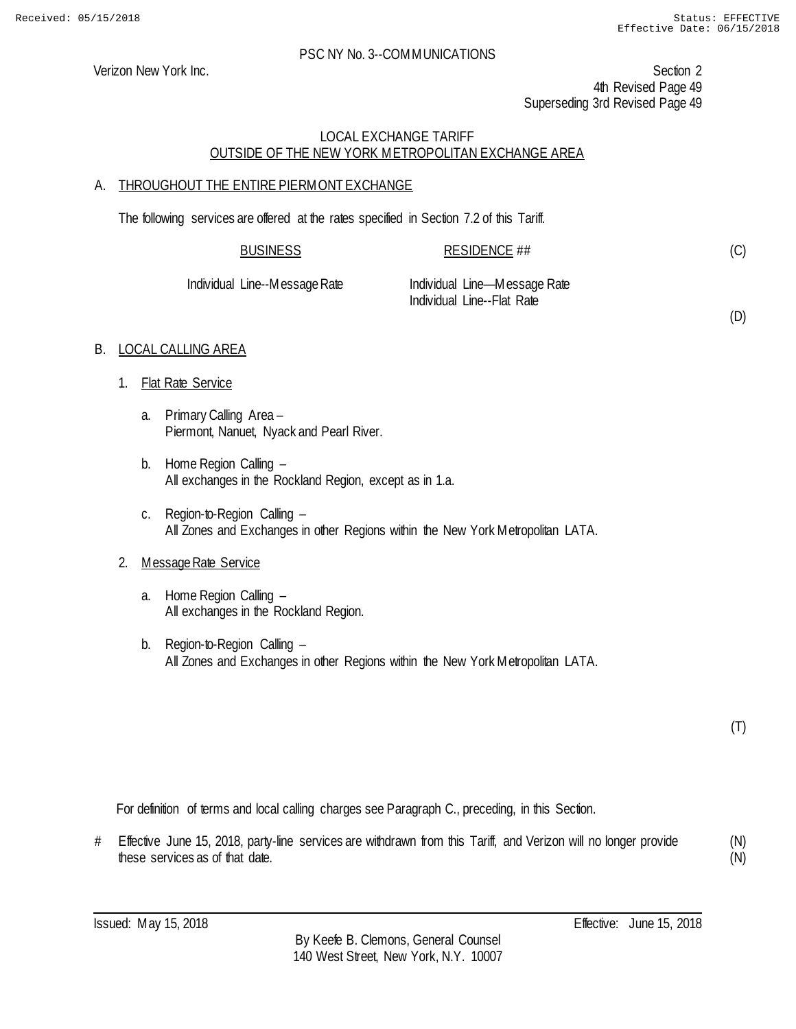Received: 05/15/2018 Status: EFFECTIVE
Effective Date: 06/15/2018

PSC NY No. 3--COMMUNICATIONS

Verizon New York Inc.

Section 2
4th Revised Page 49
Superseding 3rd Revised Page 49

LOCAL EXCHANGE TARIFF
OUTSIDE OF THE NEW YORK METROPOLITAN EXCHANGE AREA

A. THROUGHOUT THE ENTIRE PIERMONT EXCHANGE

The following services are offered at the rates specified in Section 7.2 of this Tariff.

| BUSINESS | RESIDENCE ## | |
|---|---|---|
| | | (C) |
| Individual Line--Message Rate | Individual Line—Message Rate | |
| | Individual Line--Flat Rate | |
| | | (D) |

B. LOCAL CALLING AREA

1. Flat Rate Service

   a. Primary Calling Area –
   Piermont, Nanuet, Nyack and Pearl River.

   b. Home Region Calling –
   All exchanges in the Rockland Region, except as in 1.a.

   c. Region-to-Region Calling –
   All Zones and Exchanges in other Regions within the New York Metropolitan LATA.

2. Message Rate Service

   a. Home Region Calling –
   All exchanges in the Rockland Region.

   b. Region-to-Region Calling –
   All Zones and Exchanges in other Regions within the New York Metropolitan LATA.

(T)

For definition of terms and local calling charges see Paragraph C., preceding, in this Section.

\# Effective June 15, 2018, party-line services are withdrawn from this Tariff, and Verizon will no longer provide these services as of that date. (N)
(N)

Issued: May 15, 2018 Effective: June 15, 2018

By Keefe B. Clemons, General Counsel
140 West Street, New York, N.Y. 10007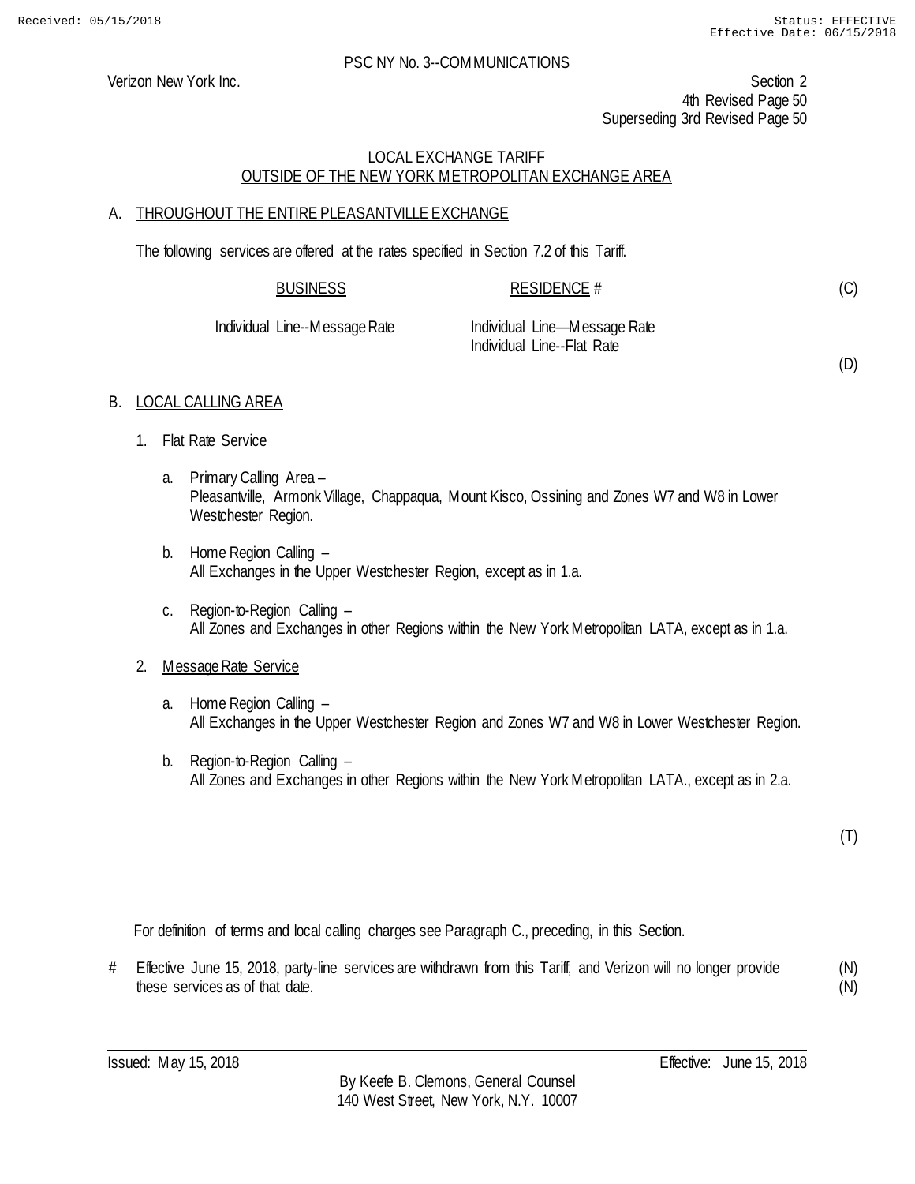Received: 05/15/2018 Status: EFFECTIVE
Effective Date: 06/15/2018

PSC NY No. 3--COMMUNICATIONS

Verizon New York Inc.

Section 2
4th Revised Page 50
Superseding 3rd Revised Page 50

LOCAL EXCHANGE TARIFF
OUTSIDE OF THE NEW YORK METROPOLITAN EXCHANGE AREA

A. THROUGHOUT THE ENTIRE PLEASANTVILLE EXCHANGE

The following services are offered at the rates specified in Section 7.2 of this Tariff.

| BUSINESS | RESIDENCE # | (C) |
|---|---|---|
| Individual Line--Message Rate | Individual Line—Message Rate<br>Individual Line--Flat Rate | (D) |

B. LOCAL CALLING AREA

1. Flat Rate Service

   a. Primary Calling Area –
   Pleasantville, Armonk Village, Chappaqua, Mount Kisco, Ossining and Zones W7 and W8 in Lower Westchester Region.

   b. Home Region Calling –
   All Exchanges in the Upper Westchester Region, except as in 1.a.

   c. Region-to-Region Calling –
   All Zones and Exchanges in other Regions within the New York Metropolitan LATA, except as in 1.a.

2. Message Rate Service

   a. Home Region Calling –
   All Exchanges in the Upper Westchester Region and Zones W7 and W8 in Lower Westchester Region.

   b. Region-to-Region Calling –
   All Zones and Exchanges in other Regions within the New York Metropolitan LATA., except as in 2.a.

(T)

For definition of terms and local calling charges see Paragraph C., preceding, in this Section.

# Effective June 15, 2018, party-line services are withdrawn from this Tariff, and Verizon will no longer provide these services as of that date. (N)

Issued: May 15, 2018 Effective: June 15, 2018

By Keefe B. Clemons, General Counsel
140 West Street, New York, N.Y. 10007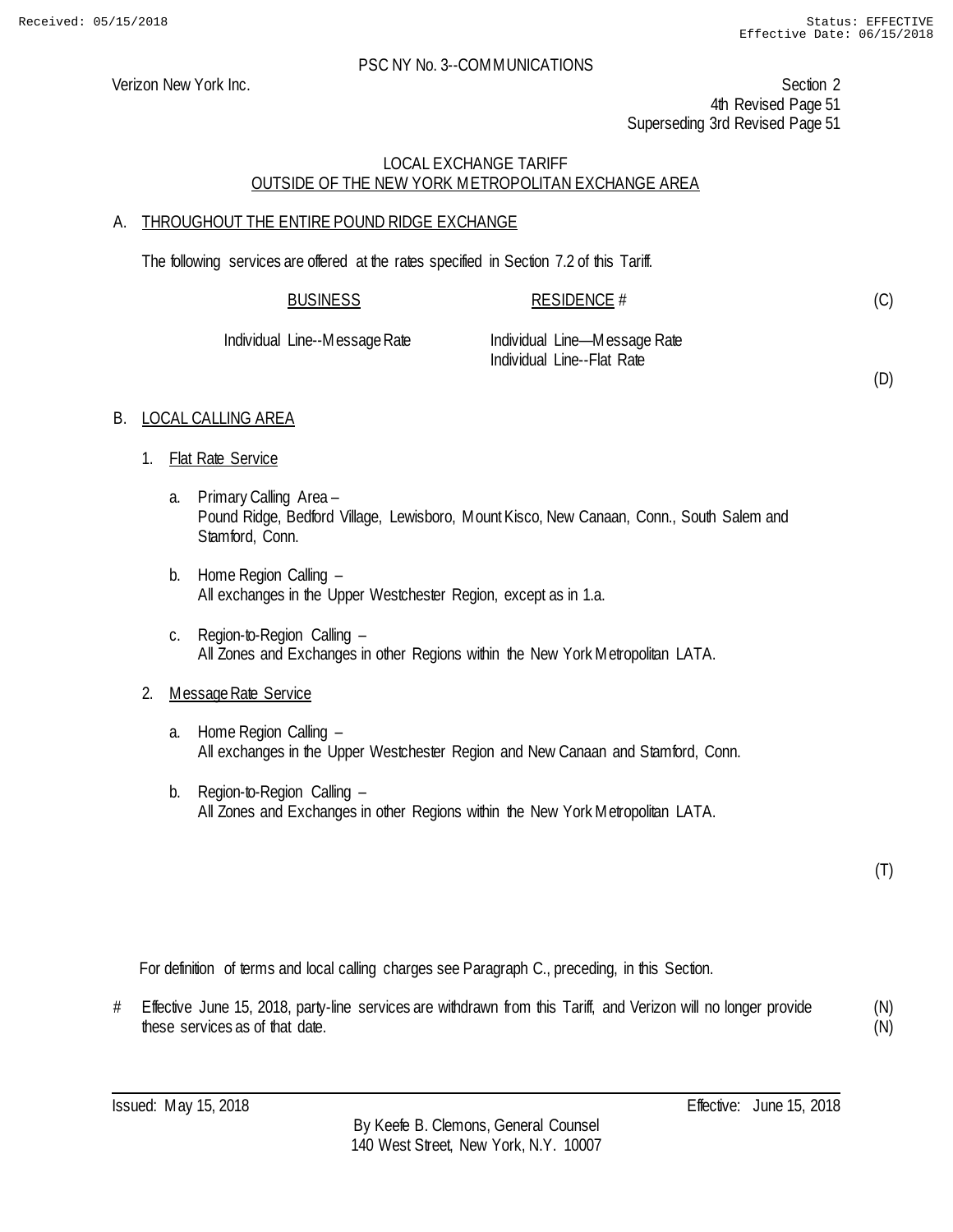Received: 05/15/2018 Status: EFFECTIVE
Effective Date: 06/15/2018

PSC NY No. 3--COMMUNICATIONS

Verizon New York Inc.

Section 2
4th Revised Page 51
Superseding 3rd Revised Page 51

LOCAL EXCHANGE TARIFF
OUTSIDE OF THE NEW YORK METROPOLITAN EXCHANGE AREA

A. THROUGHOUT THE ENTIRE POUND RIDGE EXCHANGE

The following services are offered at the rates specified in Section 7.2 of this Tariff.

| BUSINESS | RESIDENCE # | |
|---|---|---|
| | | (C) |
| Individual Line--Message Rate | Individual Line—Message Rate | |
| | Individual Line--Flat Rate | |
| | | (D) |

B. LOCAL CALLING AREA

1. Flat Rate Service

   a. Primary Calling Area –
      Pound Ridge, Bedford Village, Lewisboro, Mount Kisco, New Canaan, Conn., South Salem and Stamford, Conn.

   b. Home Region Calling –
      All exchanges in the Upper Westchester Region, except as in 1.a.

   c. Region-to-Region Calling –
      All Zones and Exchanges in other Regions within the New York Metropolitan LATA.

2. Message Rate Service

   a. Home Region Calling –
      All exchanges in the Upper Westchester Region and New Canaan and Stamford, Conn.

   b. Region-to-Region Calling –
      All Zones and Exchanges in other Regions within the New York Metropolitan LATA.

(T)

For definition of terms and local calling charges see Paragraph C., preceding, in this Section.

# Effective June 15, 2018, party-line services are withdrawn from this Tariff, and Verizon will no longer provide these services as of that date. (N)
(N)

Issued: May 15, 2018 Effective: June 15, 2018

By Keefe B. Clemons, General Counsel
140 West Street, New York, N.Y. 10007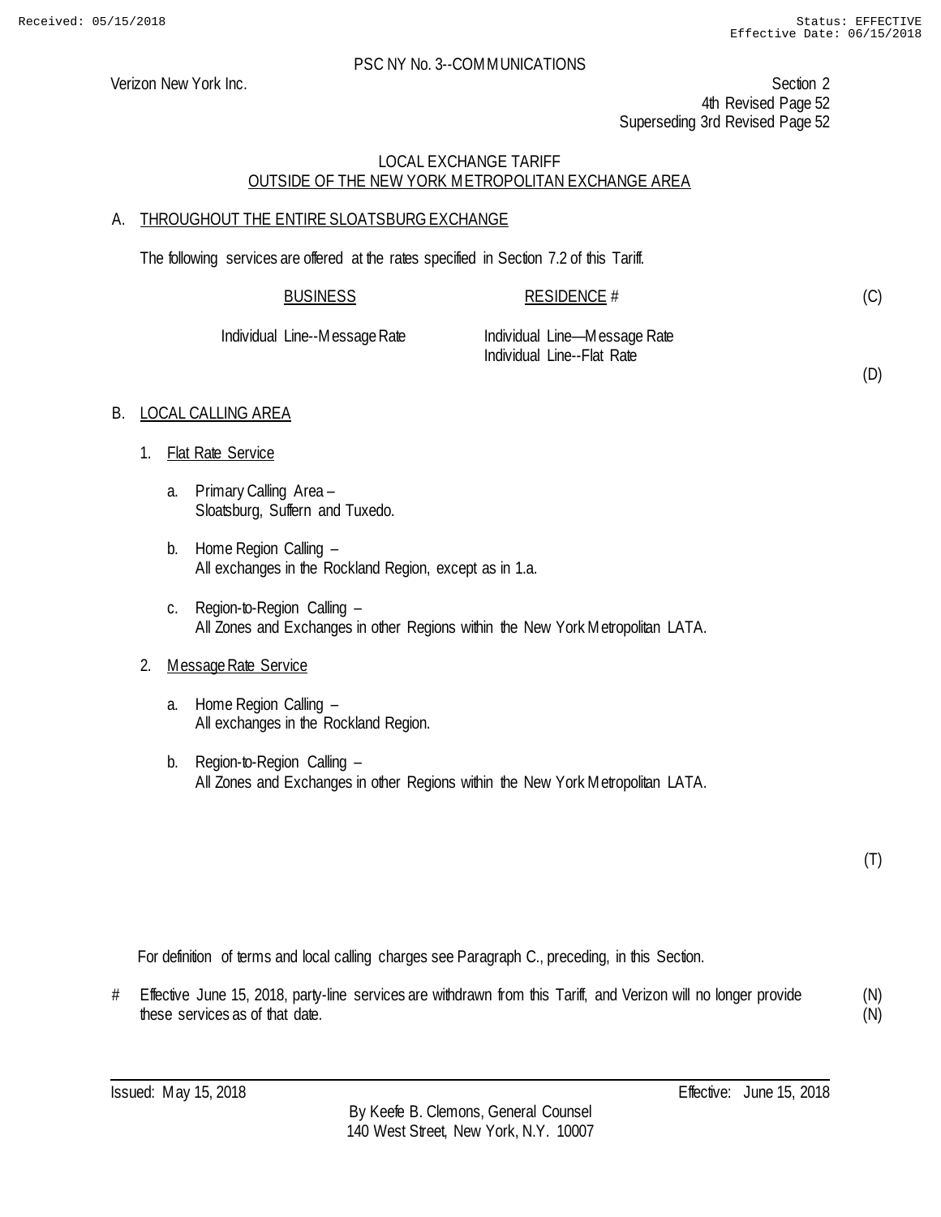Received: 05/15/2018 Status: EFFECTIVE
Effective Date: 06/15/2018

PSC NY No. 3--COMMUNICATIONS

Verizon New York Inc.

Section 2
4th Revised Page 52
Superseding 3rd Revised Page 52

LOCAL EXCHANGE TARIFF
OUTSIDE OF THE NEW YORK METROPOLITAN EXCHANGE AREA

A. THROUGHOUT THE ENTIRE SLOATSBURG EXCHANGE

The following services are offered at the rates specified in Section 7.2 of this Tariff.

| BUSINESS | RESIDENCE # |
|---|---|
| Individual Line--Message Rate | Individual Line—Message Rate<br>Individual Line--Flat Rate |

(C)

(D)

B. LOCAL CALLING AREA

1. Flat Rate Service

   a. Primary Calling Area –
      Sloatsburg, Suffern and Tuxedo.

   b. Home Region Calling –
      All exchanges in the Rockland Region, except as in 1.a.

   c. Region-to-Region Calling –
      All Zones and Exchanges in other Regions within the New York Metropolitan LATA.

2. Message Rate Service

   a. Home Region Calling –
      All exchanges in the Rockland Region.

   b. Region-to-Region Calling –
      All Zones and Exchanges in other Regions within the New York Metropolitan LATA.

(T)

For definition of terms and local calling charges see Paragraph C., preceding, in this Section.

\# Effective June 15, 2018, party-line services are withdrawn from this Tariff, and Verizon will no longer provide these services as of that date. (N)

Issued: May 15, 2018 Effective: June 15, 2018

By Keefe B. Clemons, General Counsel
140 West Street, New York, N.Y. 10007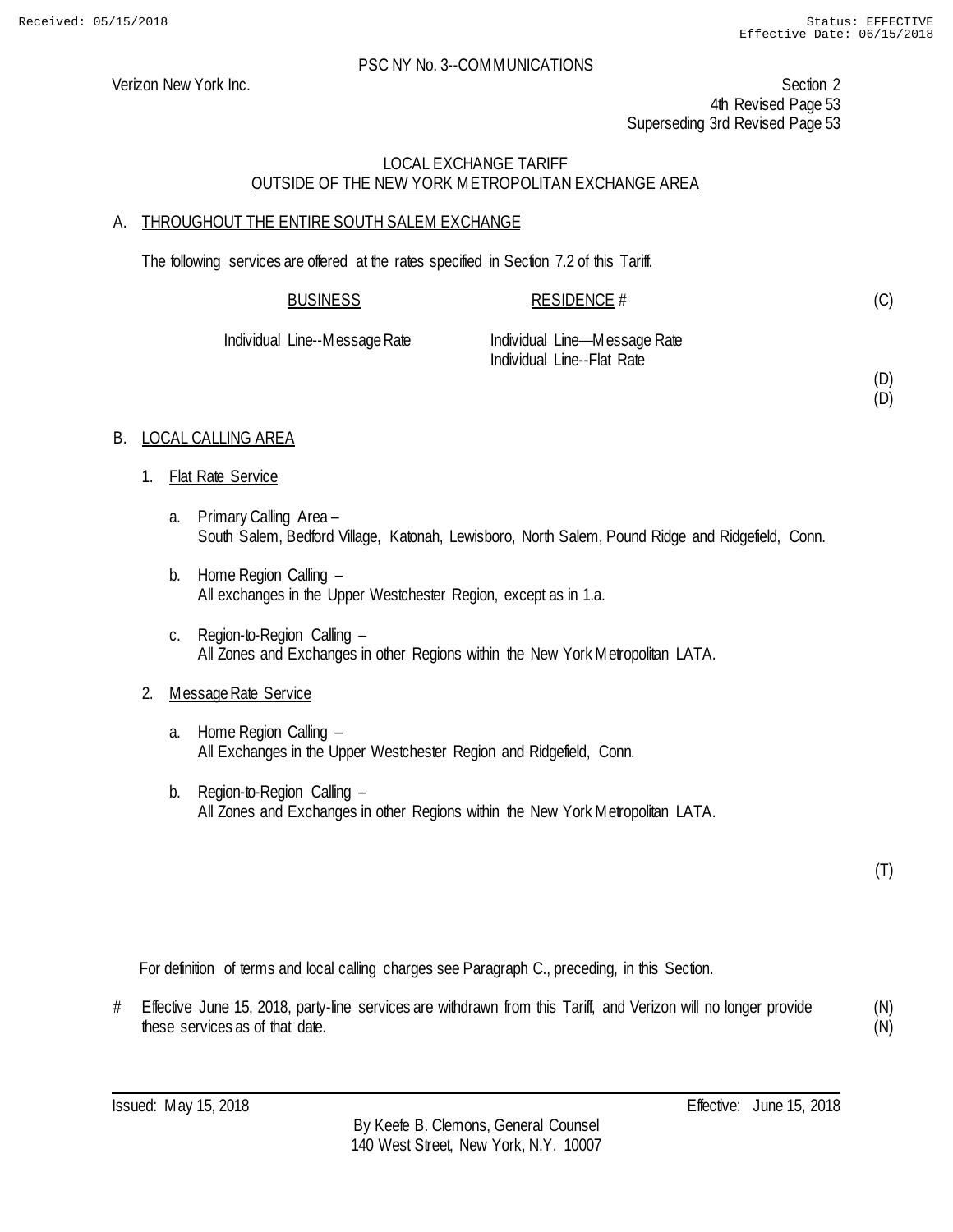PSC NY No. 3--COMMUNICATIONS

Verizon New York Inc.

Section 2
4th Revised Page 53
Superseding 3rd Revised Page 53

LOCAL EXCHANGE TARIFF
OUTSIDE OF THE NEW YORK METROPOLITAN EXCHANGE AREA

A. THROUGHOUT THE ENTIRE SOUTH SALEM EXCHANGE

The following services are offered at the rates specified in Section 7.2 of this Tariff.

| BUSINESS | RESIDENCE # | (C) |
|---|---|---|
| Individual Line--Message Rate | Individual Line—Message Rate<br>Individual Line--Flat Rate | |
| | | (D)<br>(D) |

B. LOCAL CALLING AREA

1. Flat Rate Service

   a. Primary Calling Area –
   South Salem, Bedford Village, Katonah, Lewisboro, North Salem, Pound Ridge and Ridgefield, Conn.

   b. Home Region Calling –
   All exchanges in the Upper Westchester Region, except as in 1.a.

   c. Region-to-Region Calling –
   All Zones and Exchanges in other Regions within the New York Metropolitan LATA.

2. Message Rate Service

   a. Home Region Calling –
   All Exchanges in the Upper Westchester Region and Ridgefield, Conn.

   b. Region-to-Region Calling –
   All Zones and Exchanges in other Regions within the New York Metropolitan LATA.

(T)

For definition of terms and local calling charges see Paragraph C., preceding, in this Section.

# Effective June 15, 2018, party-line services are withdrawn from this Tariff, and Verizon will no longer provide these services as of that date. (N)
(N)

Issued: May 15, 2018

Effective: June 15, 2018

By Keefe B. Clemons, General Counsel
140 West Street, New York, N.Y. 10007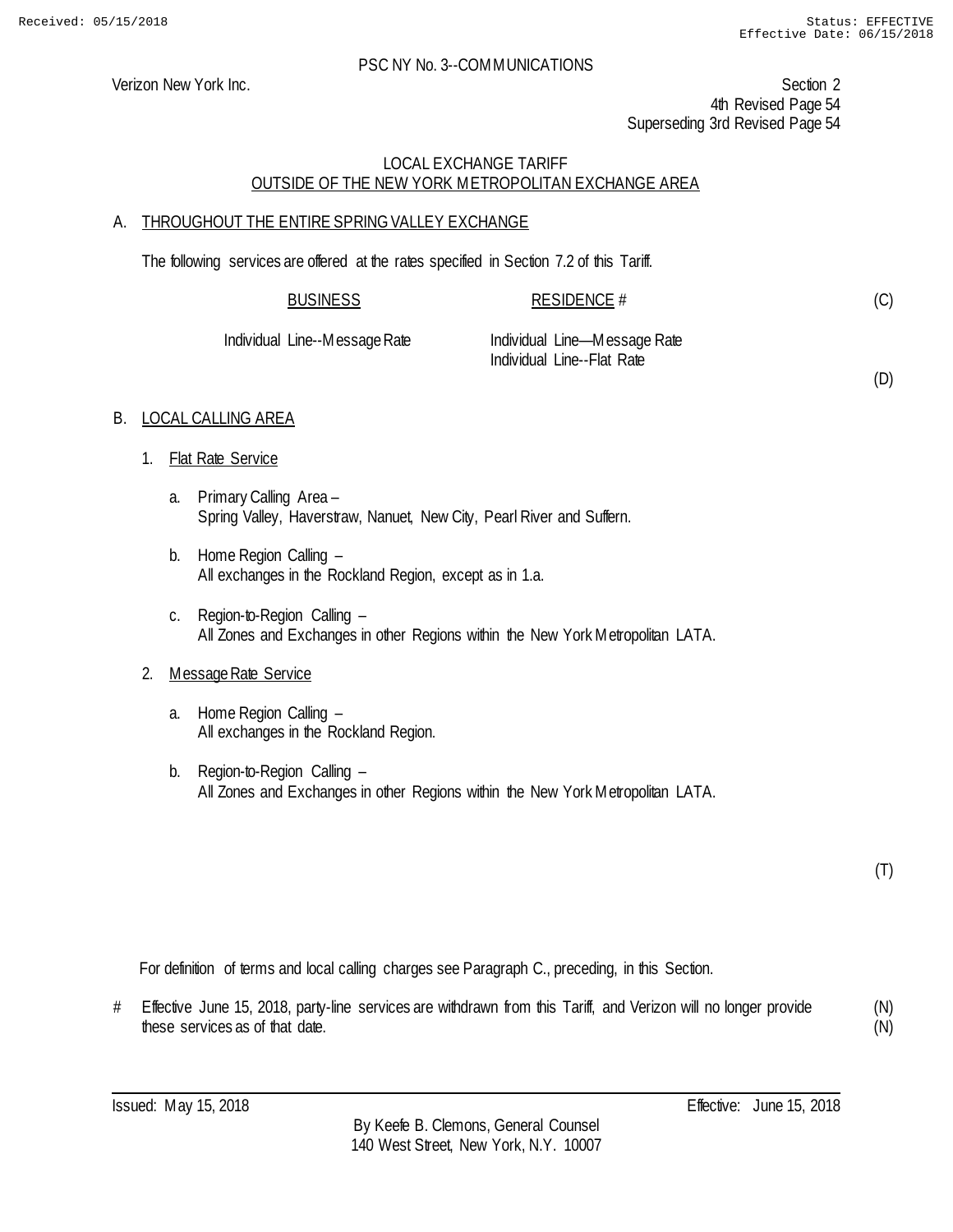PSC NY No. 3--COMMUNICATIONS

Verizon New York Inc.

Section 2
4th Revised Page 54
Superseding 3rd Revised Page 54

## LOCAL EXCHANGE TARIFF
## OUTSIDE OF THE NEW YORK METROPOLITAN EXCHANGE AREA

### A. THROUGHOUT THE ENTIRE SPRING VALLEY EXCHANGE

The following services are offered at the rates specified in Section 7.2 of this Tariff.

| BUSINESS | RESIDENCE # | |
|---|---|---|
| | | (C) |
| Individual Line--Message Rate | Individual Line—Message Rate<br>Individual Line--Flat Rate | |
| | | (D) |

### B. LOCAL CALLING AREA

1. Flat Rate Service

   a. Primary Calling Area –
   Spring Valley, Haverstraw, Nanuet, New City, Pearl River and Suffern.

   b. Home Region Calling –
   All exchanges in the Rockland Region, except as in 1.a.

   c. Region-to-Region Calling –
   All Zones and Exchanges in other Regions within the New York Metropolitan LATA.

2. Message Rate Service

   a. Home Region Calling –
   All exchanges in the Rockland Region.

   b. Region-to-Region Calling –
   All Zones and Exchanges in other Regions within the New York Metropolitan LATA.

(T)

For definition of terms and local calling charges see Paragraph C., preceding, in this Section.

# Effective June 15, 2018, party-line services are withdrawn from this Tariff, and Verizon will no longer provide these services as of that date. (N)
(N)

Issued: May 15, 2018 Effective: June 15, 2018

By Keefe B. Clemons, General Counsel
140 West Street, New York, N.Y. 10007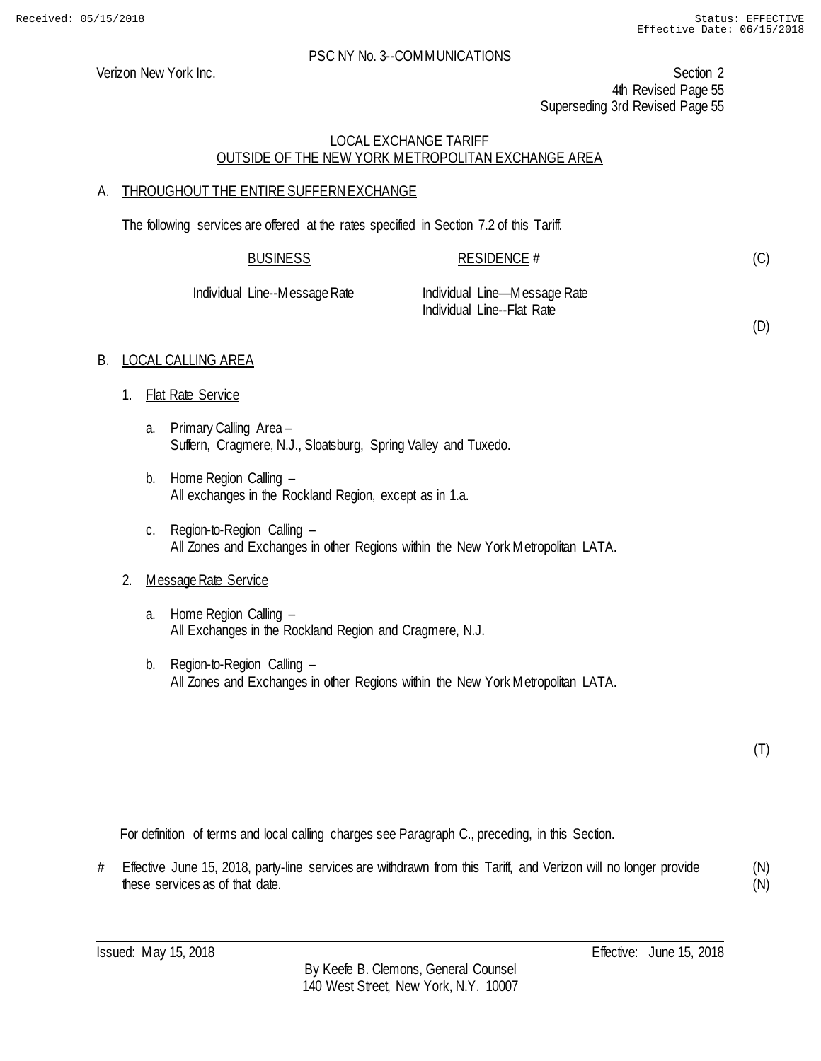PSC NY No. 3--COMMUNICATIONS

Verizon New York Inc.

Section 2
4th Revised Page 55
Superseding 3rd Revised Page 55

LOCAL EXCHANGE TARIFF
OUTSIDE OF THE NEW YORK METROPOLITAN EXCHANGE AREA

A. THROUGHOUT THE ENTIRE SUFFERN EXCHANGE

The following services are offered at the rates specified in Section 7.2 of this Tariff.

| BUSINESS | RESIDENCE # | |
|---|---|---|
| Individual Line--Message Rate | Individual Line—Message Rate | (C) |
| | Individual Line--Flat Rate | |
| | | (D) |

B. LOCAL CALLING AREA

1. Flat Rate Service

   a. Primary Calling Area –
      Suffern, Cragmere, N.J., Sloatsburg, Spring Valley and Tuxedo.

   b. Home Region Calling –
      All exchanges in the Rockland Region, except as in 1.a.

   c. Region-to-Region Calling –
      All Zones and Exchanges in other Regions within the New York Metropolitan LATA.

2. Message Rate Service

   a. Home Region Calling –
      All Exchanges in the Rockland Region and Cragmere, N.J.

   b. Region-to-Region Calling –
      All Zones and Exchanges in other Regions within the New York Metropolitan LATA.

(T)

For definition of terms and local calling charges see Paragraph C., preceding, in this Section.

# Effective June 15, 2018, party-line services are withdrawn from this Tariff, and Verizon will no longer provide these services as of that date. (N)

Issued: May 15, 2018

Effective: June 15, 2018

By Keefe B. Clemons, General Counsel
140 West Street, New York, N.Y. 10007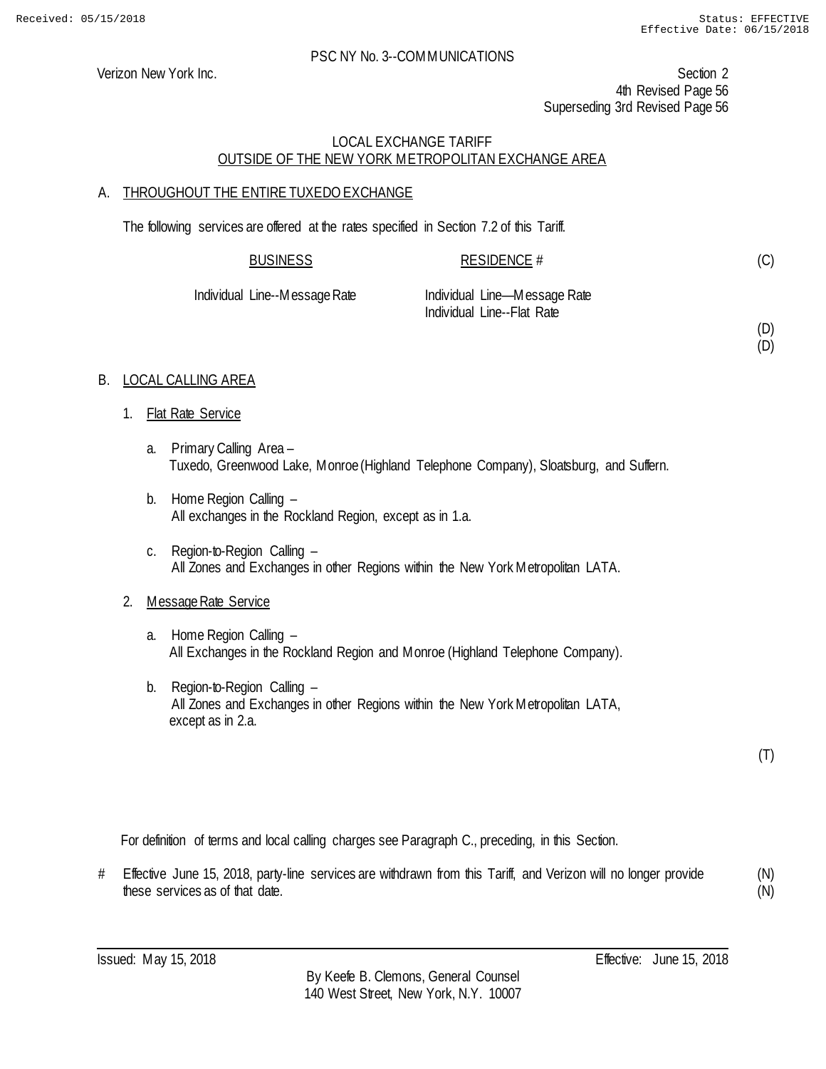PSC NY No. 3--COMMUNICATIONS

Verizon New York Inc.

Section 2
4th Revised Page 56
Superseding 3rd Revised Page 56

LOCAL EXCHANGE TARIFF
OUTSIDE OF THE NEW YORK METROPOLITAN EXCHANGE AREA

A. THROUGHOUT THE ENTIRE TUXEDO EXCHANGE

The following services are offered at the rates specified in Section 7.2 of this Tariff.

| BUSINESS | RESIDENCE # | |
|---|---|---|
| | | (C) |
| Individual Line--Message Rate | Individual Line—Message Rate | |
| | Individual Line--Flat Rate | |
| | | (D) |
| | | (D) |

B. LOCAL CALLING AREA

1. Flat Rate Service

   a. Primary Calling Area –
      Tuxedo, Greenwood Lake, Monroe (Highland Telephone Company), Sloatsburg, and Suffern.

   b. Home Region Calling –
      All exchanges in the Rockland Region, except as in 1.a.

   c. Region-to-Region Calling –
      All Zones and Exchanges in other Regions within the New York Metropolitan LATA.

2. Message Rate Service

   a. Home Region Calling –
      All Exchanges in the Rockland Region and Monroe (Highland Telephone Company).

   b. Region-to-Region Calling –
      All Zones and Exchanges in other Regions within the New York Metropolitan LATA, except as in 2.a.

(T)

For definition of terms and local calling charges see Paragraph C., preceding, in this Section.

# Effective June 15, 2018, party-line services are withdrawn from this Tariff, and Verizon will no longer provide these services as of that date. (N)
(N)

Issued: May 15, 2018

Effective: June 15, 2018

By Keefe B. Clemons, General Counsel
140 West Street, New York, N.Y. 10007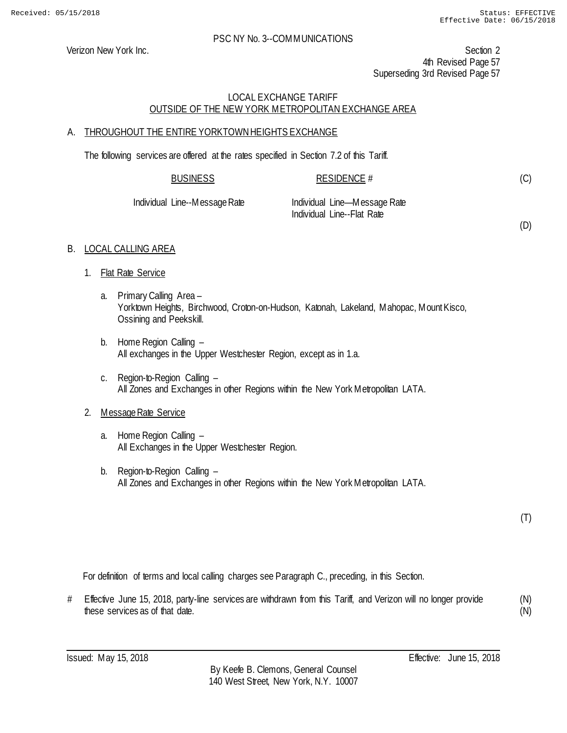Received: 05/15/2018 Status: EFFECTIVE
Effective Date: 06/15/2018

PSC NY No. 3--COMMUNICATIONS

Verizon New York Inc.

Section 2
4th Revised Page 57
Superseding 3rd Revised Page 57

LOCAL EXCHANGE TARIFF
OUTSIDE OF THE NEW YORK METROPOLITAN EXCHANGE AREA

A. THROUGHOUT THE ENTIRE YORKTOWN HEIGHTS EXCHANGE

The following services are offered at the rates specified in Section 7.2 of this Tariff.

| BUSINESS | RESIDENCE # |
|---|---|
| Individual Line--Message Rate | Individual Line—Message Rate |
| | Individual Line--Flat Rate |

(C)

(D)

B. LOCAL CALLING AREA

1. Flat Rate Service

   a. Primary Calling Area –
   Yorktown Heights, Birchwood, Croton-on-Hudson, Katonah, Lakeland, Mahopac, Mount Kisco, Ossining and Peekskill.

   b. Home Region Calling –
   All exchanges in the Upper Westchester Region, except as in 1.a.

   c. Region-to-Region Calling –
   All Zones and Exchanges in other Regions within the New York Metropolitan LATA.

2. Message Rate Service

   a. Home Region Calling –
   All Exchanges in the Upper Westchester Region.

   b. Region-to-Region Calling –
   All Zones and Exchanges in other Regions within the New York Metropolitan LATA.

(T)

For definition of terms and local calling charges see Paragraph C., preceding, in this Section.

# Effective June 15, 2018, party-line services are withdrawn from this Tariff, and Verizon will no longer provide these services as of that date. (N)
(N)

Issued: May 15, 2018 Effective: June 15, 2018

By Keefe B. Clemons, General Counsel
140 West Street, New York, N.Y. 10007